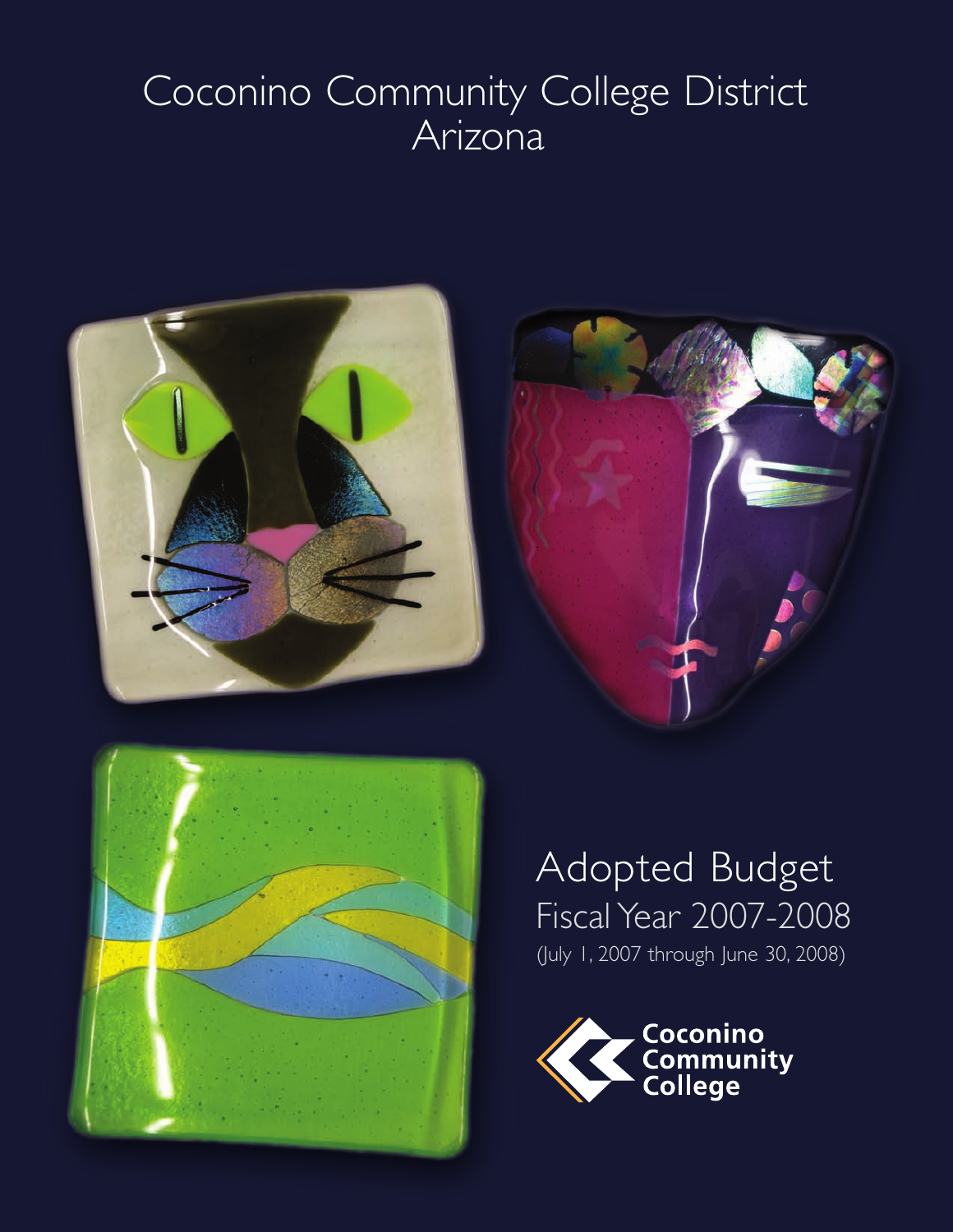# Coconino Community College District
# Arizona

# Adopted Budget

## Fiscal Year 2007-2008

(July 1, 2007 through June 30, 2008)

Coconino Community College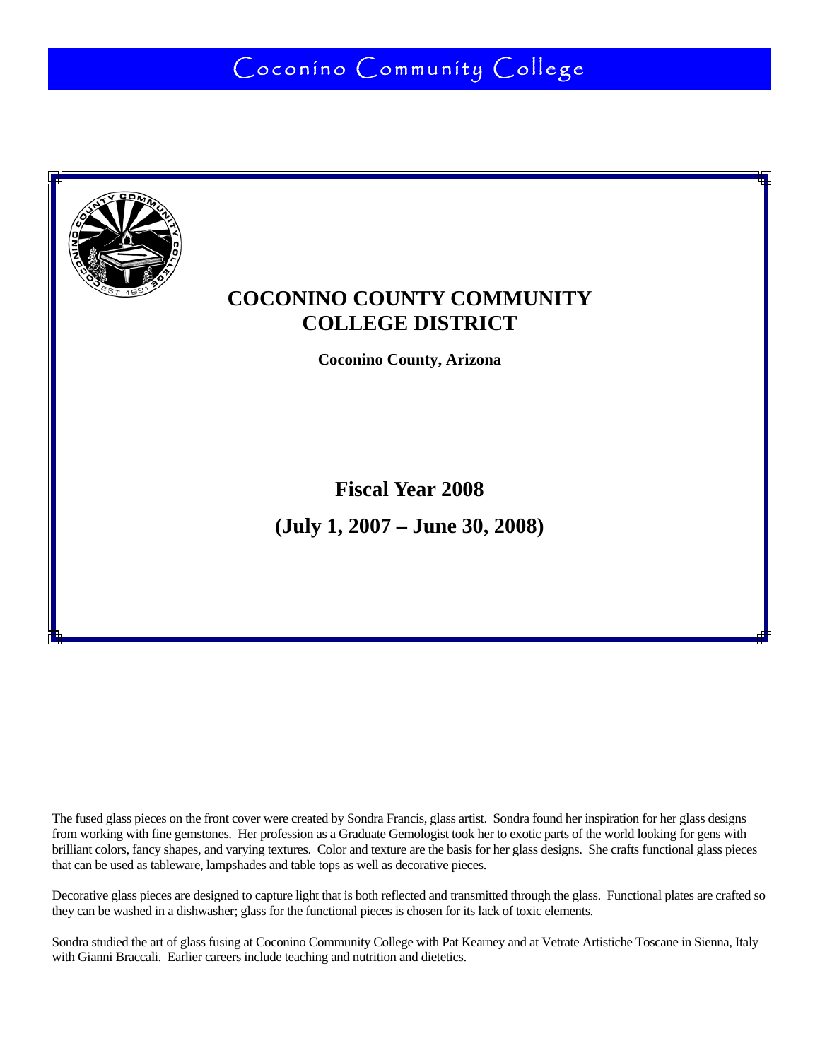Coconino Community College

# COCONINO COUNTY COMMUNITY COLLEGE DISTRICT

**Coconino County, Arizona**

## Fiscal Year 2008

## (July 1, 2007 – June 30, 2008)

The fused glass pieces on the front cover were created by Sondra Francis, glass artist. Sondra found her inspiration for her glass designs from working with fine gemstones. Her profession as a Graduate Gemologist took her to exotic parts of the world looking for gens with brilliant colors, fancy shapes, and varying textures. Color and texture are the basis for her glass designs. She crafts functional glass pieces that can be used as tableware, lampshades and table tops as well as decorative pieces.

Decorative glass pieces are designed to capture light that is both reflected and transmitted through the glass. Functional plates are crafted so they can be washed in a dishwasher; glass for the functional pieces is chosen for its lack of toxic elements.

Sondra studied the art of glass fusing at Coconino Community College with Pat Kearney and at Vetrate Artistiche Toscane in Sienna, Italy with Gianni Braccali. Earlier careers include teaching and nutrition and dietetics.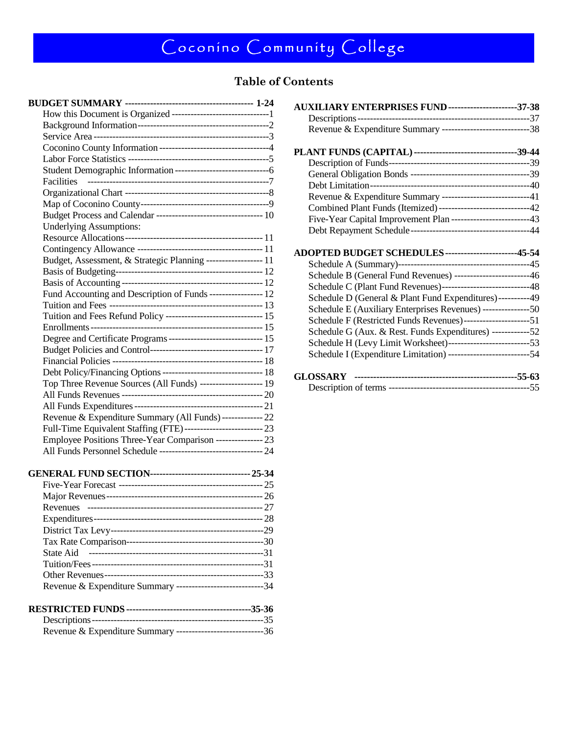# Coconino Community College

## Table of Contents

**BUDGET SUMMARY** ---------------------------------------- **1-24**
- How this Document is Organized ------------------------------- 1
- Background Information ------------------------------------ 2
- Service Area ------------------------------------------------- 3
- Coconino County Information -------------------------------- 4
- Labor Force Statistics ------------------------------------- 5
- Student Demographic Information ---------------------------- 6
- Facilities ------------------------------------------------- 7
- Organizational Chart --------------------------------------- 8
- Map of Coconino County ------------------------------------- 9
- Budget Process and Calendar -------------------------------- 10
- Underlying Assumptions:
- Resource Allocations --------------------------------------- 11
- Contingency Allowance -------------------------------------- 11
- Budget, Assessment, & Strategic Planning ------------------ 11
- Basis of Budgeting ----------------------------------------- 12
- Basis of Accounting ---------------------------------------- 12
- Fund Accounting and Description of Funds ----------------- 12
- Tuition and Fees ------------------------------------------- 13
- Tuition and Fees Refund Policy ----------------------------- 15
- Enrollments ------------------------------------------------ 15
- Degree and Certificate Programs ---------------------------- 15
- Budget Policies and Control -------------------------------- 17
- Financial Policies ----------------------------------------- 18
- Debt Policy/Financing Options ------------------------------ 18
- Top Three Revenue Sources (All Funds) --------------------- 19
- All Funds Revenues ----------------------------------------- 20
- All Funds Expenditures ------------------------------------- 21
- Revenue & Expenditure Summary (All Funds) ---------------- 22
- Full-Time Equivalent Staffing (FTE) ----------------------- 23
- Employee Positions Three-Year Comparison ----------------- 23
- All Funds Personnel Schedule ------------------------------ 24

**GENERAL FUND SECTION** ------------------------------- **25-34**
- Five-Year Forecast ----------------------------------------- 25
- Major Revenues --------------------------------------------- 26
- Revenues --------------------------------------------------- 27
- Expenditures ----------------------------------------------- 28
- District Tax Levy ------------------------------------------ 29
- Tax Rate Comparison ---------------------------------------- 30
- State Aid -------------------------------------------------- 31
- Tuition/Fees ----------------------------------------------- 31
- Other Revenues --------------------------------------------- 33
- Revenue & Expenditure Summary ----------------------------- 34

**RESTRICTED FUNDS** ----------------------------------- **35-36**
- Descriptions ----------------------------------------------- 35
- Revenue & Expenditure Summary ----------------------------- 36

**AUXILIARY ENTERPRISES FUND** ------------------------ **37-38**
- Descriptions ----------------------------------------------- 37
- Revenue & Expenditure Summary ----------------------------- 38

**PLANT FUNDS (CAPITAL)** ------------------------------ **39-44**
- Description of Funds --------------------------------------- 39
- General Obligation Bonds ----------------------------------- 39
- Debt Limitation -------------------------------------------- 40
- Revenue & Expenditure Summary ----------------------------- 41
- Combined Plant Funds (Itemized) --------------------------- 42
- Five-Year Capital Improvement Plan ------------------------ 43
- Debt Repayment Schedule ----------------------------------- 44

**ADOPTED BUDGET SCHEDULES** -------------------------- **45-54**
- Schedule A (Summary) --------------------------------------- 45
- Schedule B (General Fund Revenues) ------------------------ 46
- Schedule C (Plant Fund Revenues) -------------------------- 48
- Schedule D (General & Plant Fund Expenditures) ----------- 49
- Schedule E (Auxiliary Enterprises Revenues) -------------- 50
- Schedule F (Restricted Funds Revenues) ------------------- 51
- Schedule G (Aux. & Rest. Funds Expenditures) ------------- 52
- Schedule H (Levy Limit Worksheet) ------------------------- 53
- Schedule I (Expenditure Limitation) ----------------------- 54

**GLOSSARY** ------------------------------------------- **55-63**
- Description of terms --------------------------------------- 55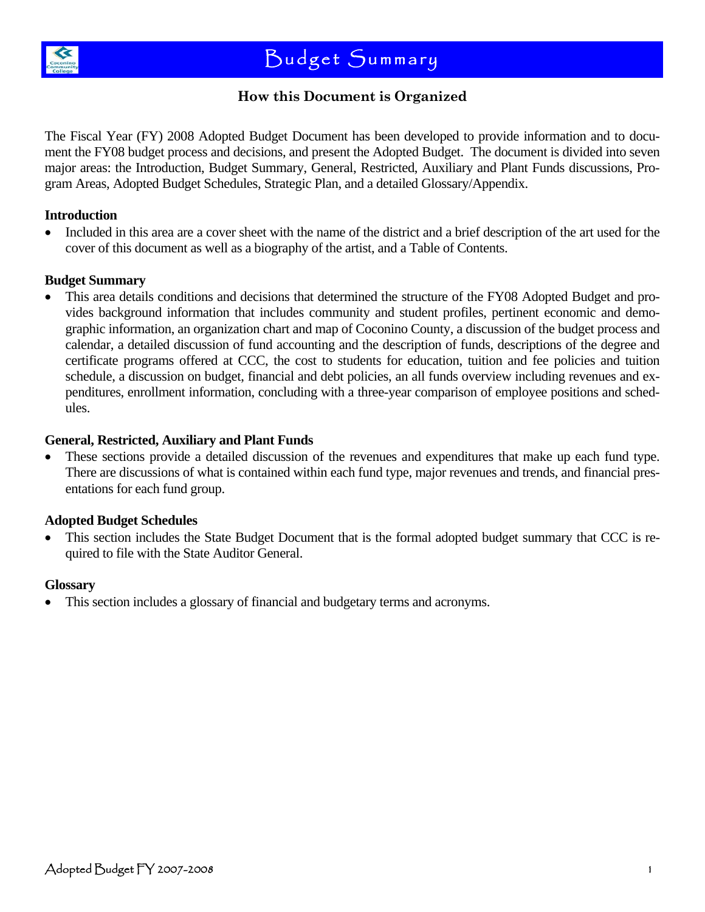# Budget Summary

## How this Document is Organized

The Fiscal Year (FY) 2008 Adopted Budget Document has been developed to provide information and to document the FY08 budget process and decisions, and present the Adopted Budget. The document is divided into seven major areas: the Introduction, Budget Summary, General, Restricted, Auxiliary and Plant Funds discussions, Program Areas, Adopted Budget Schedules, Strategic Plan, and a detailed Glossary/Appendix.

**Introduction**

- Included in this area are a cover sheet with the name of the district and a brief description of the art used for the cover of this document as well as a biography of the artist, and a Table of Contents.

**Budget Summary**

- This area details conditions and decisions that determined the structure of the FY08 Adopted Budget and provides background information that includes community and student profiles, pertinent economic and demographic information, an organization chart and map of Coconino County, a discussion of the budget process and calendar, a detailed discussion of fund accounting and the description of funds, descriptions of the degree and certificate programs offered at CCC, the cost to students for education, tuition and fee policies and tuition schedule, a discussion on budget, financial and debt policies, an all funds overview including revenues and expenditures, enrollment information, concluding with a three-year comparison of employee positions and schedules.

**General, Restricted, Auxiliary and Plant Funds**

- These sections provide a detailed discussion of the revenues and expenditures that make up each fund type. There are discussions of what is contained within each fund type, major revenues and trends, and financial presentations for each fund group.

**Adopted Budget Schedules**

- This section includes the State Budget Document that is the formal adopted budget summary that CCC is required to file with the State Auditor General.

**Glossary**

- This section includes a glossary of financial and budgetary terms and acronyms.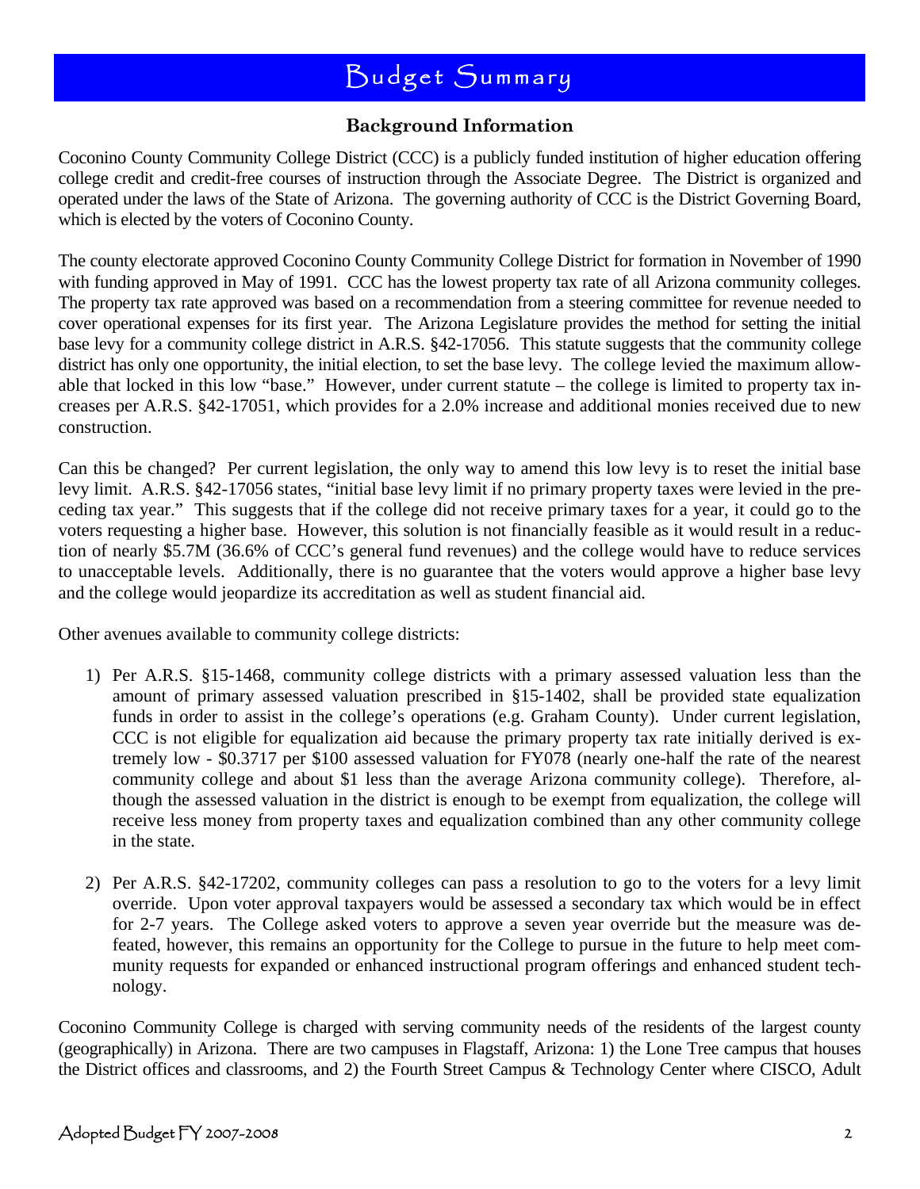# Budget Summary

## Background Information

Coconino County Community College District (CCC) is a publicly funded institution of higher education offering college credit and credit-free courses of instruction through the Associate Degree. The District is organized and operated under the laws of the State of Arizona. The governing authority of CCC is the District Governing Board, which is elected by the voters of Coconino County.

The county electorate approved Coconino County Community College District for formation in November of 1990 with funding approved in May of 1991. CCC has the lowest property tax rate of all Arizona community colleges. The property tax rate approved was based on a recommendation from a steering committee for revenue needed to cover operational expenses for its first year. The Arizona Legislature provides the method for setting the initial base levy for a community college district in A.R.S. §42-17056. This statute suggests that the community college district has only one opportunity, the initial election, to set the base levy. The college levied the maximum allowable that locked in this low "base." However, under current statute – the college is limited to property tax increases per A.R.S. §42-17051, which provides for a 2.0% increase and additional monies received due to new construction.

Can this be changed? Per current legislation, the only way to amend this low levy is to reset the initial base levy limit. A.R.S. §42-17056 states, "initial base levy limit if no primary property taxes were levied in the preceding tax year." This suggests that if the college did not receive primary taxes for a year, it could go to the voters requesting a higher base. However, this solution is not financially feasible as it would result in a reduction of nearly $5.7M (36.6% of CCC's general fund revenues) and the college would have to reduce services to unacceptable levels. Additionally, there is no guarantee that the voters would approve a higher base levy and the college would jeopardize its accreditation as well as student financial aid.

Other avenues available to community college districts:

1) Per A.R.S. §15-1468, community college districts with a primary assessed valuation less than the amount of primary assessed valuation prescribed in §15-1402, shall be provided state equalization funds in order to assist in the college's operations (e.g. Graham County). Under current legislation, CCC is not eligible for equalization aid because the primary property tax rate initially derived is extremely low - $0.3717 per $100 assessed valuation for FY078 (nearly one-half the rate of the nearest community college and about $1 less than the average Arizona community college). Therefore, although the assessed valuation in the district is enough to be exempt from equalization, the college will receive less money from property taxes and equalization combined than any other community college in the state.

2) Per A.R.S. §42-17202, community colleges can pass a resolution to go to the voters for a levy limit override. Upon voter approval taxpayers would be assessed a secondary tax which would be in effect for 2-7 years. The College asked voters to approve a seven year override but the measure was defeated, however, this remains an opportunity for the College to pursue in the future to help meet community requests for expanded or enhanced instructional program offerings and enhanced student technology.

Coconino Community College is charged with serving community needs of the residents of the largest county (geographically) in Arizona. There are two campuses in Flagstaff, Arizona: 1) the Lone Tree campus that houses the District offices and classrooms, and 2) the Fourth Street Campus & Technology Center where CISCO, Adult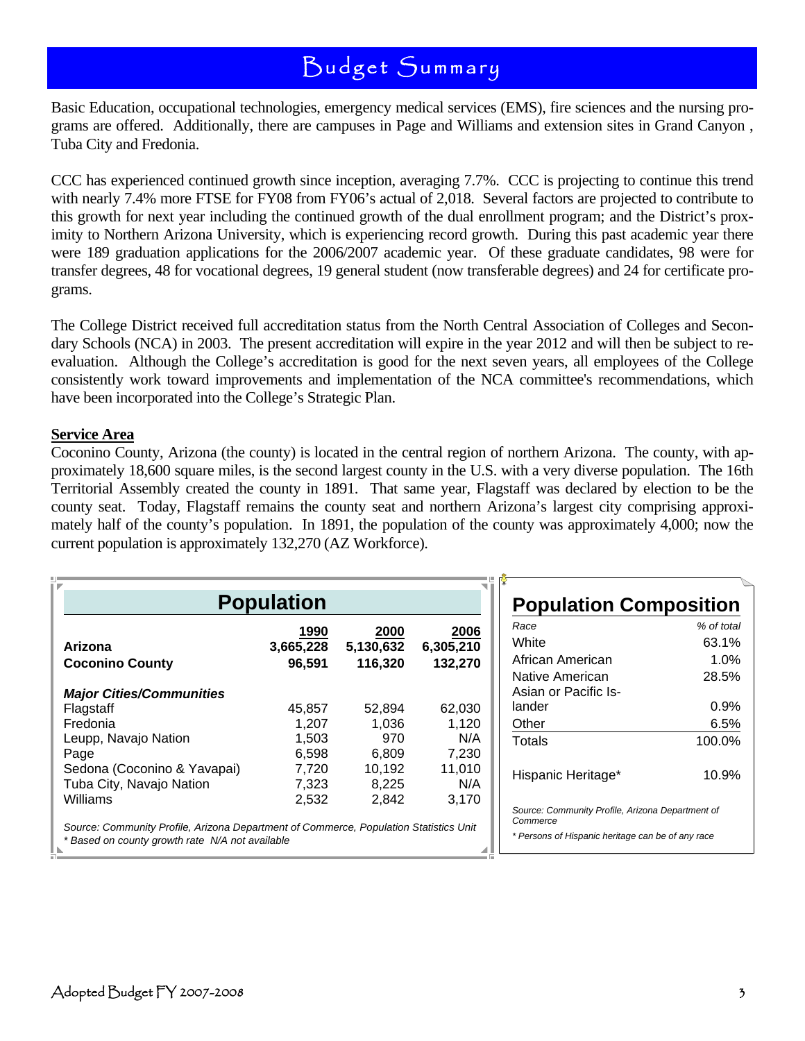# Budget Summary

Basic Education, occupational technologies, emergency medical services (EMS), fire sciences and the nursing programs are offered. Additionally, there are campuses in Page and Williams and extension sites in Grand Canyon , Tuba City and Fredonia.

CCC has experienced continued growth since inception, averaging 7.7%. CCC is projecting to continue this trend with nearly 7.4% more FTSE for FY08 from FY06's actual of 2,018. Several factors are projected to contribute to this growth for next year including the continued growth of the dual enrollment program; and the District's proximity to Northern Arizona University, which is experiencing record growth. During this past academic year there were 189 graduation applications for the 2006/2007 academic year. Of these graduate candidates, 98 were for transfer degrees, 48 for vocational degrees, 19 general student (now transferable degrees) and 24 for certificate programs.

The College District received full accreditation status from the North Central Association of Colleges and Secondary Schools (NCA) in 2003. The present accreditation will expire in the year 2012 and will then be subject to re-evaluation. Although the College's accreditation is good for the next seven years, all employees of the College consistently work toward improvements and implementation of the NCA committee's recommendations, which have been incorporated into the College's Strategic Plan.

**Service Area**

Coconino County, Arizona (the county) is located in the central region of northern Arizona. The county, with approximately 18,600 square miles, is the second largest county in the U.S. with a very diverse population. The 16th Territorial Assembly created the county in 1891. That same year, Flagstaff was declared by election to be the county seat. Today, Flagstaff remains the county seat and northern Arizona's largest city comprising approximately half of the county's population. In 1891, the population of the county was approximately 4,000; now the current population is approximately 132,270 (AZ Workforce).

## Population

| | 1990 | 2000 | 2006 |
|---|---|---|---|
| **Arizona** | **3,665,228** | **5,130,632** | **6,305,210** |
| **Coconino County** | **96,591** | **116,320** | **132,270** |
| ***Major Cities/Communities*** | | | |
| Flagstaff | 45,857 | 52,894 | 62,030 |
| Fredonia | 1,207 | 1,036 | 1,120 |
| Leupp, Navajo Nation | 1,503 | 970 | N/A |
| Page | 6,598 | 6,809 | 7,230 |
| Sedona (Coconino & Yavapai) | 7,720 | 10,192 | 11,010 |
| Tuba City, Navajo Nation | 7,323 | 8,225 | N/A |
| Williams | 2,532 | 2,842 | 3,170 |

*Source: Community Profile, Arizona Department of Commerce, Population Statistics Unit*
*\* Based on county growth rate N/A not available*

## Population Composition

| *Race* | *% of total* |
|---|---|
| White | 63.1% |
| African American | 1.0% |
| Native American | 28.5% |
| Asian or Pacific Islander | 0.9% |
| Other | 6.5% |
| Totals | 100.0% |
| Hispanic Heritage* | 10.9% |

*Source: Community Profile, Arizona Department of Commerce*

*\* Persons of Hispanic heritage can be of any race*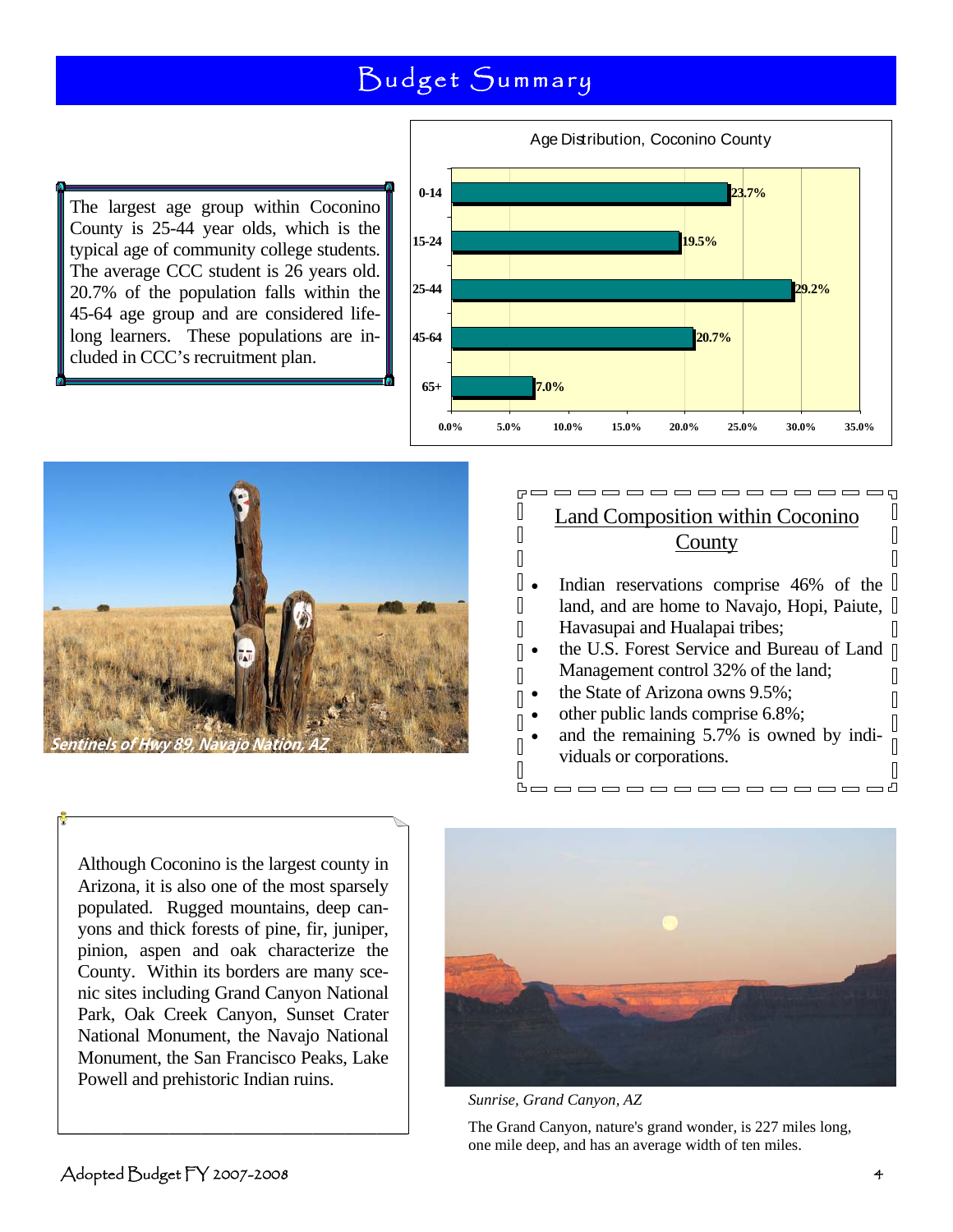# Budget Summary

The largest age group within Coconino County is 25-44 year olds, which is the typical age of community college students. The average CCC student is 26 years old. 20.7% of the population falls within the 45-64 age group and are considered life-long learners. These populations are included in CCC's recruitment plan.

**Age Distribution, Coconino County**

| Age Group | Percent |
|---|---|
| 0-14 | 23.7% |
| 15-24 | 19.5% |
| 25-44 | 29.2% |
| 45-64 | 20.7% |
| 65+ | 7.0% |

*Sentinels of Hwy 89, Navajo Nation, AZ*

## Land Composition within Coconino County

- Indian reservations comprise 46% of the land, and are home to Navajo, Hopi, Paiute, Havasupai and Hualapai tribes;
- the U.S. Forest Service and Bureau of Land Management control 32% of the land;
- the State of Arizona owns 9.5%;
- other public lands comprise 6.8%;
- and the remaining 5.7% is owned by individuals or corporations.

Although Coconino is the largest county in Arizona, it is also one of the most sparsely populated. Rugged mountains, deep canyons and thick forests of pine, fir, juniper, pinion, aspen and oak characterize the County. Within its borders are many scenic sites including Grand Canyon National Park, Oak Creek Canyon, Sunset Crater National Monument, the Navajo National Monument, the San Francisco Peaks, Lake Powell and prehistoric Indian ruins.

*Sunrise, Grand Canyon, AZ*

The Grand Canyon, nature's grand wonder, is 227 miles long, one mile deep, and has an average width of ten miles.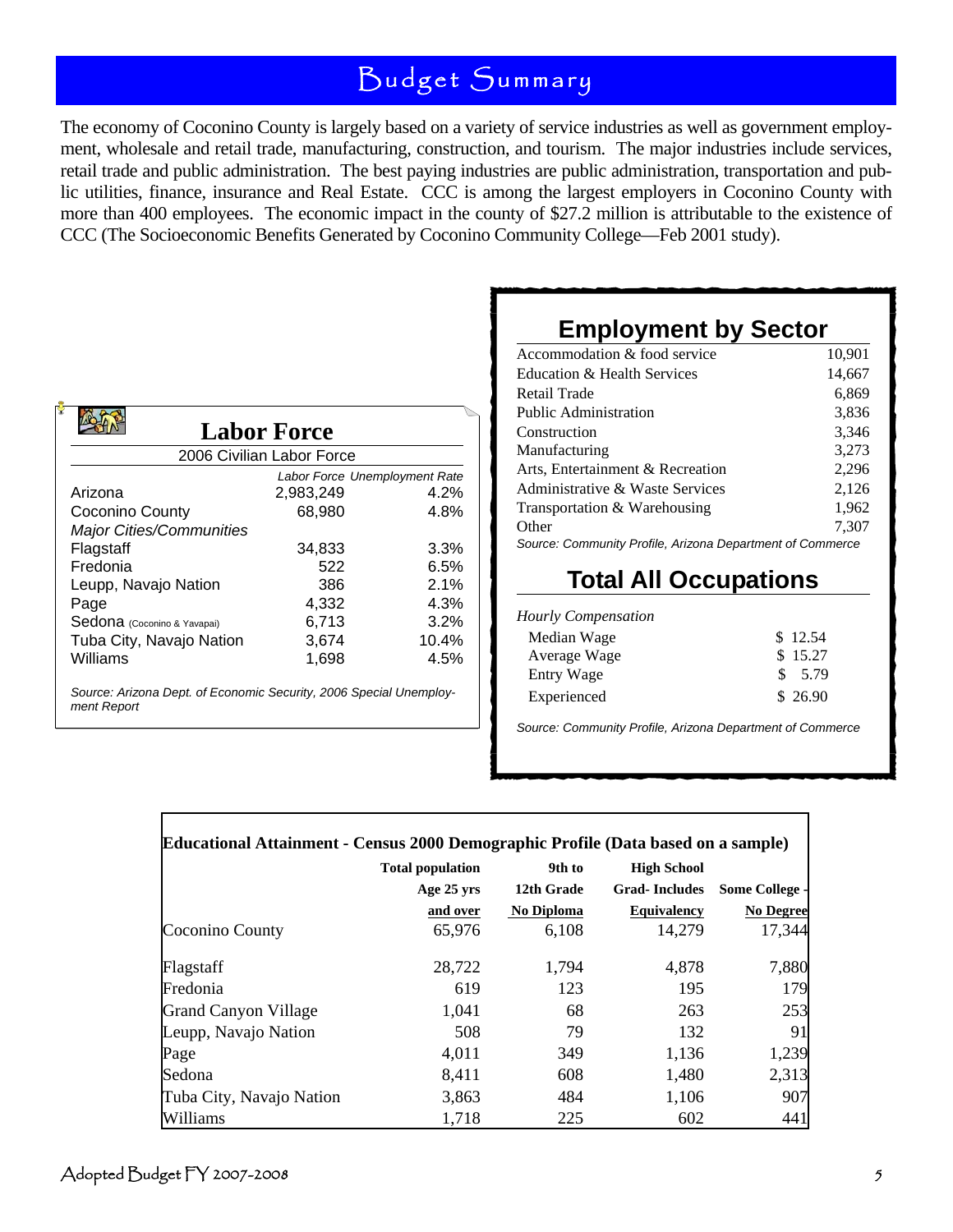# Budget Summary

The economy of Coconino County is largely based on a variety of service industries as well as government employment, wholesale and retail trade, manufacturing, construction, and tourism. The major industries include services, retail trade and public administration. The best paying industries are public administration, transportation and public utilities, finance, insurance and Real Estate. CCC is among the largest employers in Coconino County with more than 400 employees. The economic impact in the county of $27.2 million is attributable to the existence of CCC (The Socioeconomic Benefits Generated by Coconino Community College—Feb 2001 study).

## Labor Force

2006 Civilian Labor Force

| | *Labor Force* | *Unemployment Rate* |
|---|---|---|
| Arizona | 2,983,249 | 4.2% |
| Coconino County | 68,980 | 4.8% |
| *Major Cities/Communities* | | |
| Flagstaff | 34,833 | 3.3% |
| Fredonia | 522 | 6.5% |
| Leupp, Navajo Nation | 386 | 2.1% |
| Page | 4,332 | 4.3% |
| Sedona (Coconino & Yavapai) | 6,713 | 3.2% |
| Tuba City, Navajo Nation | 3,674 | 10.4% |
| Williams | 1,698 | 4.5% |

*Source: Arizona Dept. of Economic Security, 2006 Special Unemployment Report*

## Employment by Sector

| Sector | Employment |
|---|---|
| Accommodation & food service | 10,901 |
| Education & Health Services | 14,667 |
| Retail Trade | 6,869 |
| Public Administration | 3,836 |
| Construction | 3,346 |
| Manufacturing | 3,273 |
| Arts, Entertainment & Recreation | 2,296 |
| Administrative & Waste Services | 2,126 |
| Transportation & Warehousing | 1,962 |
| Other | 7,307 |

*Source: Community Profile, Arizona Department of Commerce*

## Total All Occupations

| *Hourly Compensation* | |
|---|---|
| Median Wage | $ 12.54 |
| Average Wage | $ 15.27 |
| Entry Wage | $ 5.79 |
| Experienced | $ 26.90 |

*Source: Community Profile, Arizona Department of Commerce*

**Educational Attainment - Census 2000 Demographic Profile (Data based on a sample)**

| | **Total population Age 25 yrs and over** | **9th to 12th Grade No Diploma** | **High School Grad- Includes Equivalency** | **Some College - No Degree** |
|---|---|---|---|---|
| Coconino County | 65,976 | 6,108 | 14,279 | 17,344 |
| Flagstaff | 28,722 | 1,794 | 4,878 | 7,880 |
| Fredonia | 619 | 123 | 195 | 179 |
| Grand Canyon Village | 1,041 | 68 | 263 | 253 |
| Leupp, Navajo Nation | 508 | 79 | 132 | 91 |
| Page | 4,011 | 349 | 1,136 | 1,239 |
| Sedona | 8,411 | 608 | 1,480 | 2,313 |
| Tuba City, Navajo Nation | 3,863 | 484 | 1,106 | 907 |
| Williams | 1,718 | 225 | 602 | 441 |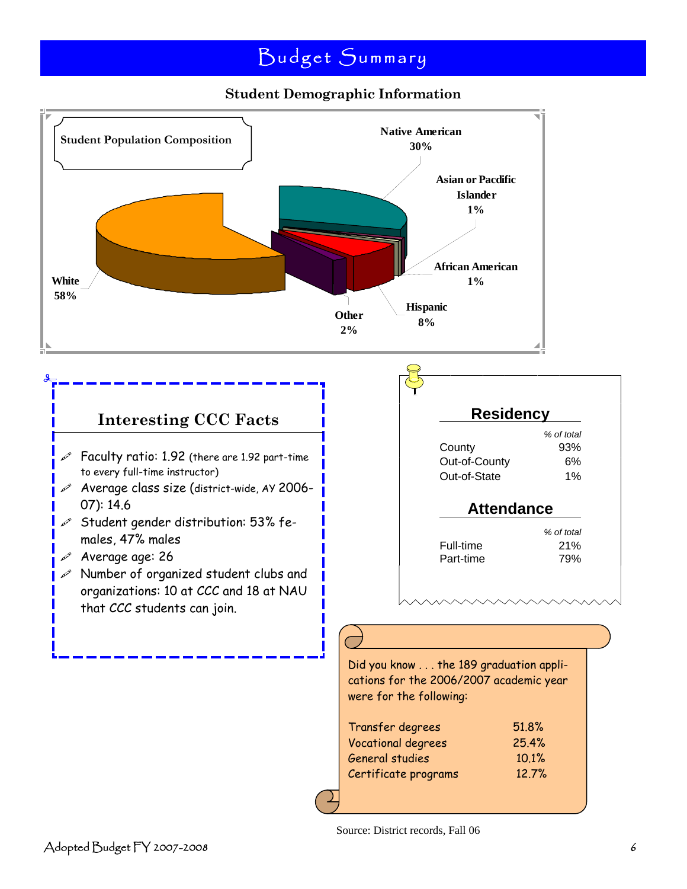# Budget Summary

## Student Demographic Information

**Student Population Composition**

| Group | Percentage |
|---|---|
| Native American | 30% |
| Asian or Pacdific Islander | 1% |
| African American | 1% |
| Hispanic | 8% |
| Other | 2% |
| White | 58% |

### Interesting CCC Facts

- Faculty ratio: 1.92 (there are 1.92 part-time to every full-time instructor)
- Average class size (district-wide, AY 2006-07): 14.6
- Student gender distribution: 53% females, 47% males
- Average age: 26
- Number of organized student clubs and organizations: 10 at CCC and 18 at NAU that CCC students can join.

### Residency

| | *% of total* |
|---|---|
| County | 93% |
| Out-of-County | 6% |
| Out-of-State | 1% |

### Attendance

| | *% of total* |
|---|---|
| Full-time | 21% |
| Part-time | 79% |

Did you know . . . the 189 graduation applications for the 2006/2007 academic year were for the following:

| | |
|---|---|
| Transfer degrees | 51.8% |
| Vocational degrees | 25.4% |
| General studies | 10.1% |
| Certificate programs | 12.7% |

Source: District records, Fall 06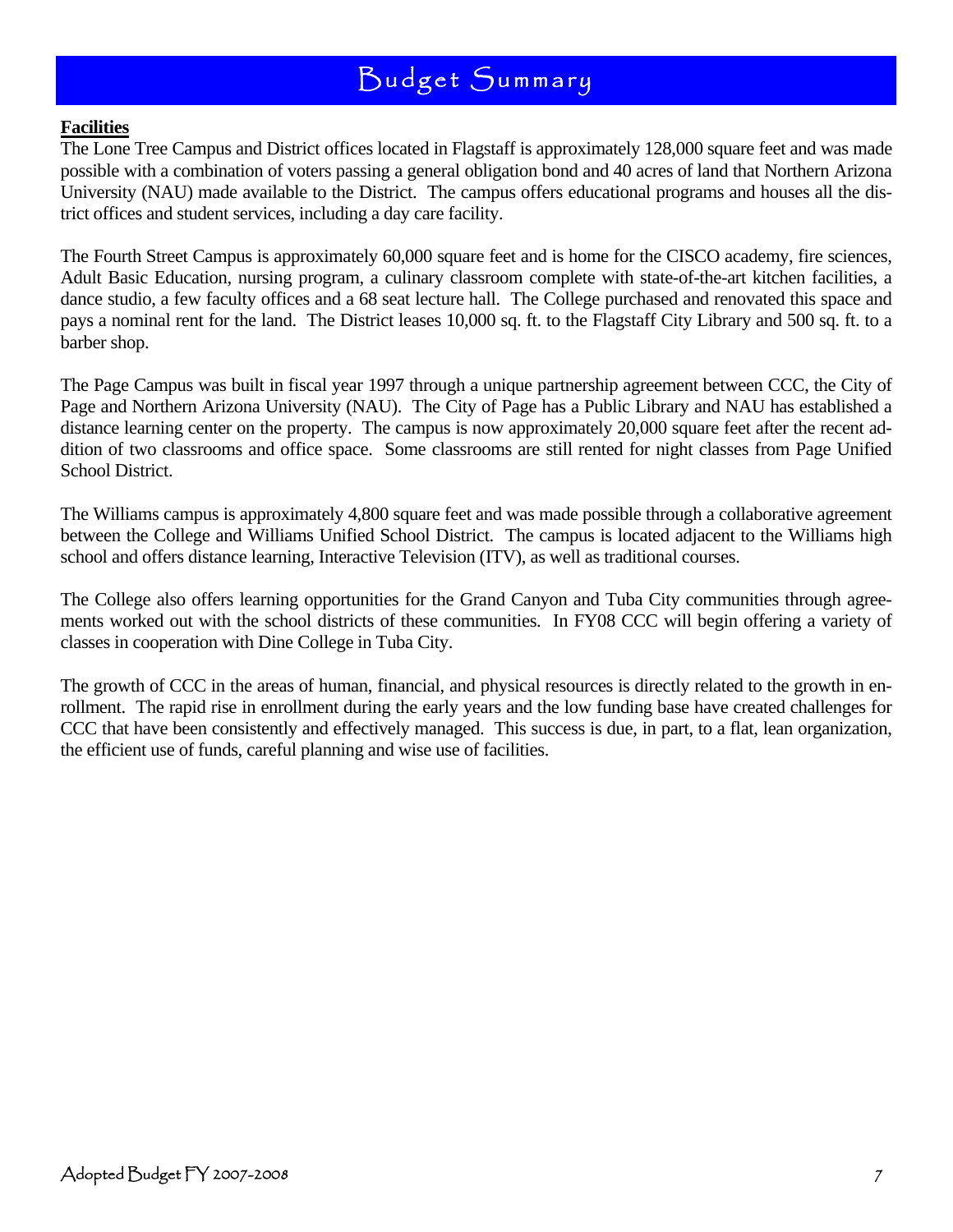# Budget Summary

**Facilities**

The Lone Tree Campus and District offices located in Flagstaff is approximately 128,000 square feet and was made possible with a combination of voters passing a general obligation bond and 40 acres of land that Northern Arizona University (NAU) made available to the District. The campus offers educational programs and houses all the district offices and student services, including a day care facility.

The Fourth Street Campus is approximately 60,000 square feet and is home for the CISCO academy, fire sciences, Adult Basic Education, nursing program, a culinary classroom complete with state-of-the-art kitchen facilities, a dance studio, a few faculty offices and a 68 seat lecture hall. The College purchased and renovated this space and pays a nominal rent for the land. The District leases 10,000 sq. ft. to the Flagstaff City Library and 500 sq. ft. to a barber shop.

The Page Campus was built in fiscal year 1997 through a unique partnership agreement between CCC, the City of Page and Northern Arizona University (NAU). The City of Page has a Public Library and NAU has established a distance learning center on the property. The campus is now approximately 20,000 square feet after the recent addition of two classrooms and office space. Some classrooms are still rented for night classes from Page Unified School District.

The Williams campus is approximately 4,800 square feet and was made possible through a collaborative agreement between the College and Williams Unified School District. The campus is located adjacent to the Williams high school and offers distance learning, Interactive Television (ITV), as well as traditional courses.

The College also offers learning opportunities for the Grand Canyon and Tuba City communities through agreements worked out with the school districts of these communities. In FY08 CCC will begin offering a variety of classes in cooperation with Dine College in Tuba City.

The growth of CCC in the areas of human, financial, and physical resources is directly related to the growth in enrollment. The rapid rise in enrollment during the early years and the low funding base have created challenges for CCC that have been consistently and effectively managed. This success is due, in part, to a flat, lean organization, the efficient use of funds, careful planning and wise use of facilities.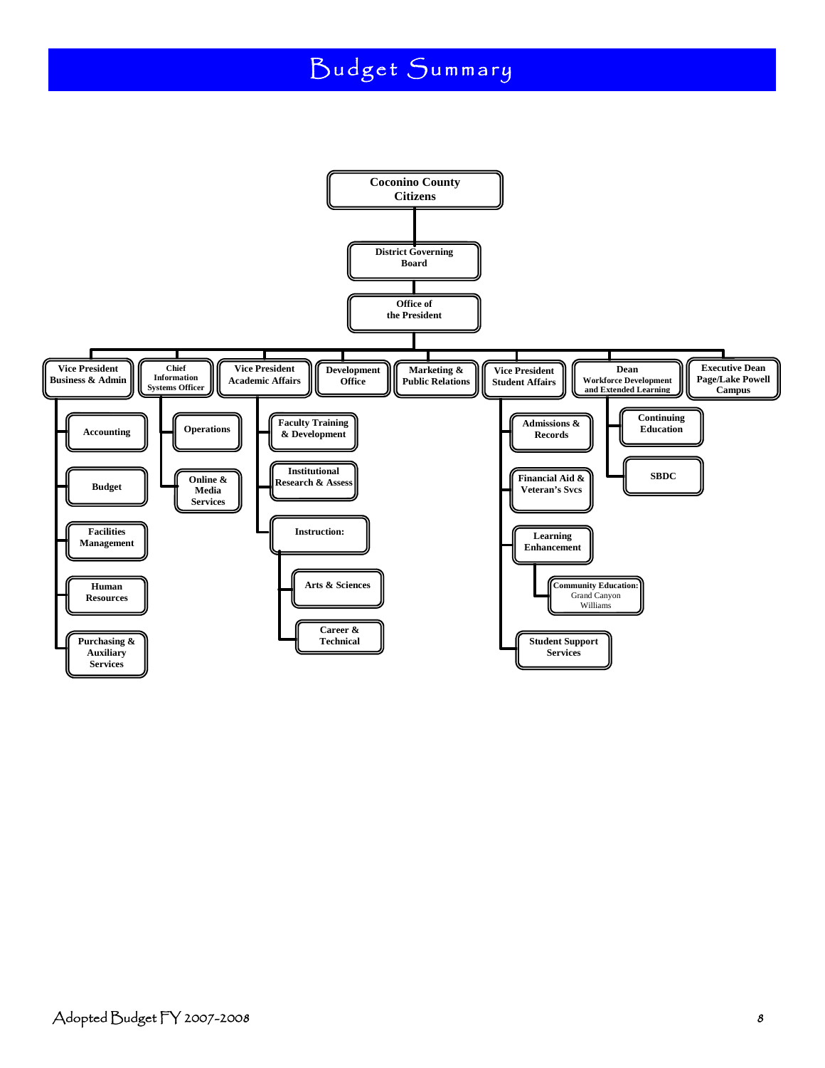# Budget Summary

- Coconino County Citizens
  - District Governing Board
    - Office of the President
      - Vice President Business & Admin
        - Accounting
        - Budget
        - Facilities Management
        - Human Resources
        - Purchasing & Auxiliary Services
      - Chief Information Systems Officer
        - Operations
        - Online & Media Services
      - Vice President Academic Affairs
        - Faculty Training & Development
        - Institutional Research & Assess
        - Instruction:
          - Arts & Sciences
          - Career & Technical
      - Development Office
      - Marketing & Public Relations
      - Vice President Student Affairs
        - Admissions & Records
        - Financial Aid & Veteran's Svcs
        - Learning Enhancement
          - Community Education: Grand Canyon Williams
        - Student Support Services
      - Dean Workforce Development and Extended Learning
        - Continuing Education
        - SBDC
      - Executive Dean Page/Lake Powell Campus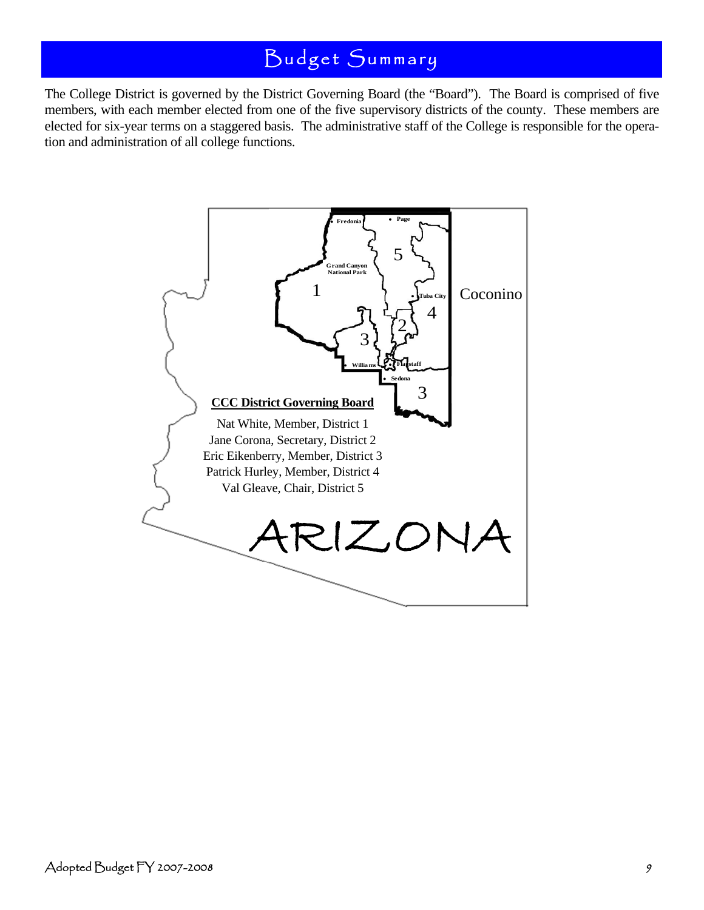# Budget Summary

The College District is governed by the District Governing Board (the "Board"). The Board is comprised of five members, with each member elected from one of the five supervisory districts of the county. These members are elected for six-year terms on a staggered basis. The administrative staff of the College is responsible for the operation and administration of all college functions.

**CCC District Governing Board**

Nat White, Member, District 1
Jane Corona, Secretary, District 2
Eric Eikenberry, Member, District 3
Patrick Hurley, Member, District 4
Val Gleave, Chair, District 5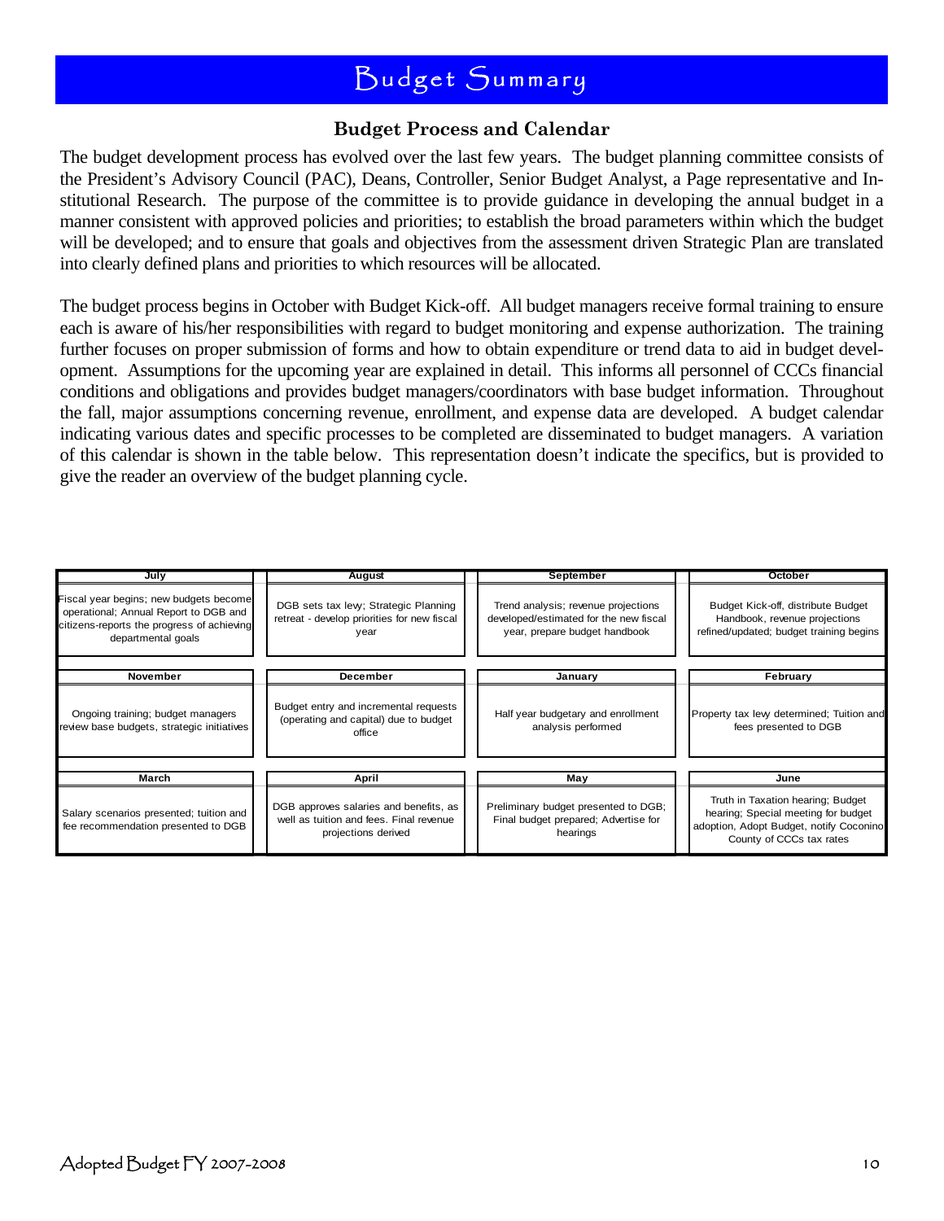# Budget Summary

## Budget Process and Calendar

The budget development process has evolved over the last few years. The budget planning committee consists of the President's Advisory Council (PAC), Deans, Controller, Senior Budget Analyst, a Page representative and Institutional Research. The purpose of the committee is to provide guidance in developing the annual budget in a manner consistent with approved policies and priorities; to establish the broad parameters within which the budget will be developed; and to ensure that goals and objectives from the assessment driven Strategic Plan are translated into clearly defined plans and priorities to which resources will be allocated.

The budget process begins in October with Budget Kick-off. All budget managers receive formal training to ensure each is aware of his/her responsibilities with regard to budget monitoring and expense authorization. The training further focuses on proper submission of forms and how to obtain expenditure or trend data to aid in budget development. Assumptions for the upcoming year are explained in detail. This informs all personnel of CCCs financial conditions and obligations and provides budget managers/coordinators with base budget information. Throughout the fall, major assumptions concerning revenue, enrollment, and expense data are developed. A budget calendar indicating various dates and specific processes to be completed are disseminated to budget managers. A variation of this calendar is shown in the table below. This representation doesn't indicate the specifics, but is provided to give the reader an overview of the budget planning cycle.

| July | August | September | October |
|---|---|---|---|
| Fiscal year begins; new budgets become operational; Annual Report to DGB and citizens-reports the progress of achieving departmental goals | DGB sets tax levy; Strategic Planning retreat - develop priorities for new fiscal year | Trend analysis; revenue projections developed/estimated for the new fiscal year, prepare budget handbook | Budget Kick-off, distribute Budget Handbook, revenue projections refined/updated; budget training begins |
| **November** | **December** | **January** | **February** |
| Ongoing training; budget managers review base budgets, strategic initiatives | Budget entry and incremental requests (operating and capital) due to budget office | Half year budgetary and enrollment analysis performed | Property tax levy determined; Tuition and fees presented to DGB |
| **March** | **April** | **May** | **June** |
| Salary scenarios presented; tuition and fee recommendation presented to DGB | DGB approves salaries and benefits, as well as tuition and fees. Final revenue projections derived | Preliminary budget presented to DGB; Final budget prepared; Advertise for hearings | Truth in Taxation hearing; Budget hearing; Special meeting for budget adoption, Adopt Budget, notify Coconino County of CCCs tax rates |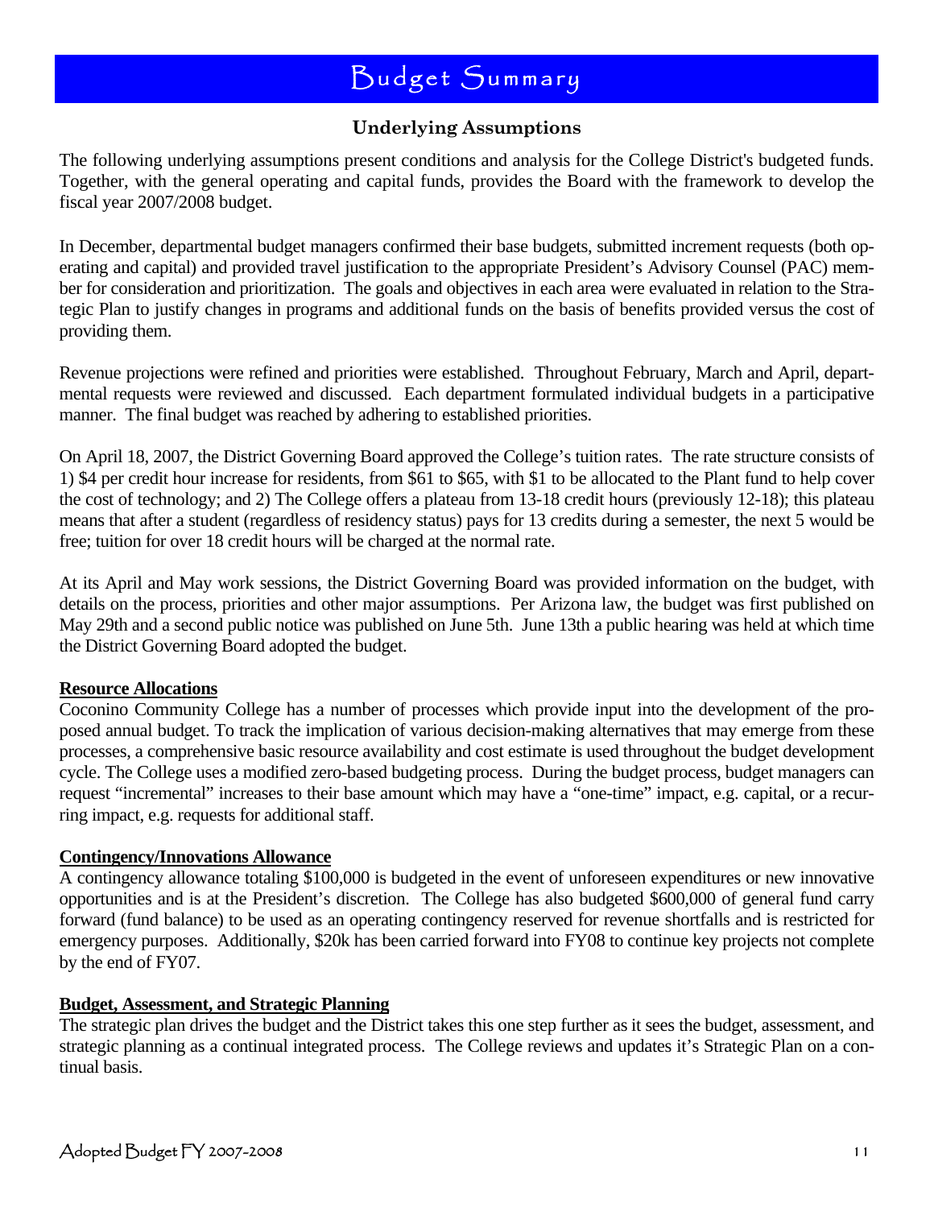# Budget Summary

## Underlying Assumptions

The following underlying assumptions present conditions and analysis for the College District's budgeted funds. Together, with the general operating and capital funds, provides the Board with the framework to develop the fiscal year 2007/2008 budget.

In December, departmental budget managers confirmed their base budgets, submitted increment requests (both operating and capital) and provided travel justification to the appropriate President's Advisory Counsel (PAC) member for consideration and prioritization. The goals and objectives in each area were evaluated in relation to the Strategic Plan to justify changes in programs and additional funds on the basis of benefits provided versus the cost of providing them.

Revenue projections were refined and priorities were established. Throughout February, March and April, departmental requests were reviewed and discussed. Each department formulated individual budgets in a participative manner. The final budget was reached by adhering to established priorities.

On April 18, 2007, the District Governing Board approved the College's tuition rates. The rate structure consists of 1) $4 per credit hour increase for residents, from $61 to $65, with $1 to be allocated to the Plant fund to help cover the cost of technology; and 2) The College offers a plateau from 13-18 credit hours (previously 12-18); this plateau means that after a student (regardless of residency status) pays for 13 credits during a semester, the next 5 would be free; tuition for over 18 credit hours will be charged at the normal rate.

At its April and May work sessions, the District Governing Board was provided information on the budget, with details on the process, priorities and other major assumptions. Per Arizona law, the budget was first published on May 29th and a second public notice was published on June 5th. June 13th a public hearing was held at which time the District Governing Board adopted the budget.

**Resource Allocations**

Coconino Community College has a number of processes which provide input into the development of the proposed annual budget. To track the implication of various decision-making alternatives that may emerge from these processes, a comprehensive basic resource availability and cost estimate is used throughout the budget development cycle. The College uses a modified zero-based budgeting process. During the budget process, budget managers can request "incremental" increases to their base amount which may have a "one-time" impact, e.g. capital, or a recurring impact, e.g. requests for additional staff.

**Contingency/Innovations Allowance**

A contingency allowance totaling $100,000 is budgeted in the event of unforeseen expenditures or new innovative opportunities and is at the President's discretion. The College has also budgeted $600,000 of general fund carry forward (fund balance) to be used as an operating contingency reserved for revenue shortfalls and is restricted for emergency purposes. Additionally, $20k has been carried forward into FY08 to continue key projects not complete by the end of FY07.

**Budget, Assessment, and Strategic Planning**

The strategic plan drives the budget and the District takes this one step further as it sees the budget, assessment, and strategic planning as a continual integrated process. The College reviews and updates it's Strategic Plan on a continual basis.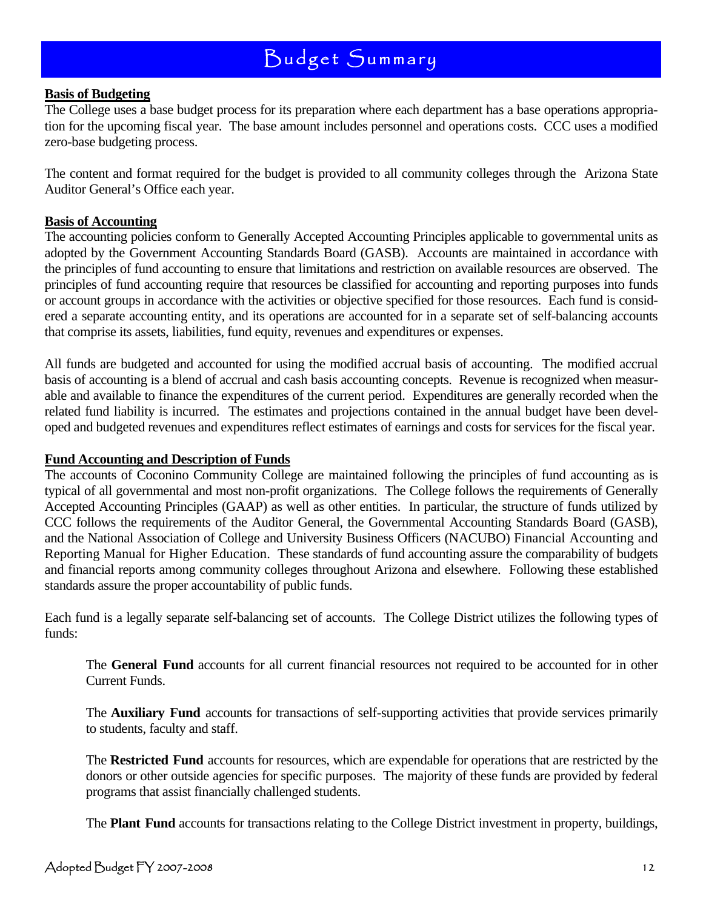# Budget Summary

**Basis of Budgeting**

The College uses a base budget process for its preparation where each department has a base operations appropriation for the upcoming fiscal year. The base amount includes personnel and operations costs. CCC uses a modified zero-base budgeting process.

The content and format required for the budget is provided to all community colleges through the Arizona State Auditor General's Office each year.

**Basis of Accounting**

The accounting policies conform to Generally Accepted Accounting Principles applicable to governmental units as adopted by the Government Accounting Standards Board (GASB). Accounts are maintained in accordance with the principles of fund accounting to ensure that limitations and restriction on available resources are observed. The principles of fund accounting require that resources be classified for accounting and reporting purposes into funds or account groups in accordance with the activities or objective specified for those resources. Each fund is considered a separate accounting entity, and its operations are accounted for in a separate set of self-balancing accounts that comprise its assets, liabilities, fund equity, revenues and expenditures or expenses.

All funds are budgeted and accounted for using the modified accrual basis of accounting. The modified accrual basis of accounting is a blend of accrual and cash basis accounting concepts. Revenue is recognized when measurable and available to finance the expenditures of the current period. Expenditures are generally recorded when the related fund liability is incurred. The estimates and projections contained in the annual budget have been developed and budgeted revenues and expenditures reflect estimates of earnings and costs for services for the fiscal year.

**Fund Accounting and Description of Funds**

The accounts of Coconino Community College are maintained following the principles of fund accounting as is typical of all governmental and most non-profit organizations. The College follows the requirements of Generally Accepted Accounting Principles (GAAP) as well as other entities. In particular, the structure of funds utilized by CCC follows the requirements of the Auditor General, the Governmental Accounting Standards Board (GASB), and the National Association of College and University Business Officers (NACUBO) Financial Accounting and Reporting Manual for Higher Education. These standards of fund accounting assure the comparability of budgets and financial reports among community colleges throughout Arizona and elsewhere. Following these established standards assure the proper accountability of public funds.

Each fund is a legally separate self-balancing set of accounts. The College District utilizes the following types of funds:

The **General Fund** accounts for all current financial resources not required to be accounted for in other Current Funds.

The **Auxiliary Fund** accounts for transactions of self-supporting activities that provide services primarily to students, faculty and staff.

The **Restricted Fund** accounts for resources, which are expendable for operations that are restricted by the donors or other outside agencies for specific purposes. The majority of these funds are provided by federal programs that assist financially challenged students.

The **Plant Fund** accounts for transactions relating to the College District investment in property, buildings,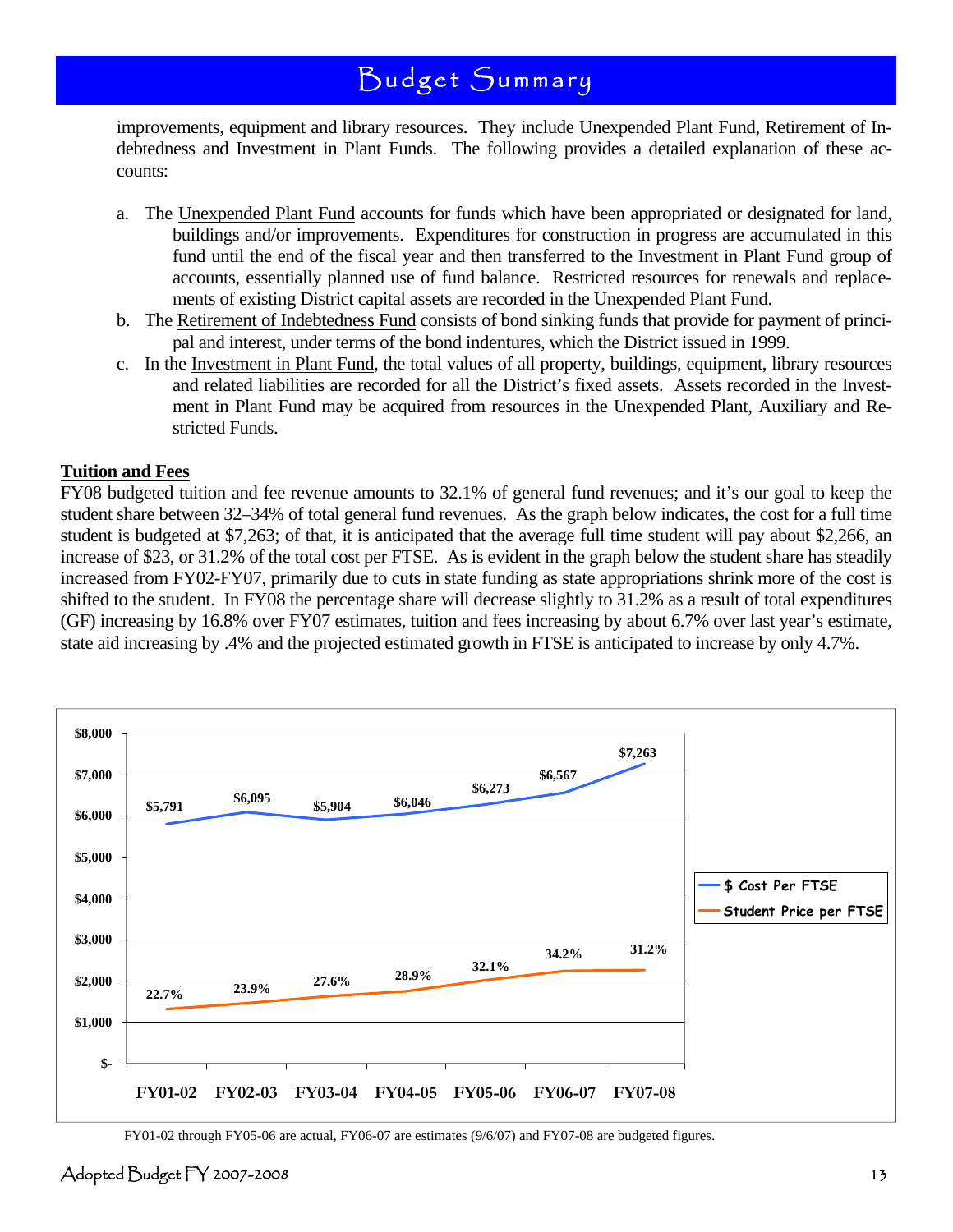improvements, equipment and library resources. They include Unexpended Plant Fund, Retirement of Indebtedness and Investment in Plant Funds. The following provides a detailed explanation of these accounts:

a. The Unexpended Plant Fund accounts for funds which have been appropriated or designated for land, buildings and/or improvements. Expenditures for construction in progress are accumulated in this fund until the end of the fiscal year and then transferred to the Investment in Plant Fund group of accounts, essentially planned use of fund balance. Restricted resources for renewals and replacements of existing District capital assets are recorded in the Unexpended Plant Fund.
b. The Retirement of Indebtedness Fund consists of bond sinking funds that provide for payment of principal and interest, under terms of the bond indentures, which the District issued in 1999.
c. In the Investment in Plant Fund, the total values of all property, buildings, equipment, library resources and related liabilities are recorded for all the District's fixed assets. Assets recorded in the Investment in Plant Fund may be acquired from resources in the Unexpended Plant, Auxiliary and Restricted Funds.

**Tuition and Fees**

FY08 budgeted tuition and fee revenue amounts to 32.1% of general fund revenues; and it's our goal to keep the student share between 32–34% of total general fund revenues. As the graph below indicates, the cost for a full time student is budgeted at $7,263; of that, it is anticipated that the average full time student will pay about $2,266, an increase of $23, or 31.2% of the total cost per FTSE. As is evident in the graph below the student share has steadily increased from FY02-FY07, primarily due to cuts in state funding as state appropriations shrink more of the cost is shifted to the student. In FY08 the percentage share will decrease slightly to 31.2% as a result of total expenditures (GF) increasing by 16.8% over FY07 estimates, tuition and fees increasing by about 6.7% over last year's estimate, state aid increasing by .4% and the projected estimated growth in FTSE is anticipated to increase by only 4.7%.

| | FY01-02 | FY02-03 | FY03-04 | FY04-05 | FY05-06 | FY06-07 | FY07-08 |
|---|---|---|---|---|---|---|---|
| $ Cost Per FTSE | $5,791 | $6,095 | $5,904 | $6,046 | $6,273 | $6,567 | $7,263 |
| Student Price per FTSE (% of cost) | 22.7% | 23.9% | 27.6% | 28.9% | 32.1% | 34.2% | 31.2% |

FY01-02 through FY05-06 are actual, FY06-07 are estimates (9/6/07) and FY07-08 are budgeted figures.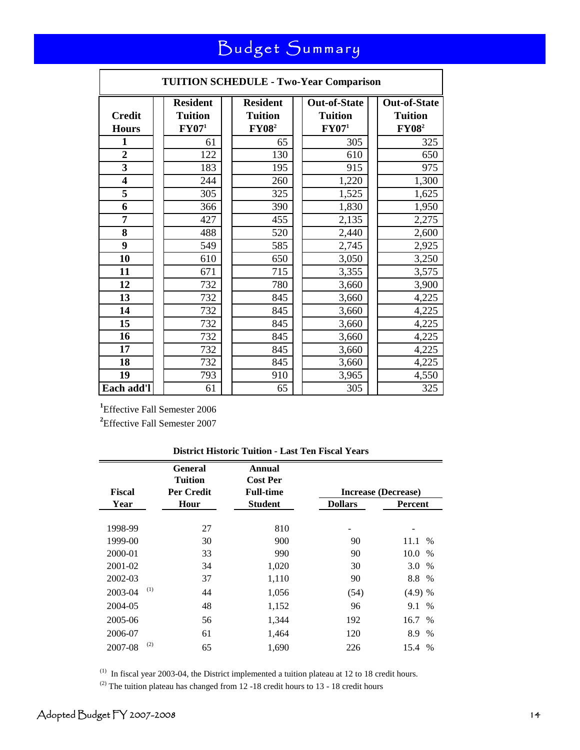# Budget Summary

**TUITION SCHEDULE - Two-Year Comparison**

| Credit Hours | Resident Tuition FY07[1] | Resident Tuition FY08[2] | Out-of-State Tuition FY07[1] | Out-of-State Tuition FY08[2] |
|---|---|---|---|---|
| 1 | 61 | 65 | 305 | 325 |
| 2 | 122 | 130 | 610 | 650 |
| 3 | 183 | 195 | 915 | 975 |
| 4 | 244 | 260 | 1,220 | 1,300 |
| 5 | 305 | 325 | 1,525 | 1,625 |
| 6 | 366 | 390 | 1,830 | 1,950 |
| 7 | 427 | 455 | 2,135 | 2,275 |
| 8 | 488 | 520 | 2,440 | 2,600 |
| 9 | 549 | 585 | 2,745 | 2,925 |
| 10 | 610 | 650 | 3,050 | 3,250 |
| 11 | 671 | 715 | 3,355 | 3,575 |
| 12 | 732 | 780 | 3,660 | 3,900 |
| 13 | 732 | 845 | 3,660 | 4,225 |
| 14 | 732 | 845 | 3,660 | 4,225 |
| 15 | 732 | 845 | 3,660 | 4,225 |
| 16 | 732 | 845 | 3,660 | 4,225 |
| 17 | 732 | 845 | 3,660 | 4,225 |
| 18 | 732 | 845 | 3,660 | 4,225 |
| 19 | 793 | 910 | 3,965 | 4,550 |
| Each add'l | 61 | 65 | 305 | 325 |

[1]Effective Fall Semester 2006

[2]Effective Fall Semester 2007

**District Historic Tuition - Last Ten Fiscal Years**

| Fiscal Year | General Tuition Per Credit Hour | Annual Cost Per Full-time Student | Increase (Decrease) Dollars | Increase (Decrease) Percent |
|---|---|---|---|---|
| 1998-99 | 27 | 810 | - | - |
| 1999-00 | 30 | 900 | 90 | 11.1 % |
| 2000-01 | 33 | 990 | 90 | 10.0 % |
| 2001-02 | 34 | 1,020 | 30 | 3.0 % |
| 2002-03 | 37 | 1,110 | 90 | 8.8 % |
| 2003-04 (1) | 44 | 1,056 | (54) | (4.9) % |
| 2004-05 | 48 | 1,152 | 96 | 9.1 % |
| 2005-06 | 56 | 1,344 | 192 | 16.7 % |
| 2006-07 | 61 | 1,464 | 120 | 8.9 % |
| 2007-08 (2) | 65 | 1,690 | 226 | 15.4 % |

(1) In fiscal year 2003-04, the District implemented a tuition plateau at 12 to 18 credit hours.

(2) The tuition plateau has changed from 12 -18 credit hours to 13 - 18 credit hours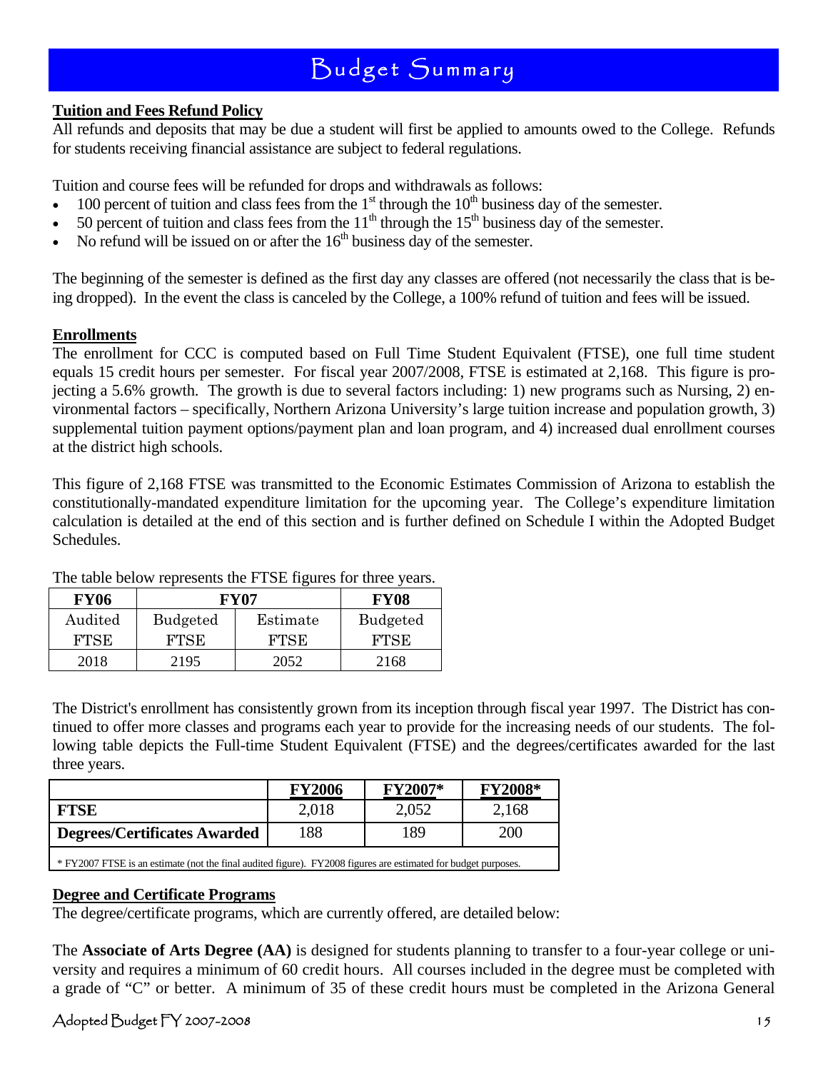# Budget Summary

**Tuition and Fees Refund Policy**

All refunds and deposits that may be due a student will first be applied to amounts owed to the College. Refunds for students receiving financial assistance are subject to federal regulations.

Tuition and course fees will be refunded for drops and withdrawals as follows:

- 100 percent of tuition and class fees from the 1st through the 10th business day of the semester.
- 50 percent of tuition and class fees from the 11th through the 15th business day of the semester.
- No refund will be issued on or after the 16th business day of the semester.

The beginning of the semester is defined as the first day any classes are offered (not necessarily the class that is being dropped). In the event the class is canceled by the College, a 100% refund of tuition and fees will be issued.

**Enrollments**

The enrollment for CCC is computed based on Full Time Student Equivalent (FTSE), one full time student equals 15 credit hours per semester. For fiscal year 2007/2008, FTSE is estimated at 2,168. This figure is projecting a 5.6% growth. The growth is due to several factors including: 1) new programs such as Nursing, 2) environmental factors – specifically, Northern Arizona University's large tuition increase and population growth, 3) supplemental tuition payment options/payment plan and loan program, and 4) increased dual enrollment courses at the district high schools.

This figure of 2,168 FTSE was transmitted to the Economic Estimates Commission of Arizona to establish the constitutionally-mandated expenditure limitation for the upcoming year. The College's expenditure limitation calculation is detailed at the end of this section and is further defined on Schedule I within the Adopted Budget Schedules.

The table below represents the FTSE figures for three years.

| FY06 | FY07 | | FY08 |
|---|---|---|---|
| Audited FTSE | Budgeted FTSE | Estimate FTSE | Budgeted FTSE |
| 2018 | 2195 | 2052 | 2168 |

The District's enrollment has consistently grown from its inception through fiscal year 1997. The District has continued to offer more classes and programs each year to provide for the increasing needs of our students. The following table depicts the Full-time Student Equivalent (FTSE) and the degrees/certificates awarded for the last three years.

| | FY2006 | FY2007* | FY2008* |
|---|---|---|---|
| **FTSE** | 2,018 | 2,052 | 2,168 |
| **Degrees/Certificates Awarded** | 188 | 189 | 200 |

\* FY2007 FTSE is an estimate (not the final audited figure). FY2008 figures are estimated for budget purposes.

**Degree and Certificate Programs**

The degree/certificate programs, which are currently offered, are detailed below:

The **Associate of Arts Degree (AA)** is designed for students planning to transfer to a four-year college or university and requires a minimum of 60 credit hours. All courses included in the degree must be completed with a grade of "C" or better. A minimum of 35 of these credit hours must be completed in the Arizona General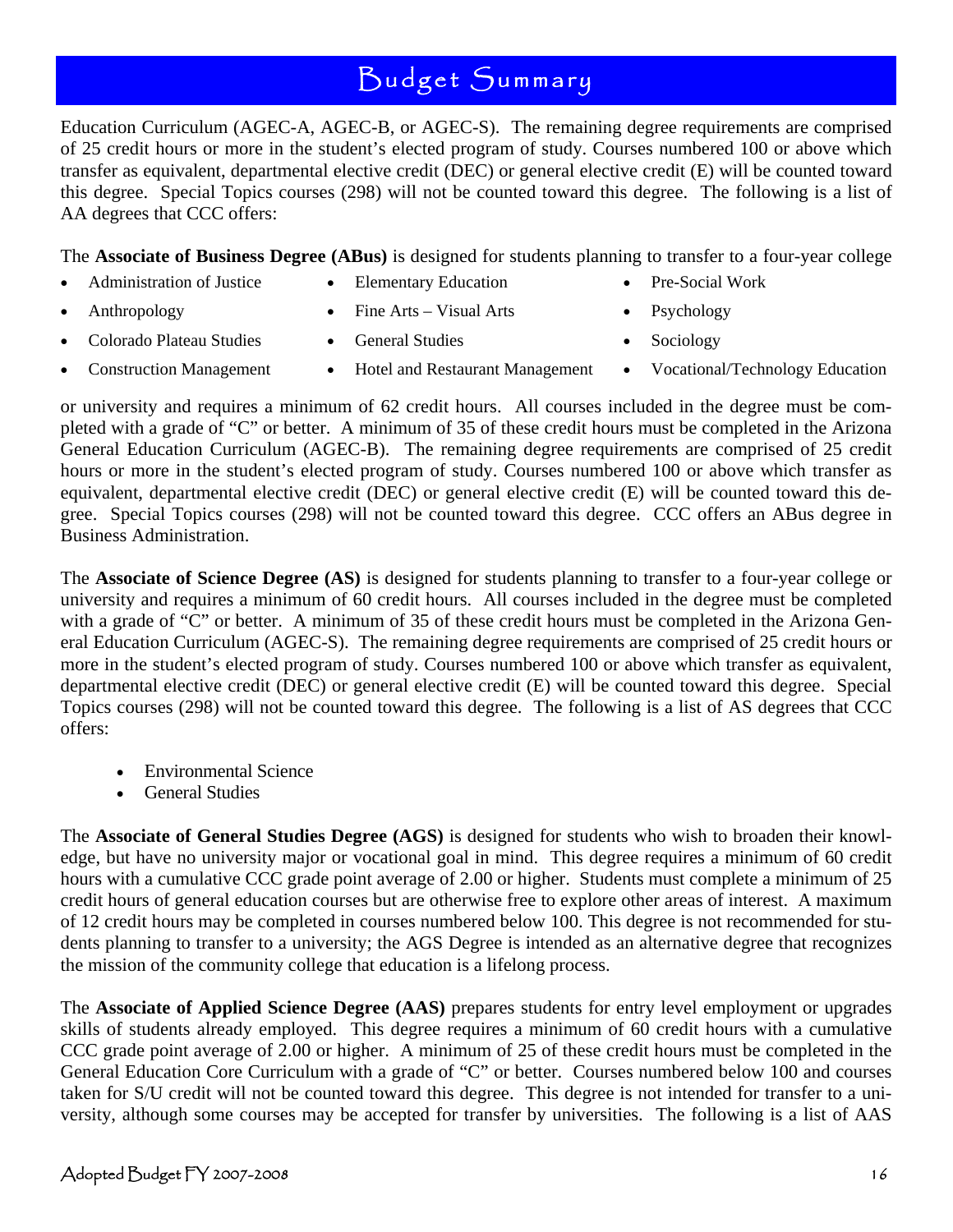Education Curriculum (AGEC-A, AGEC-B, or AGEC-S). The remaining degree requirements are comprised of 25 credit hours or more in the student's elected program of study. Courses numbered 100 or above which transfer as equivalent, departmental elective credit (DEC) or general elective credit (E) will be counted toward this degree. Special Topics courses (298) will not be counted toward this degree. The following is a list of AA degrees that CCC offers:

- Administration of Justice
- Anthropology
- Colorado Plateau Studies
- Construction Management
- Elementary Education
- Fine Arts – Visual Arts
- General Studies
- Hotel and Restaurant Management
- Pre-Social Work
- Psychology
- Sociology
- Vocational/Technology Education

The **Associate of Business Degree (ABus)** is designed for students planning to transfer to a four-year college or university and requires a minimum of 62 credit hours. All courses included in the degree must be completed with a grade of "C" or better. A minimum of 35 of these credit hours must be completed in the Arizona General Education Curriculum (AGEC-B). The remaining degree requirements are comprised of 25 credit hours or more in the student's elected program of study. Courses numbered 100 or above which transfer as equivalent, departmental elective credit (DEC) or general elective credit (E) will be counted toward this degree. Special Topics courses (298) will not be counted toward this degree. CCC offers an ABus degree in Business Administration.

The **Associate of Science Degree (AS)** is designed for students planning to transfer to a four-year college or university and requires a minimum of 60 credit hours. All courses included in the degree must be completed with a grade of "C" or better. A minimum of 35 of these credit hours must be completed in the Arizona General Education Curriculum (AGEC-S). The remaining degree requirements are comprised of 25 credit hours or more in the student's elected program of study. Courses numbered 100 or above which transfer as equivalent, departmental elective credit (DEC) or general elective credit (E) will be counted toward this degree. Special Topics courses (298) will not be counted toward this degree. The following is a list of AS degrees that CCC offers:

- Environmental Science
- General Studies

The **Associate of General Studies Degree (AGS)** is designed for students who wish to broaden their knowledge, but have no university major or vocational goal in mind. This degree requires a minimum of 60 credit hours with a cumulative CCC grade point average of 2.00 or higher. Students must complete a minimum of 25 credit hours of general education courses but are otherwise free to explore other areas of interest. A maximum of 12 credit hours may be completed in courses numbered below 100. This degree is not recommended for students planning to transfer to a university; the AGS Degree is intended as an alternative degree that recognizes the mission of the community college that education is a lifelong process.

The **Associate of Applied Science Degree (AAS)** prepares students for entry level employment or upgrades skills of students already employed. This degree requires a minimum of 60 credit hours with a cumulative CCC grade point average of 2.00 or higher. A minimum of 25 of these credit hours must be completed in the General Education Core Curriculum with a grade of "C" or better. Courses numbered below 100 and courses taken for S/U credit will not be counted toward this degree. This degree is not intended for transfer to a university, although some courses may be accepted for transfer by universities. The following is a list of AAS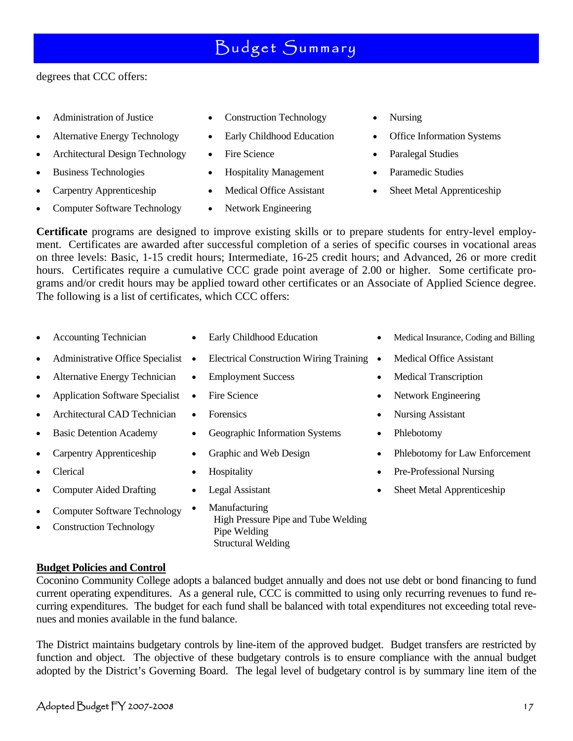degrees that CCC offers:

- Administration of Justice
- Alternative Energy Technology
- Architectural Design Technology
- Business Technologies
- Carpentry Apprenticeship
- Computer Software Technology
- Construction Technology
- Early Childhood Education
- Fire Science
- Hospitality Management
- Medical Office Assistant
- Network Engineering
- Nursing
- Office Information Systems
- Paralegal Studies
- Paramedic Studies
- Sheet Metal Apprenticeship

**Certificate** programs are designed to improve existing skills or to prepare students for entry-level employment. Certificates are awarded after successful completion of a series of specific courses in vocational areas on three levels: Basic, 1-15 credit hours; Intermediate, 16-25 credit hours; and Advanced, 26 or more credit hours. Certificates require a cumulative CCC grade point average of 2.00 or higher. Some certificate programs and/or credit hours may be applied toward other certificates or an Associate of Applied Science degree. The following is a list of certificates, which CCC offers:

- Accounting Technician
- Administrative Office Specialist
- Alternative Energy Technician
- Application Software Specialist
- Architectural CAD Technician
- Basic Detention Academy
- Carpentry Apprenticeship
- Clerical
- Computer Aided Drafting
- Computer Software Technology
- Construction Technology
- Early Childhood Education
- Electrical Construction Wiring Training
- Employment Success
- Fire Science
- Forensics
- Geographic Information Systems
- Graphic and Web Design
- Hospitality
- Legal Assistant
- Manufacturing
  - High Pressure Pipe and Tube Welding
  - Pipe Welding
  - Structural Welding
- Medical Insurance, Coding and Billing
- Medical Office Assistant
- Medical Transcription
- Network Engineering
- Nursing Assistant
- Phlebotomy
- Phlebotomy for Law Enforcement
- Pre-Professional Nursing
- Sheet Metal Apprenticeship

## Budget Policies and Control

Coconino Community College adopts a balanced budget annually and does not use debt or bond financing to fund current operating expenditures. As a general rule, CCC is committed to using only recurring revenues to fund recurring expenditures. The budget for each fund shall be balanced with total expenditures not exceeding total revenues and monies available in the fund balance.

The District maintains budgetary controls by line-item of the approved budget. Budget transfers are restricted by function and object. The objective of these budgetary controls is to ensure compliance with the annual budget adopted by the District's Governing Board. The legal level of budgetary control is by summary line item of the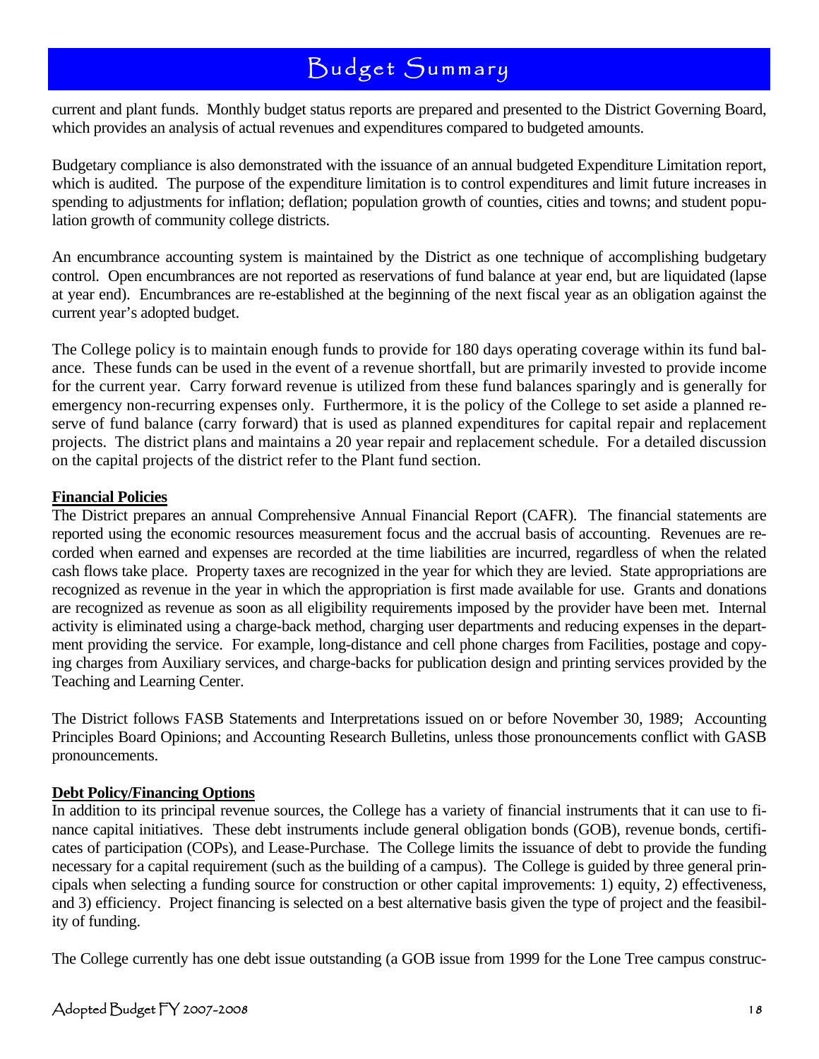current and plant funds. Monthly budget status reports are prepared and presented to the District Governing Board, which provides an analysis of actual revenues and expenditures compared to budgeted amounts.

Budgetary compliance is also demonstrated with the issuance of an annual budgeted Expenditure Limitation report, which is audited. The purpose of the expenditure limitation is to control expenditures and limit future increases in spending to adjustments for inflation; deflation; population growth of counties, cities and towns; and student population growth of community college districts.

An encumbrance accounting system is maintained by the District as one technique of accomplishing budgetary control. Open encumbrances are not reported as reservations of fund balance at year end, but are liquidated (lapse at year end). Encumbrances are re-established at the beginning of the next fiscal year as an obligation against the current year's adopted budget.

The College policy is to maintain enough funds to provide for 180 days operating coverage within its fund balance. These funds can be used in the event of a revenue shortfall, but are primarily invested to provide income for the current year. Carry forward revenue is utilized from these fund balances sparingly and is generally for emergency non-recurring expenses only. Furthermore, it is the policy of the College to set aside a planned reserve of fund balance (carry forward) that is used as planned expenditures for capital repair and replacement projects. The district plans and maintains a 20 year repair and replacement schedule. For a detailed discussion on the capital projects of the district refer to the Plant fund section.

**Financial Policies**

The District prepares an annual Comprehensive Annual Financial Report (CAFR). The financial statements are reported using the economic resources measurement focus and the accrual basis of accounting. Revenues are recorded when earned and expenses are recorded at the time liabilities are incurred, regardless of when the related cash flows take place. Property taxes are recognized in the year for which they are levied. State appropriations are recognized as revenue in the year in which the appropriation is first made available for use. Grants and donations are recognized as revenue as soon as all eligibility requirements imposed by the provider have been met. Internal activity is eliminated using a charge-back method, charging user departments and reducing expenses in the department providing the service. For example, long-distance and cell phone charges from Facilities, postage and copying charges from Auxiliary services, and charge-backs for publication design and printing services provided by the Teaching and Learning Center.

The District follows FASB Statements and Interpretations issued on or before November 30, 1989; Accounting Principles Board Opinions; and Accounting Research Bulletins, unless those pronouncements conflict with GASB pronouncements.

**Debt Policy/Financing Options**

In addition to its principal revenue sources, the College has a variety of financial instruments that it can use to finance capital initiatives. These debt instruments include general obligation bonds (GOB), revenue bonds, certificates of participation (COPs), and Lease-Purchase. The College limits the issuance of debt to provide the funding necessary for a capital requirement (such as the building of a campus). The College is guided by three general principals when selecting a funding source for construction or other capital improvements: 1) equity, 2) effectiveness, and 3) efficiency. Project financing is selected on a best alternative basis given the type of project and the feasibility of funding.

The College currently has one debt issue outstanding (a GOB issue from 1999 for the Lone Tree campus construc-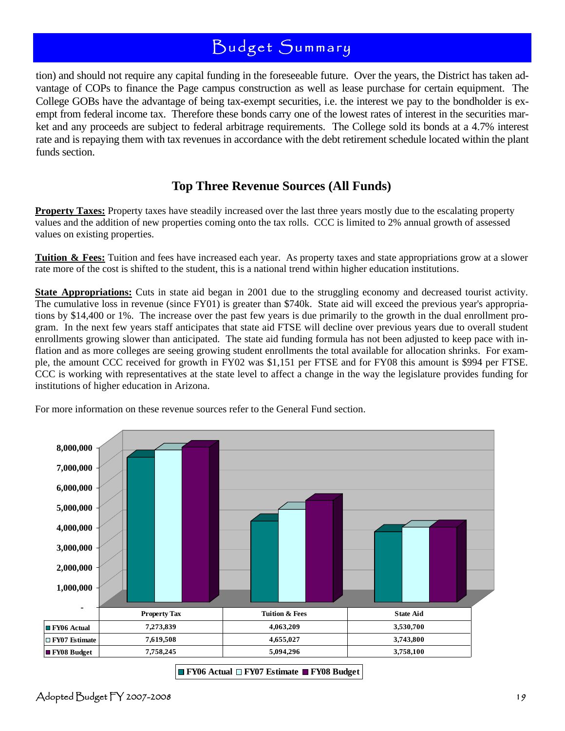tion) and should not require any capital funding in the foreseeable future. Over the years, the District has taken advantage of COPs to finance the Page campus construction as well as lease purchase for certain equipment. The College GOBs have the advantage of being tax-exempt securities, i.e. the interest we pay to the bondholder is exempt from federal income tax. Therefore these bonds carry one of the lowest rates of interest in the securities market and any proceeds are subject to federal arbitrage requirements. The College sold its bonds at a 4.7% interest rate and is repaying them with tax revenues in accordance with the debt retirement schedule located within the plant funds section.

## Top Three Revenue Sources (All Funds)

**Property Taxes:** Property taxes have steadily increased over the last three years mostly due to the escalating property values and the addition of new properties coming onto the tax rolls. CCC is limited to 2% annual growth of assessed values on existing properties.

**Tuition & Fees:** Tuition and fees have increased each year. As property taxes and state appropriations grow at a slower rate more of the cost is shifted to the student, this is a national trend within higher education institutions.

**State Appropriations:** Cuts in state aid began in 2001 due to the struggling economy and decreased tourist activity. The cumulative loss in revenue (since FY01) is greater than $740k. State aid will exceed the previous year's appropriations by $14,400 or 1%. The increase over the past few years is due primarily to the growth in the dual enrollment program. In the next few years staff anticipates that state aid FTSE will decline over previous years due to overall student enrollments growing slower than anticipated. The state aid funding formula has not been adjusted to keep pace with inflation and as more colleges are seeing growing student enrollments the total available for allocation shrinks. For example, the amount CCC received for growth in FY02 was $1,151 per FTSE and for FY08 this amount is $994 per FTSE. CCC is working with representatives at the state level to affect a change in the way the legislature provides funding for institutions of higher education in Arizona.

For more information on these revenue sources refer to the General Fund section.

| | Property Tax | Tuition & Fees | State Aid |
|---|---|---|---|
| FY06 Actual | 7,273,839 | 4,063,209 | 3,530,700 |
| FY07 Estimate | 7,619,508 | 4,655,027 | 3,743,800 |
| FY08 Budget | 7,758,245 | 5,094,296 | 3,758,100 |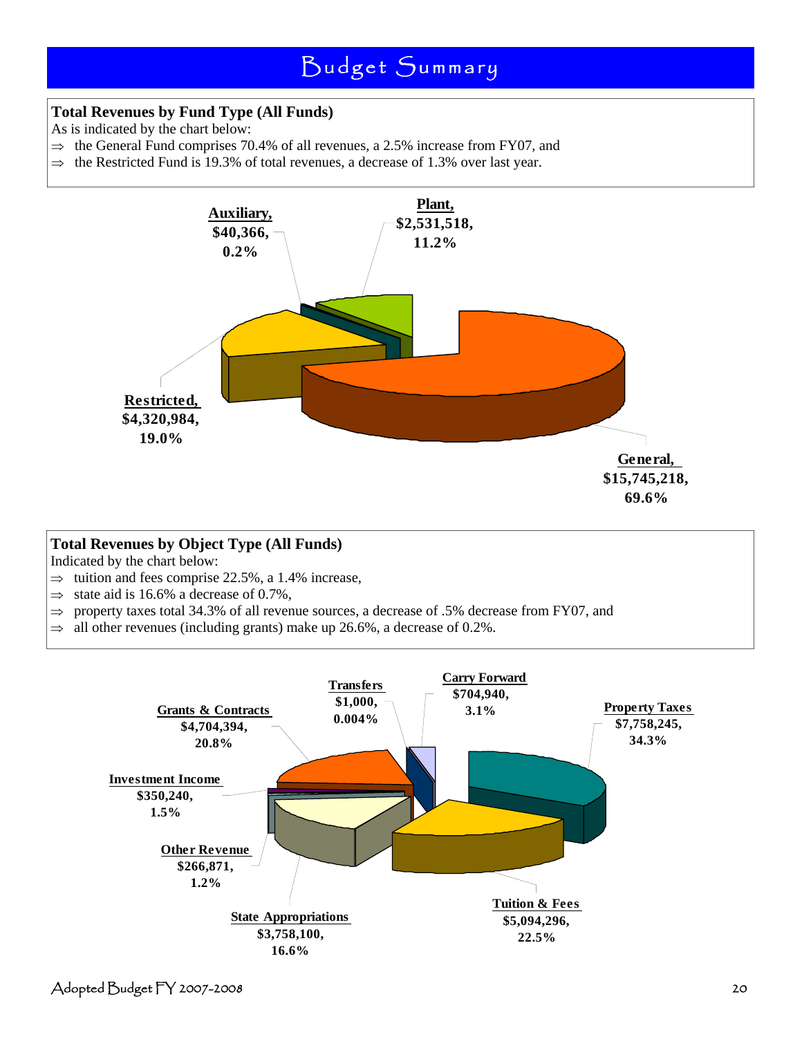# Budget Summary

## Total Revenues by Fund Type (All Funds)

As is indicated by the chart below:

- ⇒ the General Fund comprises 70.4% of all revenues, a 2.5% increase from FY07, and
- ⇒ the Restricted Fund is 19.3% of total revenues, a decrease of 1.3% over last year.

**Auxiliary,**
**$40,366,**
**0.2%**

**Plant,**
**$2,531,518,**
**11.2%**

**Restricted,**
**$4,320,984,**
**19.0%**

**General,**
**$15,745,218,**
**69.6%**

## Total Revenues by Object Type (All Funds)

Indicated by the chart below:

- ⇒ tuition and fees comprise 22.5%, a 1.4% increase,
- ⇒ state aid is 16.6% a decrease of 0.7%,
- ⇒ property taxes total 34.3% of all revenue sources, a decrease of .5% decrease from FY07, and
- ⇒ all other revenues (including grants) make up 26.6%, a decrease of 0.2%.

**Transfers**
**$1,000,**
**0.004%**

**Carry Forward**
**$704,940,**
**3.1%**

**Grants & Contracts**
**$4,704,394,**
**20.8%**

**Property Taxes**
**$7,758,245,**
**34.3%**

**Investment Income**
**$350,240,**
**1.5%**

**Other Revenue**
**$266,871,**
**1.2%**

**Tuition & Fees**
**$5,094,296,**
**22.5%**

**State Appropriations**
**$3,758,100,**
**16.6%**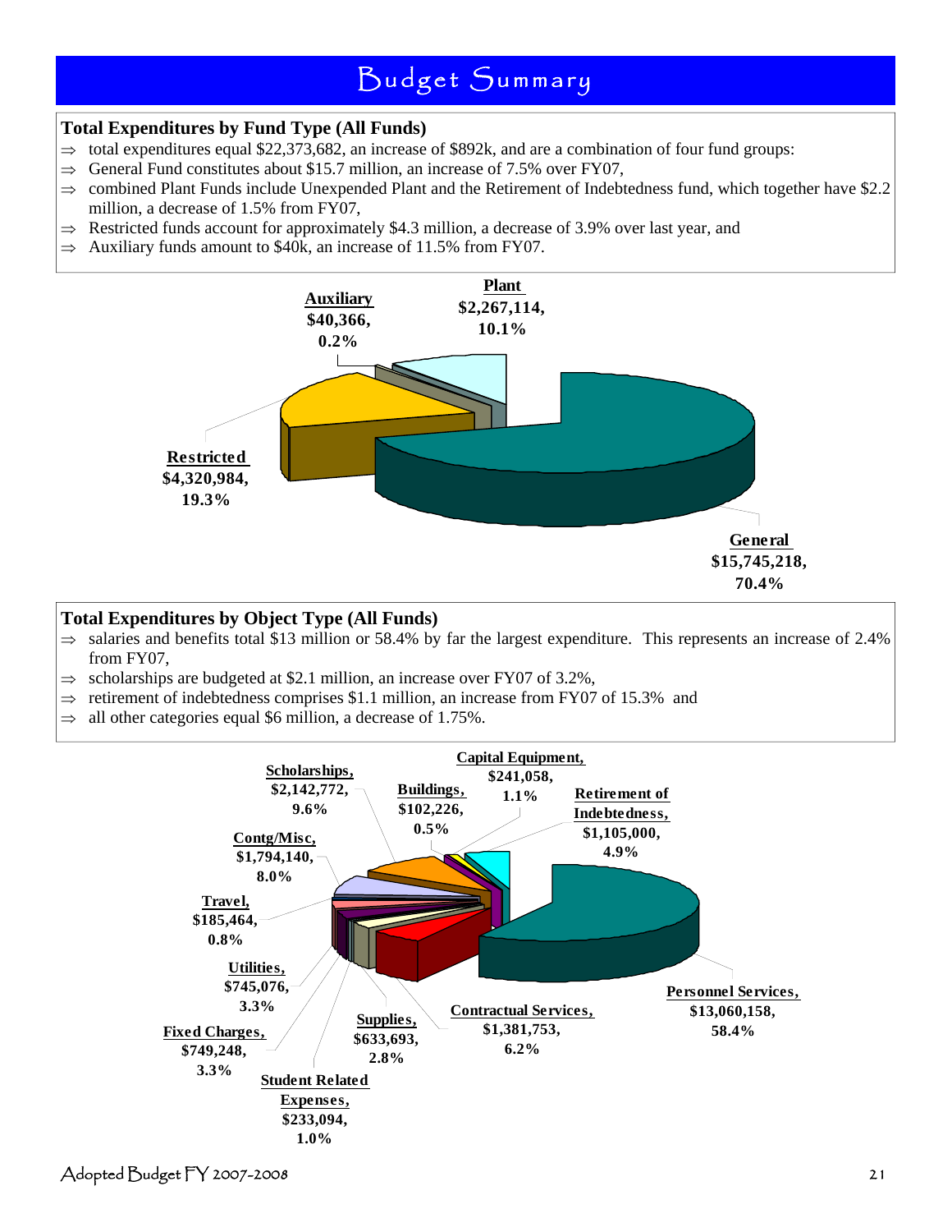# Budget Summary

### Total Expenditures by Fund Type (All Funds)

- ⇒ total expenditures equal $22,373,682, an increase of $892k, and are a combination of four fund groups:
- ⇒ General Fund constitutes about $15.7 million, an increase of 7.5% over FY07,
- ⇒ combined Plant Funds include Unexpended Plant and the Retirement of Indebtedness fund, which together have $2.2 million, a decrease of 1.5% from FY07,
- ⇒ Restricted funds account for approximately $4.3 million, a decrease of 3.9% over last year, and
- ⇒ Auxiliary funds amount to $40k, an increase of 11.5% from FY07.

**Auxiliary** $40,366, 0.2%

**Plant** $2,267,114, 10.1%

**Restricted** $4,320,984, 19.3%

**General** $15,745,218, 70.4%

### Total Expenditures by Object Type (All Funds)

- ⇒ salaries and benefits total $13 million or 58.4% by far the largest expenditure. This represents an increase of 2.4% from FY07,
- ⇒ scholarships are budgeted at $2.1 million, an increase over FY07 of 3.2%,
- ⇒ retirement of indebtedness comprises $1.1 million, an increase from FY07 of 15.3% and
- ⇒ all other categories equal $6 million, a decrease of 1.75%.

**Scholarships,** $2,142,772, 9.6%

**Buildings,** $102,226, 0.5%

**Capital Equipment,** $241,058, 1.1%

**Retirement of Indebtedness,** $1,105,000, 4.9%

**Contg/Misc,** $1,794,140, 8.0%

**Travel,** $185,464, 0.8%

**Utilities,** $745,076, 3.3%

**Fixed Charges,** $749,248, 3.3%

**Student Related Expenses,** $233,094, 1.0%

**Supplies,** $633,693, 2.8%

**Contractual Services,** $1,381,753, 6.2%

**Personnel Services,** $13,060,158, 58.4%

Adopted Budget FY 2007-2008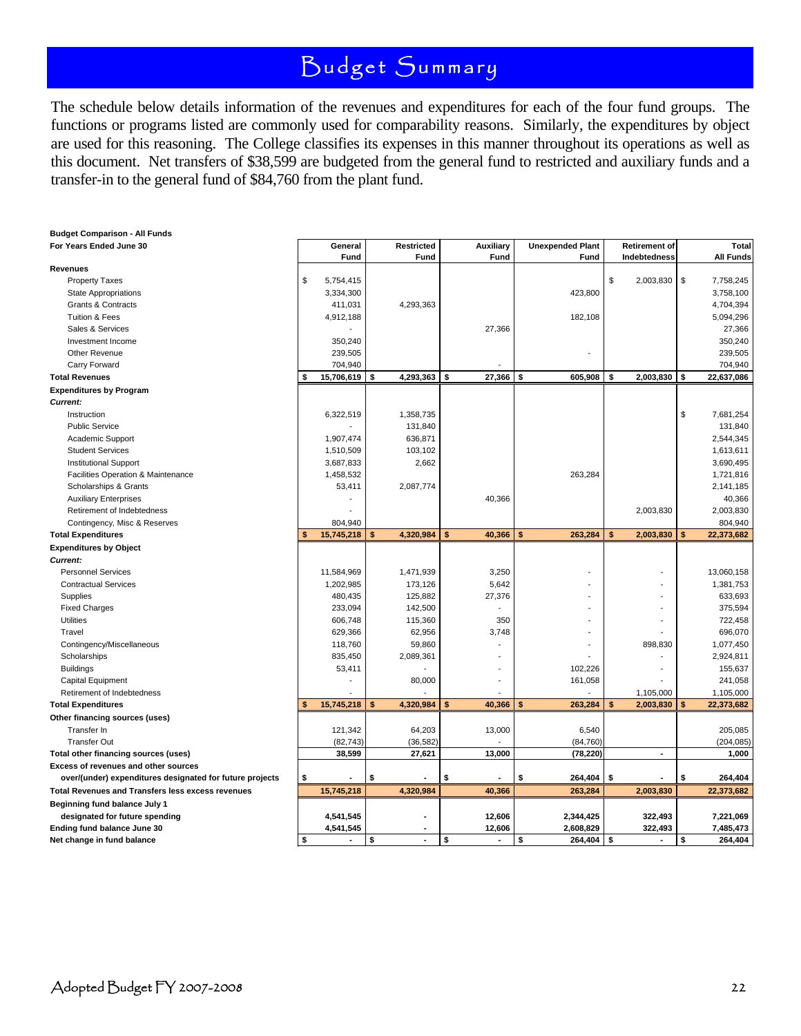# Budget Summary

The schedule below details information of the revenues and expenditures for each of the four fund groups. The functions or programs listed are commonly used for comparability reasons. Similarly, the expenditures by object are used for this reasoning. The College classifies its expenses in this manner throughout its operations as well as this document. Net transfers of $38,599 are budgeted from the general fund to restricted and auxiliary funds and a transfer-in to the general fund of $84,760 from the plant fund.

**Budget Comparison - All Funds**
**For Years Ended June 30**

| | General Fund | Restricted Fund | Auxiliary Fund | Unexpended Plant Fund | Retirement of Indebtedness | Total All Funds |
|---|---|---|---|---|---|---|
| **Revenues** | | | | | | |
| Property Taxes | $ 5,754,415 | | | | $ 2,003,830 | $ 7,758,245 |
| State Appropriations | 3,334,300 | | | 423,800 | | 3,758,100 |
| Grants & Contracts | 411,031 | 4,293,363 | | | | 4,704,394 |
| Tuition & Fees | 4,912,188 | | | 182,108 | | 5,094,296 |
| Sales & Services | - | | 27,366 | | | 27,366 |
| Investment Income | 350,240 | | | | | 350,240 |
| Other Revenue | 239,505 | | | - | | 239,505 |
| Carry Forward | 704,940 | | - | | | 704,940 |
| **Total Revenues** | **$ 15,706,619** | **$ 4,293,363** | **$ 27,366** | **$ 605,908** | **$ 2,003,830** | **$ 22,637,086** |
| **Expenditures by Program** | | | | | | |
| ***Current:*** | | | | | | |
| Instruction | 6,322,519 | 1,358,735 | | | | $ 7,681,254 |
| Public Service | - | 131,840 | | | | 131,840 |
| Academic Support | 1,907,474 | 636,871 | | | | 2,544,345 |
| Student Services | 1,510,509 | 103,102 | | | | 1,613,611 |
| Institutional Support | 3,687,833 | 2,662 | | | | 3,690,495 |
| Facilities Operation & Maintenance | 1,458,532 | | | 263,284 | | 1,721,816 |
| Scholarships & Grants | 53,411 | 2,087,774 | | | | 2,141,185 |
| Auxiliary Enterprises | - | | 40,366 | | | 40,366 |
| Retirement of Indebtedness | - | | | | 2,003,830 | 2,003,830 |
| Contingency, Misc & Reserves | 804,940 | | | | | 804,940 |
| **Total Expenditures** | **$ 15,745,218** | **$ 4,320,984** | **$ 40,366** | **$ 263,284** | **$ 2,003,830** | **$ 22,373,682** |
| **Expenditures by Object** | | | | | | |
| ***Current:*** | | | | | | |
| Personnel Services | 11,584,969 | 1,471,939 | 3,250 | - | - | 13,060,158 |
| Contractual Services | 1,202,985 | 173,126 | 5,642 | - | - | 1,381,753 |
| Supplies | 480,435 | 125,882 | 27,376 | - | - | 633,693 |
| Fixed Charges | 233,094 | 142,500 | - | - | - | 375,594 |
| Utilities | 606,748 | 115,360 | 350 | - | - | 722,458 |
| Travel | 629,366 | 62,956 | 3,748 | - | - | 696,070 |
| Contingency/Miscellaneous | 118,760 | 59,860 | - | - | 898,830 | 1,077,450 |
| Scholarships | 835,450 | 2,089,361 | - | - | - | 2,924,811 |
| Buildings | 53,411 | - | - | 102,226 | - | 155,637 |
| Capital Equipment | - | 80,000 | - | 161,058 | - | 241,058 |
| Retirement of Indebtedness | - | - | - | - | 1,105,000 | 1,105,000 |
| **Total Expenditures** | **$ 15,745,218** | **$ 4,320,984** | **$ 40,366** | **$ 263,284** | **$ 2,003,830** | **$ 22,373,682** |
| **Other financing sources (uses)** | | | | | | |
| Transfer In | 121,342 | 64,203 | 13,000 | 6,540 | | 205,085 |
| Transfer Out | (82,743) | (36,582) | - | (84,760) | | (204,085) |
| **Total other financing sources (uses)** | **38,599** | **27,621** | **13,000** | **(78,220)** | **-** | **1,000** |
| **Excess of revenues and other sources over/(under) expenditures designated for future projects** | **$ -** | **$ -** | **$ -** | **$ 264,404** | **$ -** | **$ 264,404** |
| **Total Revenues and Transfers less excess revenues** | **15,745,218** | **4,320,984** | **40,366** | **263,284** | **2,003,830** | **22,373,682** |
| **Beginning fund balance July 1 designated for future spending** | **4,541,545** | **-** | **12,606** | **2,344,425** | **322,493** | **7,221,069** |
| **Ending fund balance June 30** | **4,541,545** | **-** | **12,606** | **2,608,829** | **322,493** | **7,485,473** |
| **Net change in fund balance** | **$ -** | **$ -** | **$ -** | **$ 264,404** | **$ -** | **$ 264,404** |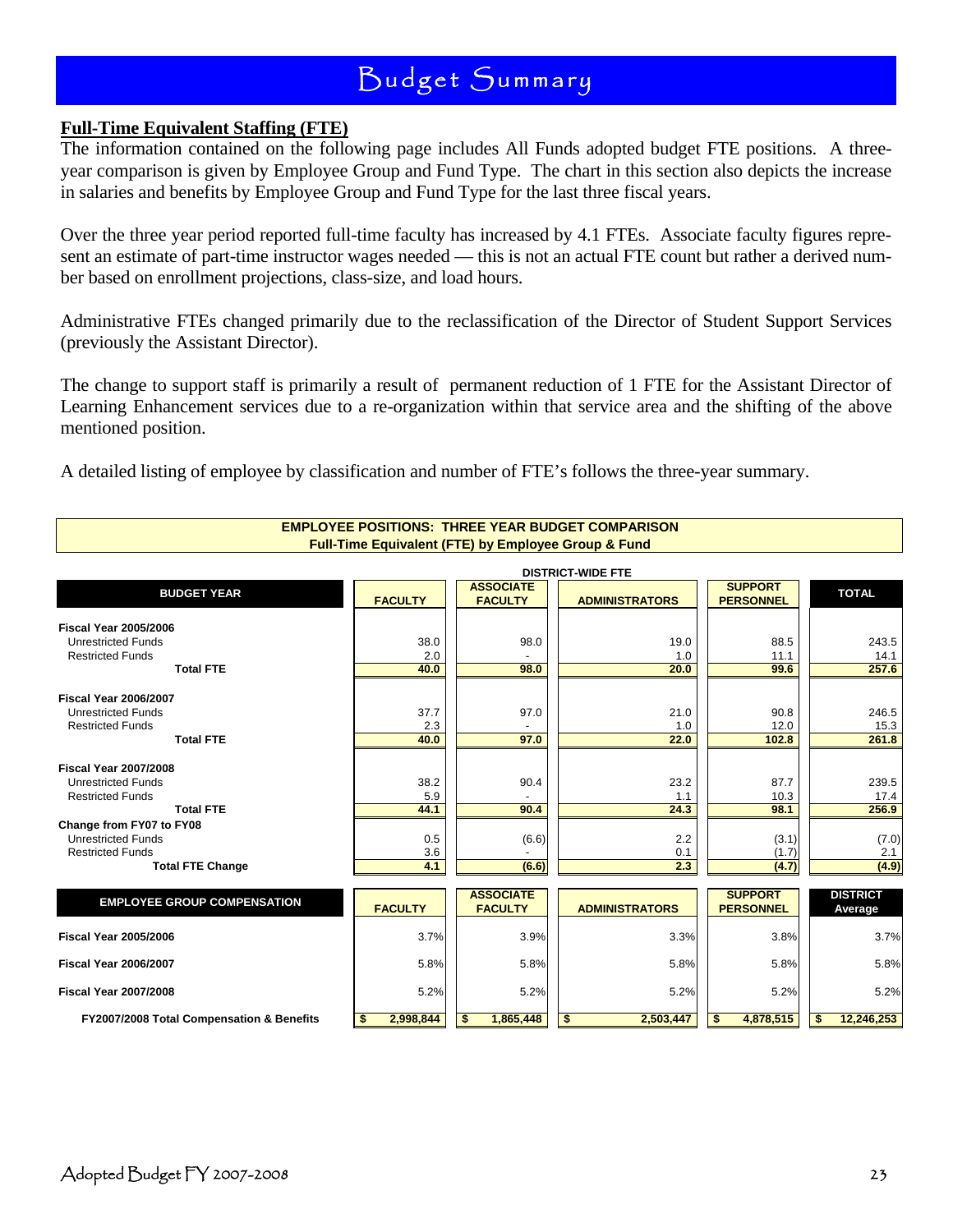# Budget Summary

**Full-Time Equivalent Staffing (FTE)**

The information contained on the following page includes All Funds adopted budget FTE positions. A three-year comparison is given by Employee Group and Fund Type. The chart in this section also depicts the increase in salaries and benefits by Employee Group and Fund Type for the last three fiscal years.

Over the three year period reported full-time faculty has increased by 4.1 FTEs. Associate faculty figures represent an estimate of part-time instructor wages needed — this is not an actual FTE count but rather a derived number based on enrollment projections, class-size, and load hours.

Administrative FTEs changed primarily due to the reclassification of the Director of Student Support Services (previously the Assistant Director).

The change to support staff is primarily a result of permanent reduction of 1 FTE for the Assistant Director of Learning Enhancement services due to a re-organization within that service area and the shifting of the above mentioned position.

A detailed listing of employee by classification and number of FTE's follows the three-year summary.

**EMPLOYEE POSITIONS: THREE YEAR BUDGET COMPARISON**
**Full-Time Equivalent (FTE) by Employee Group & Fund**

| | DISTRICT-WIDE FTE | | | | |
|---|---|---|---|---|---|
| **BUDGET YEAR** | **FACULTY** | **ASSOCIATE FACULTY** | **ADMINISTRATORS** | **SUPPORT PERSONNEL** | **TOTAL** |
| **Fiscal Year 2005/2006** | | | | | |
| Unrestricted Funds | 38.0 | 98.0 | 19.0 | 88.5 | 243.5 |
| Restricted Funds | 2.0 | - | 1.0 | 11.1 | 14.1 |
| **Total FTE** | **40.0** | **98.0** | **20.0** | **99.6** | **257.6** |
| **Fiscal Year 2006/2007** | | | | | |
| Unrestricted Funds | 37.7 | 97.0 | 21.0 | 90.8 | 246.5 |
| Restricted Funds | 2.3 | - | 1.0 | 12.0 | 15.3 |
| **Total FTE** | **40.0** | **97.0** | **22.0** | **102.8** | **261.8** |
| **Fiscal Year 2007/2008** | | | | | |
| Unrestricted Funds | 38.2 | 90.4 | 23.2 | 87.7 | 239.5 |
| Restricted Funds | 5.9 | - | 1.1 | 10.3 | 17.4 |
| **Total FTE** | **44.1** | **90.4** | **24.3** | **98.1** | **256.9** |
| **Change from FY07 to FY08** | | | | | |
| Unrestricted Funds | 0.5 | (6.6) | 2.2 | (3.1) | (7.0) |
| Restricted Funds | 3.6 | - | 0.1 | (1.7) | 2.1 |
| **Total FTE Change** | **4.1** | **(6.6)** | **2.3** | **(4.7)** | **(4.9)** |

| **EMPLOYEE GROUP COMPENSATION** | **FACULTY** | **ASSOCIATE FACULTY** | **ADMINISTRATORS** | **SUPPORT PERSONNEL** | **DISTRICT Average** |
|---|---|---|---|---|---|
| **Fiscal Year 2005/2006** | 3.7% | 3.9% | 3.3% | 3.8% | 3.7% |
| **Fiscal Year 2006/2007** | 5.8% | 5.8% | 5.8% | 5.8% | 5.8% |
| **Fiscal Year 2007/2008** | 5.2% | 5.2% | 5.2% | 5.2% | 5.2% |
| **FY2007/2008 Total Compensation & Benefits** | **$ 2,998,844** | **$ 1,865,448** | **$ 2,503,447** | **$ 4,878,515** | **$ 12,246,253** |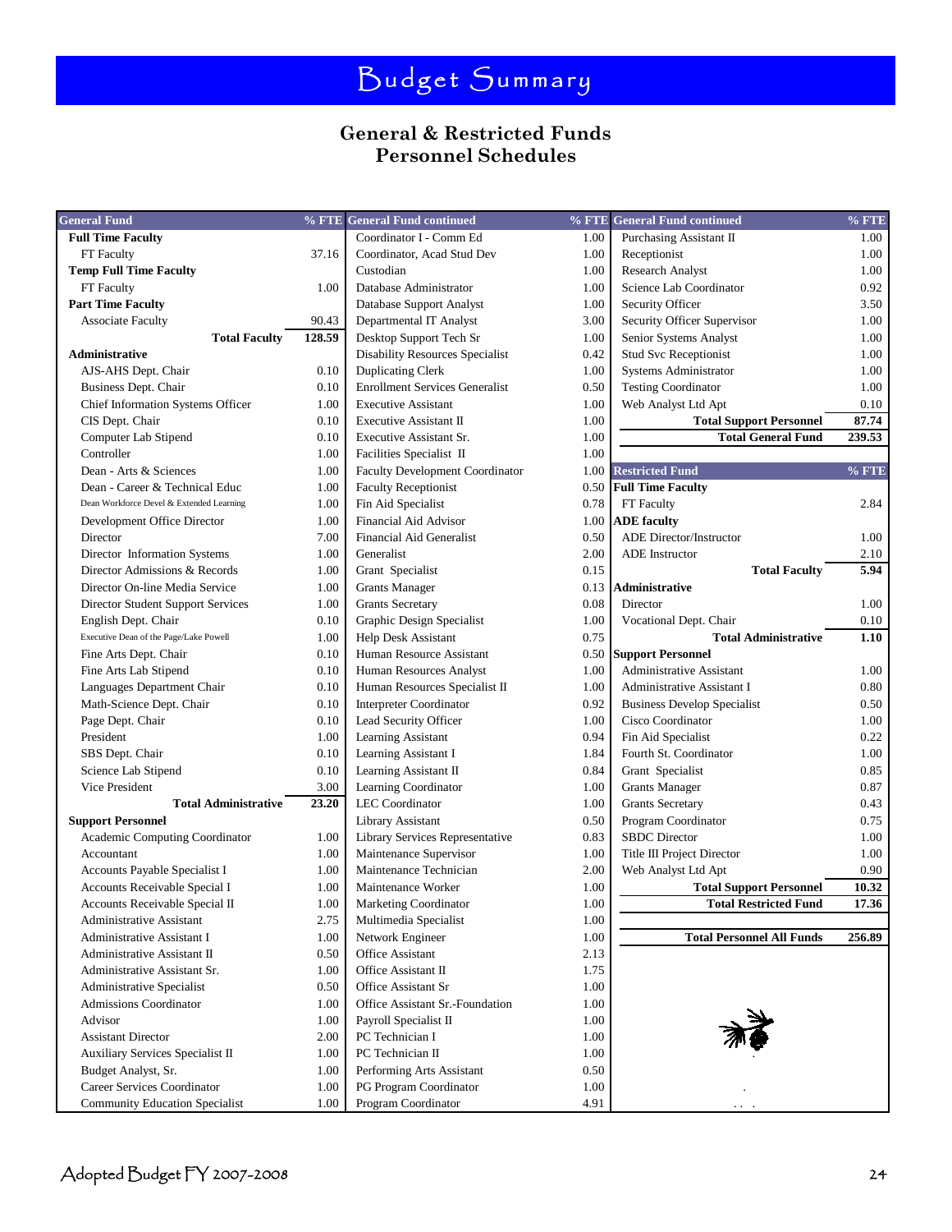# Budget Summary

## General & Restricted Funds
## Personnel Schedules

| General Fund | % FTE |
|---|---|
| **Full Time Faculty** | |
| FT Faculty | 37.16 |
| **Temp Full Time Faculty** | |
| FT Faculty | 1.00 |
| **Part Time Faculty** | |
| Associate Faculty | 90.43 |
| **Total Faculty** | **128.59** |
| **Administrative** | |
| AJS-AHS Dept. Chair | 0.10 |
| Business Dept. Chair | 0.10 |
| Chief Information Systems Officer | 1.00 |
| CIS Dept. Chair | 0.10 |
| Computer Lab Stipend | 0.10 |
| Controller | 1.00 |
| Dean - Arts & Sciences | 1.00 |
| Dean - Career & Technical Educ | 1.00 |
| Dean Workforce Devel & Extended Learning | 1.00 |
| Development Office Director | 1.00 |
| Director | 7.00 |
| Director Information Systems | 1.00 |
| Director Admissions & Records | 1.00 |
| Director On-line Media Service | 1.00 |
| Director Student Support Services | 1.00 |
| English Dept. Chair | 0.10 |
| Executive Dean of the Page/Lake Powell | 1.00 |
| Fine Arts Dept. Chair | 0.10 |
| Fine Arts Lab Stipend | 0.10 |
| Languages Department Chair | 0.10 |
| Math-Science Dept. Chair | 0.10 |
| Page Dept. Chair | 0.10 |
| President | 1.00 |
| SBS Dept. Chair | 0.10 |
| Science Lab Stipend | 0.10 |
| Vice President | 3.00 |
| **Total Administrative** | **23.20** |
| **Support Personnel** | |
| Academic Computing Coordinator | 1.00 |
| Accountant | 1.00 |
| Accounts Payable Specialist I | 1.00 |
| Accounts Receivable Special I | 1.00 |
| Accounts Receivable Special II | 1.00 |
| Administrative Assistant | 2.75 |
| Administrative Assistant I | 1.00 |
| Administrative Assistant II | 0.50 |
| Administrative Assistant Sr. | 1.00 |
| Administrative Specialist | 0.50 |
| Admissions Coordinator | 1.00 |
| Advisor | 1.00 |
| Assistant Director | 2.00 |
| Auxiliary Services Specialist II | 1.00 |
| Budget Analyst, Sr. | 1.00 |
| Career Services Coordinator | 1.00 |
| Community Education Specialist | 1.00 |

| General Fund continued | % FTE |
|---|---|
| Coordinator I - Comm Ed | 1.00 |
| Coordinator, Acad Stud Dev | 1.00 |
| Custodian | 1.00 |
| Database Administrator | 1.00 |
| Database Support Analyst | 1.00 |
| Departmental IT Analyst | 3.00 |
| Desktop Support Tech Sr | 1.00 |
| Disability Resources Specialist | 0.42 |
| Duplicating Clerk | 1.00 |
| Enrollment Services Generalist | 0.50 |
| Executive Assistant | 1.00 |
| Executive Assistant II | 1.00 |
| Executive Assistant Sr. | 1.00 |
| Facilities Specialist II | 1.00 |
| Faculty Development Coordinator | 1.00 |
| Faculty Receptionist | 0.50 |
| Fin Aid Specialist | 0.78 |
| Financial Aid Advisor | 1.00 |
| Financial Aid Generalist | 0.50 |
| Generalist | 2.00 |
| Grant Specialist | 0.15 |
| Grants Manager | 0.13 |
| Grants Secretary | 0.08 |
| Graphic Design Specialist | 1.00 |
| Help Desk Assistant | 0.75 |
| Human Resource Assistant | 0.50 |
| Human Resources Analyst | 1.00 |
| Human Resources Specialist II | 1.00 |
| Interpreter Coordinator | 0.92 |
| Lead Security Officer | 1.00 |
| Learning Assistant | 0.94 |
| Learning Assistant I | 1.84 |
| Learning Assistant II | 0.84 |
| Learning Coordinator | 1.00 |
| LEC Coordinator | 1.00 |
| Library Assistant | 0.50 |
| Library Services Representative | 0.83 |
| Maintenance Supervisor | 1.00 |
| Maintenance Technician | 2.00 |
| Maintenance Worker | 1.00 |
| Marketing Coordinator | 1.00 |
| Multimedia Specialist | 1.00 |
| Network Engineer | 1.00 |
| Office Assistant | 2.13 |
| Office Assistant II | 1.75 |
| Office Assistant Sr | 1.00 |
| Office Assistant Sr.-Foundation | 1.00 |
| Payroll Specialist II | 1.00 |
| PC Technician I | 1.00 |
| PC Technician II | 1.00 |
| Performing Arts Assistant | 0.50 |
| PG Program Coordinator | 1.00 |
| Program Coordinator | 4.91 |

| General Fund continued | % FTE |
|---|---|
| Purchasing Assistant II | 1.00 |
| Receptionist | 1.00 |
| Research Analyst | 1.00 |
| Science Lab Coordinator | 0.92 |
| Security Officer | 3.50 |
| Security Officer Supervisor | 1.00 |
| Senior Systems Analyst | 1.00 |
| Stud Svc Receptionist | 1.00 |
| Systems Administrator | 1.00 |
| Testing Coordinator | 1.00 |
| Web Analyst Ltd Apt | 0.10 |
| **Total Support Personnel** | **87.74** |
| **Total General Fund** | **239.53** |

| Restricted Fund | % FTE |
|---|---|
| **Full Time Faculty** | |
| FT Faculty | 2.84 |
| **ADE faculty** | |
| ADE Director/Instructor | 1.00 |
| ADE Instructor | 2.10 |
| **Total Faculty** | **5.94** |
| **Administrative** | |
| Director | 1.00 |
| Vocational Dept. Chair | 0.10 |
| **Total Administrative** | **1.10** |
| **Support Personnel** | |
| Administrative Assistant | 1.00 |
| Administrative Assistant I | 0.80 |
| Business Develop Specialist | 0.50 |
| Cisco Coordinator | 1.00 |
| Fin Aid Specialist | 0.22 |
| Fourth St. Coordinator | 1.00 |
| Grant Specialist | 0.85 |
| Grants Manager | 0.87 |
| Grants Secretary | 0.43 |
| Program Coordinator | 0.75 |
| SBDC Director | 1.00 |
| Title III Project Director | 1.00 |
| Web Analyst Ltd Apt | 0.90 |
| **Total Support Personnel** | **10.32** |
| **Total Restricted Fund** | **17.36** |
| **Total Personnel All Funds** | **256.89** |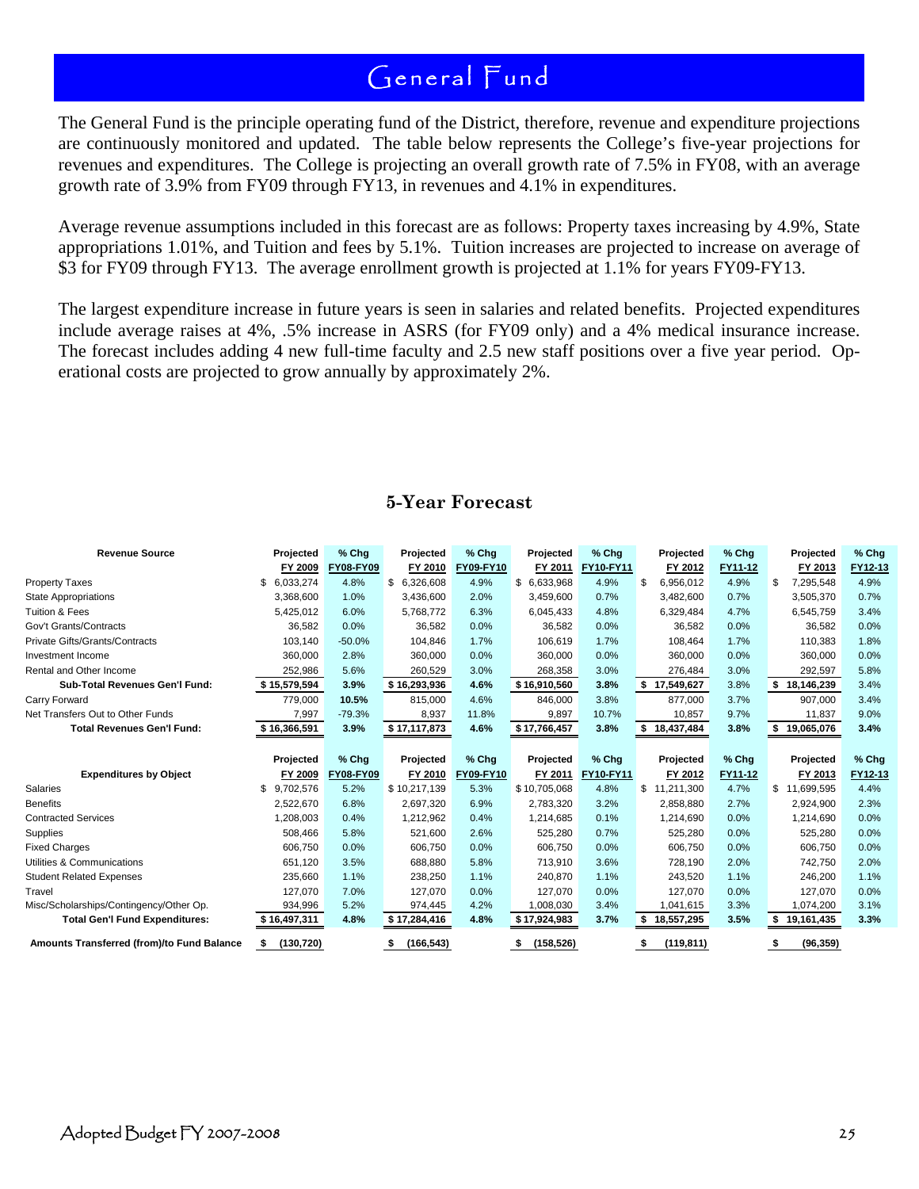# General Fund

The General Fund is the principle operating fund of the District, therefore, revenue and expenditure projections are continuously monitored and updated. The table below represents the College's five-year projections for revenues and expenditures. The College is projecting an overall growth rate of 7.5% in FY08, with an average growth rate of 3.9% from FY09 through FY13, in revenues and 4.1% in expenditures.

Average revenue assumptions included in this forecast are as follows: Property taxes increasing by 4.9%, State appropriations 1.01%, and Tuition and fees by 5.1%. Tuition increases are projected to increase on average of $3 for FY09 through FY13. The average enrollment growth is projected at 1.1% for years FY09-FY13.

The largest expenditure increase in future years is seen in salaries and related benefits. Projected expenditures include average raises at 4%, .5% increase in ASRS (for FY09 only) and a 4% medical insurance increase. The forecast includes adding 4 new full-time faculty and 2.5 new staff positions over a five year period. Operational costs are projected to grow annually by approximately 2%.

## 5-Year Forecast

| Revenue Source | Projected FY 2009 | % Chg FY08-FY09 | Projected FY 2010 | % Chg FY09-FY10 | Projected FY 2011 | % Chg FY10-FY11 | Projected FY 2012 | % Chg FY11-12 | Projected FY 2013 | % Chg FY12-13 |
|---|---|---|---|---|---|---|---|---|---|---|
| Property Taxes | $ 6,033,274 | 4.8% | $ 6,326,608 | 4.9% | $ 6,633,968 | 4.9% | $ 6,956,012 | 4.9% | $ 7,295,548 | 4.9% |
| State Appropriations | 3,368,600 | 1.0% | 3,436,600 | 2.0% | 3,459,600 | 0.7% | 3,482,600 | 0.7% | 3,505,370 | 0.7% |
| Tuition & Fees | 5,425,012 | 6.0% | 5,768,772 | 6.3% | 6,045,433 | 4.8% | 6,329,484 | 4.7% | 6,545,759 | 3.4% |
| Gov't Grants/Contracts | 36,582 | 0.0% | 36,582 | 0.0% | 36,582 | 0.0% | 36,582 | 0.0% | 36,582 | 0.0% |
| Private Gifts/Grants/Contracts | 103,140 | -50.0% | 104,846 | 1.7% | 106,619 | 1.7% | 108,464 | 1.7% | 110,383 | 1.8% |
| Investment Income | 360,000 | 2.8% | 360,000 | 0.0% | 360,000 | 0.0% | 360,000 | 0.0% | 360,000 | 0.0% |
| Rental and Other Income | 252,986 | 5.6% | 260,529 | 3.0% | 268,358 | 3.0% | 276,484 | 3.0% | 292,597 | 5.8% |
| **Sub-Total Revenues Gen'l Fund:** | **$ 15,579,594** | **3.9%** | **$ 16,293,936** | **4.6%** | **$ 16,910,560** | **3.8%** | **$ 17,549,627** | 3.8% | **$ 18,146,239** | 3.4% |
| Carry Forward | 779,000 | **10.5%** | 815,000 | 4.6% | 846,000 | 3.8% | 877,000 | 3.7% | 907,000 | 3.4% |
| Net Transfers Out to Other Funds | 7,997 | -79.3% | 8,937 | 11.8% | 9,897 | 10.7% | 10,857 | 9.7% | 11,837 | 9.0% |
| **Total Revenues Gen'l Fund:** | **$ 16,366,591** | **3.9%** | **$ 17,117,873** | **4.6%** | **$ 17,766,457** | **3.8%** | **$ 18,437,484** | **3.8%** | **$ 19,065,076** | **3.4%** |

| Expenditures by Object | Projected FY 2009 | % Chg FY08-FY09 | Projected FY 2010 | % Chg FY09-FY10 | Projected FY 2011 | % Chg FY10-FY11 | Projected FY 2012 | % Chg FY11-12 | Projected FY 2013 | % Chg FY12-13 |
|---|---|---|---|---|---|---|---|---|---|---|
| Salaries | $ 9,702,576 | 5.2% | $ 10,217,139 | 5.3% | $ 10,705,068 | 4.8% | $ 11,211,300 | 4.7% | $ 11,699,595 | 4.4% |
| Benefits | 2,522,670 | 6.8% | 2,697,320 | 6.9% | 2,783,320 | 3.2% | 2,858,880 | 2.7% | 2,924,900 | 2.3% |
| Contracted Services | 1,208,003 | 0.4% | 1,212,962 | 0.4% | 1,214,685 | 0.1% | 1,214,690 | 0.0% | 1,214,690 | 0.0% |
| Supplies | 508,466 | 5.8% | 521,600 | 2.6% | 525,280 | 0.7% | 525,280 | 0.0% | 525,280 | 0.0% |
| Fixed Charges | 606,750 | 0.0% | 606,750 | 0.0% | 606,750 | 0.0% | 606,750 | 0.0% | 606,750 | 0.0% |
| Utilities & Communications | 651,120 | 3.5% | 688,880 | 5.8% | 713,910 | 3.6% | 728,190 | 2.0% | 742,750 | 2.0% |
| Student Related Expenses | 235,660 | 1.1% | 238,250 | 1.1% | 240,870 | 1.1% | 243,520 | 1.1% | 246,200 | 1.1% |
| Travel | 127,070 | 7.0% | 127,070 | 0.0% | 127,070 | 0.0% | 127,070 | 0.0% | 127,070 | 0.0% |
| Misc/Scholarships/Contingency/Other Op. | 934,996 | 5.2% | 974,445 | 4.2% | 1,008,030 | 3.4% | 1,041,615 | 3.3% | 1,074,200 | 3.1% |
| **Total Gen'l Fund Expenditures:** | **$ 16,497,311** | **4.8%** | **$ 17,284,416** | **4.8%** | **$ 17,924,983** | **3.7%** | **$ 18,557,295** | **3.5%** | **$ 19,161,435** | **3.3%** |
| **Amounts Transferred (from)/to Fund Balance** | **$ (130,720)** | | **$ (166,543)** | | **$ (158,526)** | | **$ (119,811)** | | **$ (96,359)** | |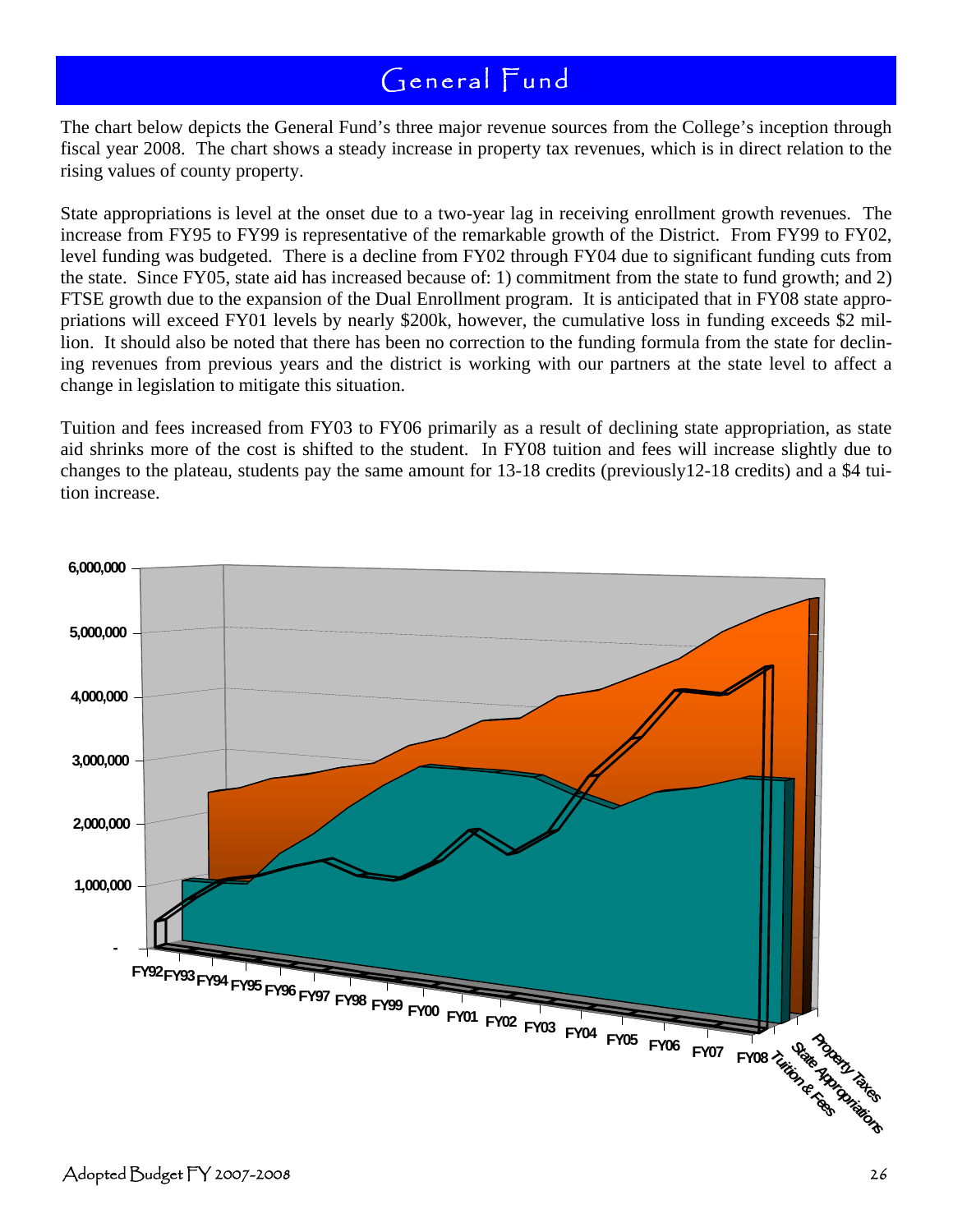# General Fund

The chart below depicts the General Fund's three major revenue sources from the College's inception through fiscal year 2008. The chart shows a steady increase in property tax revenues, which is in direct relation to the rising values of county property.

State appropriations is level at the onset due to a two-year lag in receiving enrollment growth revenues. The increase from FY95 to FY99 is representative of the remarkable growth of the District. From FY99 to FY02, level funding was budgeted. There is a decline from FY02 through FY04 due to significant funding cuts from the state. Since FY05, state aid has increased because of: 1) commitment from the state to fund growth; and 2) FTSE growth due to the expansion of the Dual Enrollment program. It is anticipated that in FY08 state appropriations will exceed FY01 levels by nearly $200k, however, the cumulative loss in funding exceeds $2 million. It should also be noted that there has been no correction to the funding formula from the state for declining revenues from previous years and the district is working with our partners at the state level to affect a change in legislation to mitigate this situation.

Tuition and fees increased from FY03 to FY06 primarily as a result of declining state appropriation, as state aid shrinks more of the cost is shifted to the student. In FY08 tuition and fees will increase slightly due to changes to the plateau, students pay the same amount for 13-18 credits (previously12-18 credits) and a $4 tuition increase.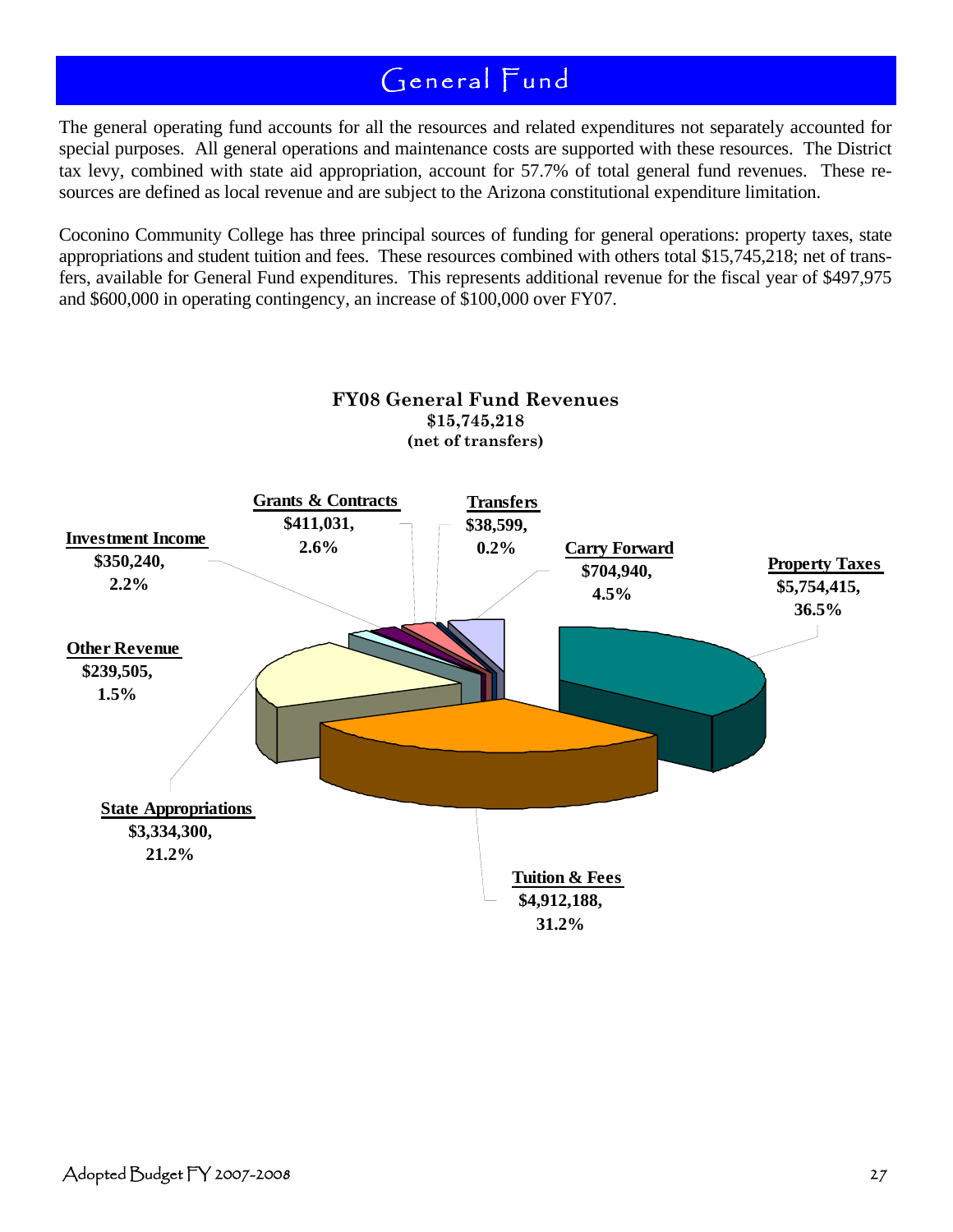# General Fund

The general operating fund accounts for all the resources and related expenditures not separately accounted for special purposes. All general operations and maintenance costs are supported with these resources. The District tax levy, combined with state aid appropriation, account for 57.7% of total general fund revenues. These resources are defined as local revenue and are subject to the Arizona constitutional expenditure limitation.

Coconino Community College has three principal sources of funding for general operations: property taxes, state appropriations and student tuition and fees. These resources combined with others total $15,745,218; net of transfers, available for General Fund expenditures. This represents additional revenue for the fiscal year of $497,975 and $600,000 in operating contingency, an increase of $100,000 over FY07.

**FY08 General Fund Revenues**
**$15,745,218**
**(net of transfers)**

| Source | Amount | Percent |
| --- | --- | --- |
| Property Taxes | $5,754,415 | 36.5% |
| Tuition & Fees | $4,912,188 | 31.2% |
| State Appropriations | $3,334,300 | 21.2% |
| Other Revenue | $239,505 | 1.5% |
| Investment Income | $350,240 | 2.2% |
| Grants & Contracts | $411,031 | 2.6% |
| Transfers | $38,599 | 0.2% |
| Carry Forward | $704,940 | 4.5% |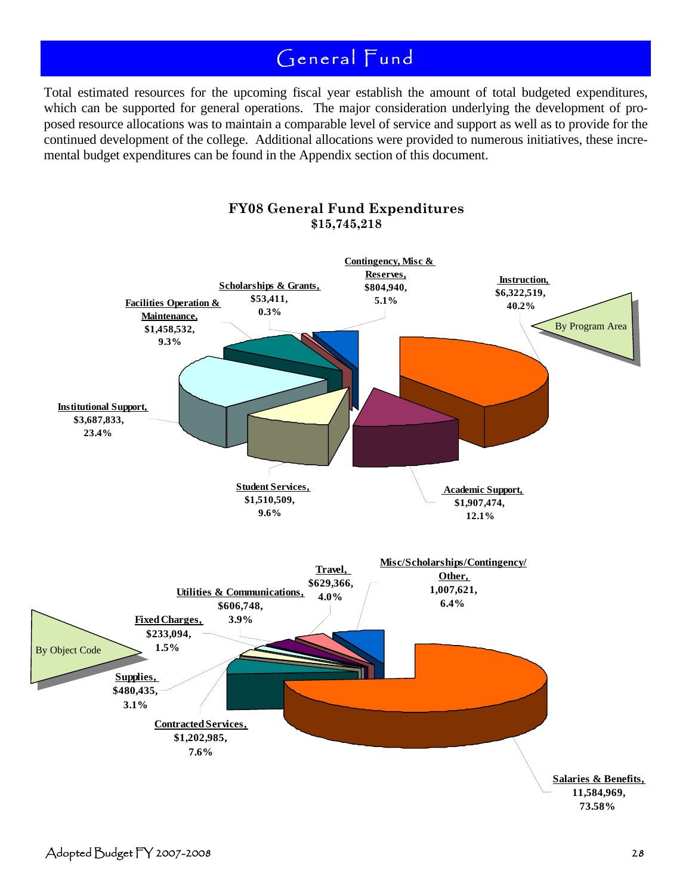# General Fund

Total estimated resources for the upcoming fiscal year establish the amount of total budgeted expenditures, which can be supported for general operations. The major consideration underlying the development of proposed resource allocations was to maintain a comparable level of service and support as well as to provide for the continued development of the college. Additional allocations were provided to numerous initiatives, these incremental budget expenditures can be found in the Appendix section of this document.

**FY08 General Fund Expenditures**
**$15,745,218**

By Program Area

- **Instruction,** $6,322,519, 40.2%
- **Academic Support,** $1,907,474, 12.1%
- **Student Services,** $1,510,509, 9.6%
- **Institutional Support,** $3,687,833, 23.4%
- **Facilities Operation & Maintenance,** $1,458,532, 9.3%
- **Scholarships & Grants,** $53,411, 0.3%
- **Contingency, Misc & Reserves,** $804,940, 5.1%

By Object Code

- **Salaries & Benefits,** 11,584,969, 73.58%
- **Contracted Services,** $1,202,985, 7.6%
- **Supplies,** $480,435, 3.1%
- **Fixed Charges,** $233,094, 1.5%
- **Utilities & Communications,** $606,748, 3.9%
- **Travel,** $629,366, 4.0%
- **Misc/Scholarships/Contingency/Other,** 1,007,621, 6.4%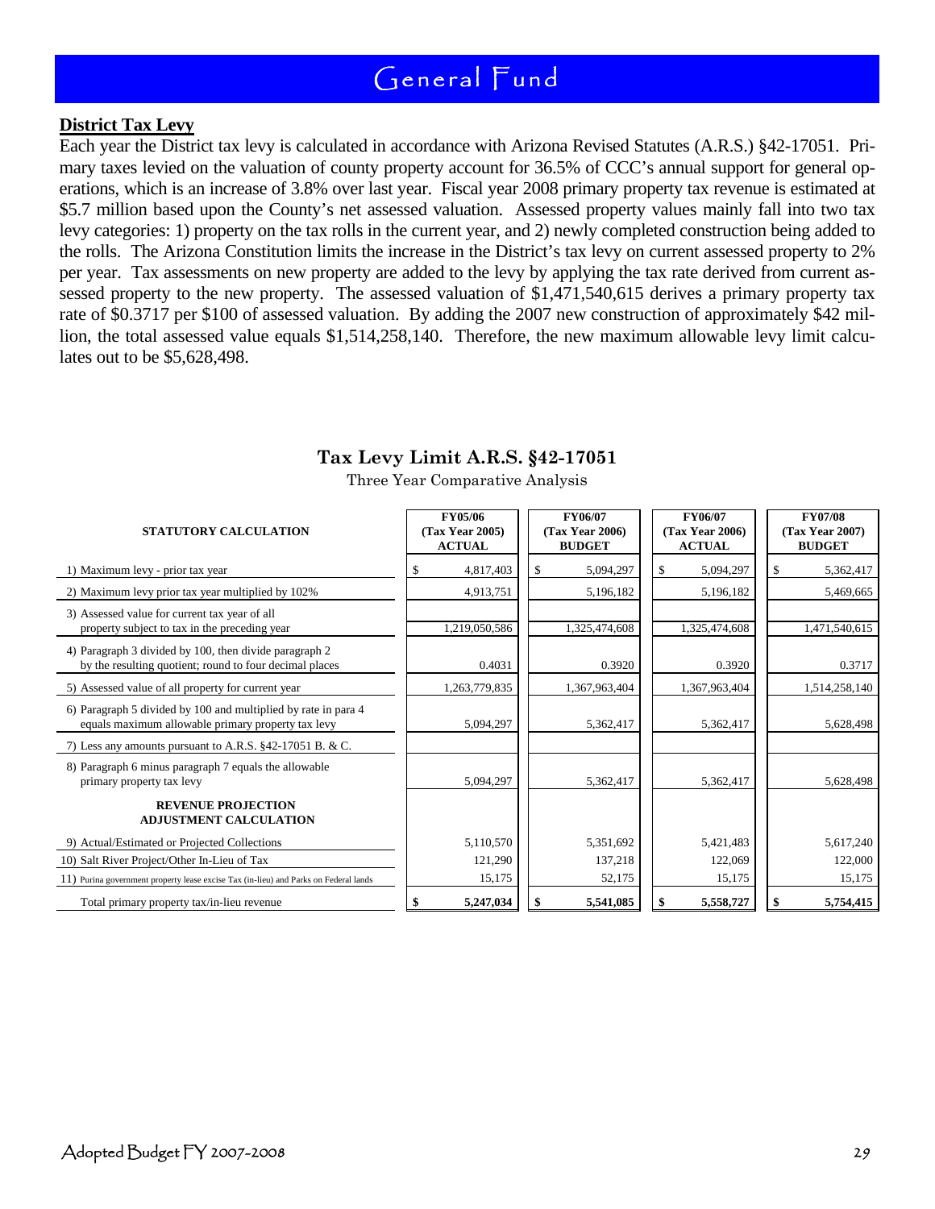# General Fund

**District Tax Levy**

Each year the District tax levy is calculated in accordance with Arizona Revised Statutes (A.R.S.) §42-17051. Primary taxes levied on the valuation of county property account for 36.5% of CCC's annual support for general operations, which is an increase of 3.8% over last year. Fiscal year 2008 primary property tax revenue is estimated at \$5.7 million based upon the County's net assessed valuation. Assessed property values mainly fall into two tax levy categories: 1) property on the tax rolls in the current year, and 2) newly completed construction being added to the rolls. The Arizona Constitution limits the increase in the District's tax levy on current assessed property to 2% per year. Tax assessments on new property are added to the levy by applying the tax rate derived from current assessed property to the new property. The assessed valuation of \$1,471,540,615 derives a primary property tax rate of \$0.3717 per \$100 of assessed valuation. By adding the 2007 new construction of approximately \$42 million, the total assessed value equals \$1,514,258,140. Therefore, the new maximum allowable levy limit calculates out to be \$5,628,498.

### Tax Levy Limit A.R.S. §42-17051

Three Year Comparative Analysis

| STATUTORY CALCULATION | FY05/06 (Tax Year 2005) ACTUAL | FY06/07 (Tax Year 2006) BUDGET | FY06/07 (Tax Year 2006) ACTUAL | FY07/08 (Tax Year 2007) BUDGET |
|---|---|---|---|---|
| 1) Maximum levy - prior tax year | $ 4,817,403 | $ 5,094,297 | $ 5,094,297 | $ 5,362,417 |
| 2) Maximum levy prior tax year multiplied by 102% | 4,913,751 | 5,196,182 | 5,196,182 | 5,469,665 |
| 3) Assessed value for current tax year of all property subject to tax in the preceding year | 1,219,050,586 | 1,325,474,608 | 1,325,474,608 | 1,471,540,615 |
| 4) Paragraph 3 divided by 100, then divide paragraph 2 by the resulting quotient; round to four decimal places | 0.4031 | 0.3920 | 0.3920 | 0.3717 |
| 5) Assessed value of all property for current year | 1,263,779,835 | 1,367,963,404 | 1,367,963,404 | 1,514,258,140 |
| 6) Paragraph 5 divided by 100 and multiplied by rate in para 4 equals maximum allowable primary property tax levy | 5,094,297 | 5,362,417 | 5,362,417 | 5,628,498 |
| 7) Less any amounts pursuant to A.R.S. §42-17051 B. & C. | | | | |
| 8) Paragraph 6 minus paragraph 7 equals the allowable primary property tax levy | 5,094,297 | 5,362,417 | 5,362,417 | 5,628,498 |
| **REVENUE PROJECTION ADJUSTMENT CALCULATION** | | | | |
| 9) Actual/Estimated or Projected Collections | 5,110,570 | 5,351,692 | 5,421,483 | 5,617,240 |
| 10) Salt River Project/Other In-Lieu of Tax | 121,290 | 137,218 | 122,069 | 122,000 |
| 11) Purina government property lease excise Tax (in-lieu) and Parks on Federal lands | 15,175 | 52,175 | 15,175 | 15,175 |
| Total primary property tax/in-lieu revenue | **$ 5,247,034** | **$ 5,541,085** | **$ 5,558,727** | **$ 5,754,415** |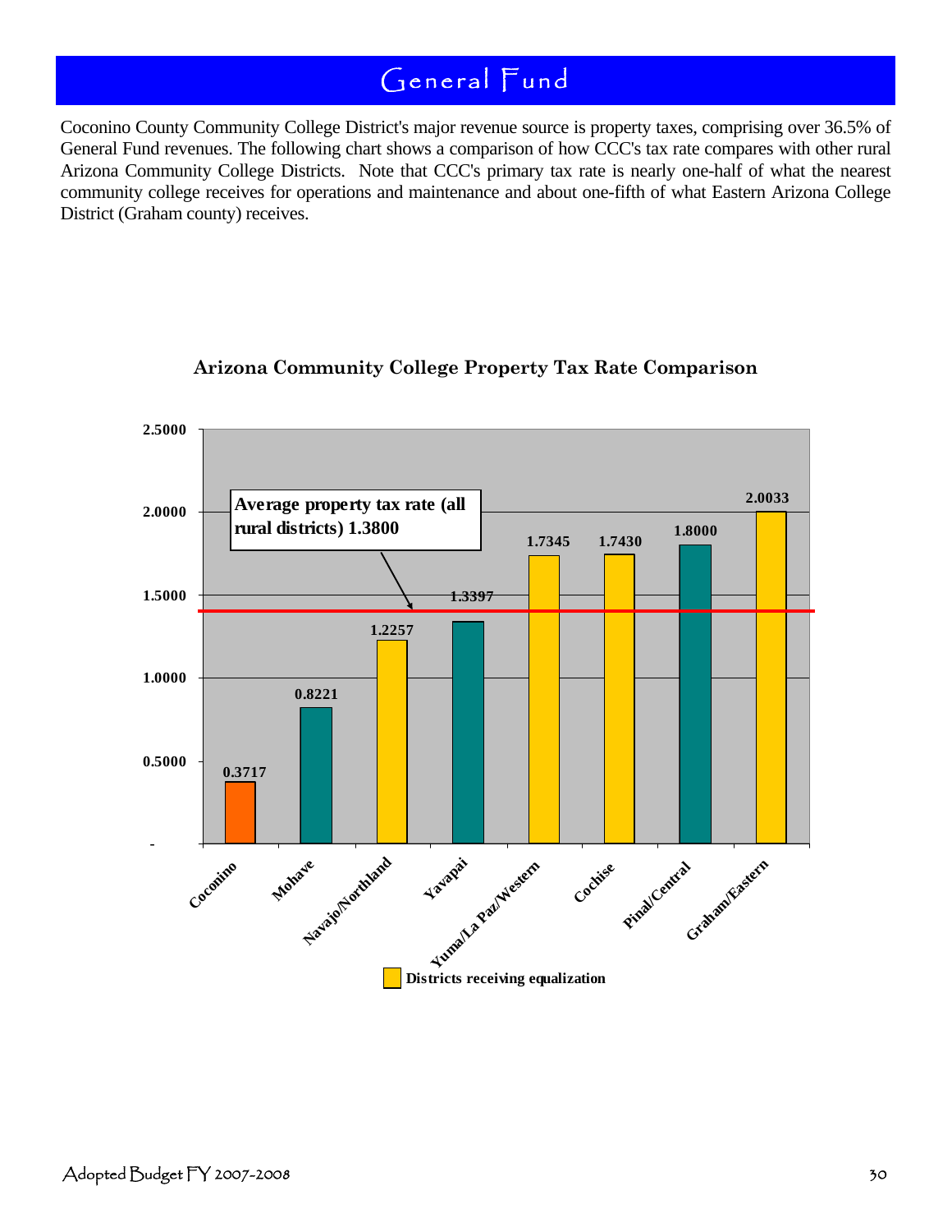# General Fund

Coconino County Community College District's major revenue source is property taxes, comprising over 36.5% of General Fund revenues. The following chart shows a comparison of how CCC's tax rate compares with other rural Arizona Community College Districts. Note that CCC's primary tax rate is nearly one-half of what the nearest community college receives for operations and maintenance and about one-fifth of what Eastern Arizona College District (Graham county) receives.

**Arizona Community College Property Tax Rate Comparison**

| District | Property Tax Rate |
| --- | --- |
| Coconino | 0.3717 |
| Mohave | 0.8221 |
| Navajo/Northland | 1.2257 |
| Yavapai | 1.3397 |
| Yuma/La Paz/Western | 1.7345 |
| Cochise | 1.7430 |
| Pinal/Central | 1.8000 |
| Graham/Eastern | 2.0033 |

Average property tax rate (all rural districts) 1.3800

Districts receiving equalization: Navajo/Northland, Yuma/La Paz/Western, Cochise, Graham/Eastern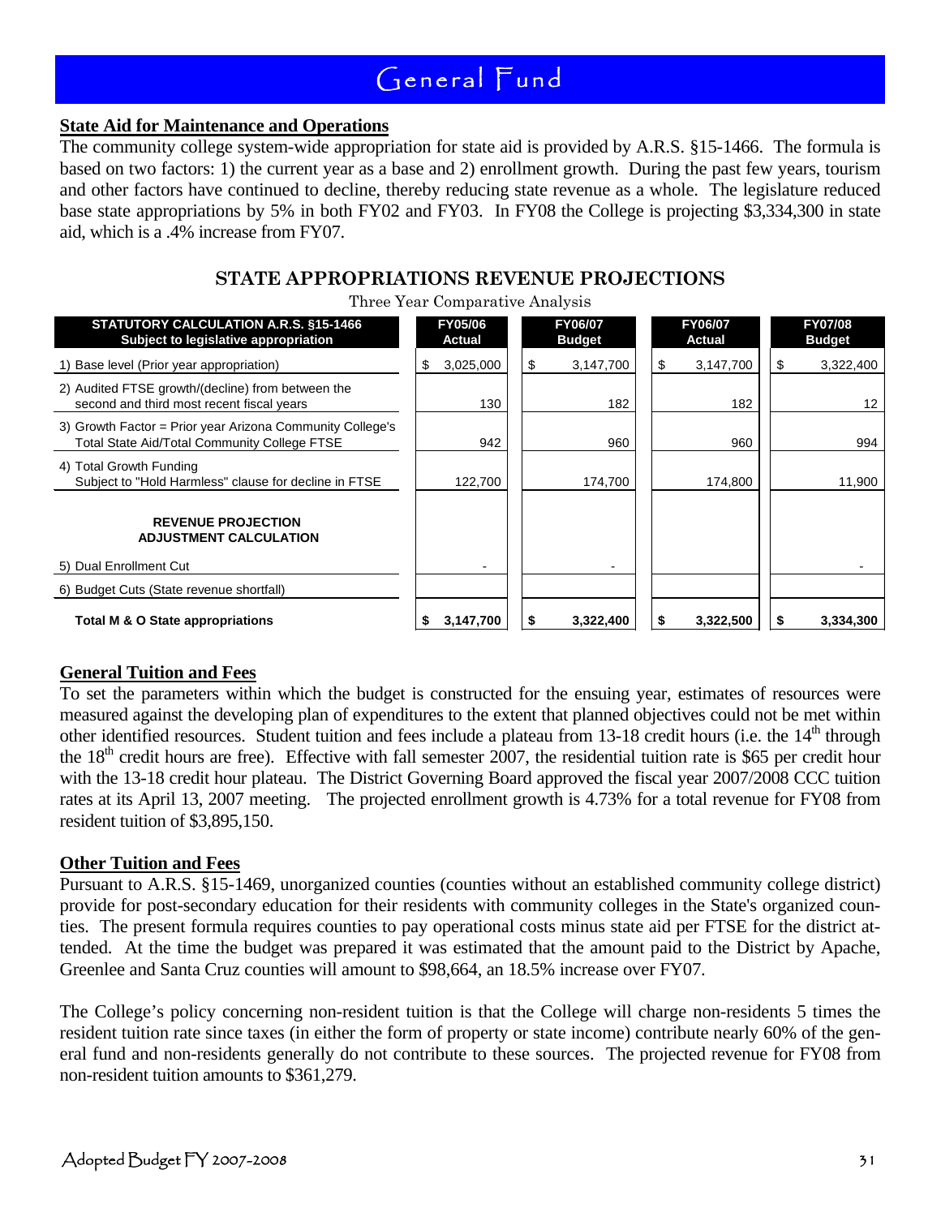# General Fund

## State Aid for Maintenance and Operations

The community college system-wide appropriation for state aid is provided by A.R.S. §15-1466. The formula is based on two factors: 1) the current year as a base and 2) enrollment growth. During the past few years, tourism and other factors have continued to decline, thereby reducing state revenue as a whole. The legislature reduced base state appropriations by 5% in both FY02 and FY03. In FY08 the College is projecting $3,334,300 in state aid, which is a .4% increase from FY07.

### STATE APPROPRIATIONS REVENUE PROJECTIONS

Three Year Comparative Analysis

| STATUTORY CALCULATION A.R.S. §15-1466 Subject to legislative appropriation | FY05/06 Actual | FY06/07 Budget | FY06/07 Actual | FY07/08 Budget |
|---|---|---|---|---|
| 1) Base level (Prior year appropriation) | $ 3,025,000 | $ 3,147,700 | $ 3,147,700 | $ 3,322,400 |
| 2) Audited FTSE growth/(decline) from between the second and third most recent fiscal years | 130 | 182 | 182 | 12 |
| 3) Growth Factor = Prior year Arizona Community College's Total State Aid/Total Community College FTSE | 942 | 960 | 960 | 994 |
| 4) Total Growth Funding Subject to "Hold Harmless" clause for decline in FTSE | 122,700 | 174,700 | 174,800 | 11,900 |
| **REVENUE PROJECTION ADJUSTMENT CALCULATION** | | | | |
| 5) Dual Enrollment Cut | - | - | | - |
| 6) Budget Cuts (State revenue shortfall) | | | | |
| **Total M & O State appropriations** | **$ 3,147,700** | **$ 3,322,400** | **$ 3,322,500** | **$ 3,334,300** |

## General Tuition and Fees

To set the parameters within which the budget is constructed for the ensuing year, estimates of resources were measured against the developing plan of expenditures to the extent that planned objectives could not be met within other identified resources. Student tuition and fees include a plateau from 13-18 credit hours (i.e. the 14th through the 18th credit hours are free). Effective with fall semester 2007, the residential tuition rate is $65 per credit hour with the 13-18 credit hour plateau. The District Governing Board approved the fiscal year 2007/2008 CCC tuition rates at its April 13, 2007 meeting. The projected enrollment growth is 4.73% for a total revenue for FY08 from resident tuition of $3,895,150.

## Other Tuition and Fees

Pursuant to A.R.S. §15-1469, unorganized counties (counties without an established community college district) provide for post-secondary education for their residents with community colleges in the State's organized counties. The present formula requires counties to pay operational costs minus state aid per FTSE for the district attended. At the time the budget was prepared it was estimated that the amount paid to the District by Apache, Greenlee and Santa Cruz counties will amount to $98,664, an 18.5% increase over FY07.

The College's policy concerning non-resident tuition is that the College will charge non-residents 5 times the resident tuition rate since taxes (in either the form of property or state income) contribute nearly 60% of the general fund and non-residents generally do not contribute to these sources. The projected revenue for FY08 from non-resident tuition amounts to $361,279.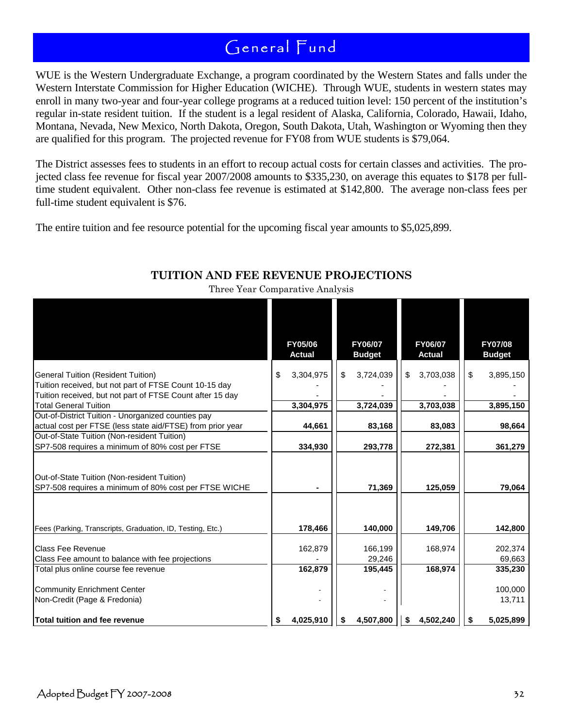# General Fund

WUE is the Western Undergraduate Exchange, a program coordinated by the Western States and falls under the Western Interstate Commission for Higher Education (WICHE). Through WUE, students in western states may enroll in many two-year and four-year college programs at a reduced tuition level: 150 percent of the institution's regular in-state resident tuition. If the student is a legal resident of Alaska, California, Colorado, Hawaii, Idaho, Montana, Nevada, New Mexico, North Dakota, Oregon, South Dakota, Utah, Washington or Wyoming then they are qualified for this program. The projected revenue for FY08 from WUE students is $79,064.

The District assesses fees to students in an effort to recoup actual costs for certain classes and activities. The projected class fee revenue for fiscal year 2007/2008 amounts to $335,230, on average this equates to $178 per full-time student equivalent. Other non-class fee revenue is estimated at $142,800. The average non-class fees per full-time student equivalent is $76.

The entire tuition and fee resource potential for the upcoming fiscal year amounts to $5,025,899.

## TUITION AND FEE REVENUE PROJECTIONS

Three Year Comparative Analysis

| | FY05/06 Actual | FY06/07 Budget | FY06/07 Actual | FY07/08 Budget |
|---|---|---|---|---|
| General Tuition (Resident Tuition) | $ 3,304,975 | $ 3,724,039 | $ 3,703,038 | $ 3,895,150 |
| Tuition received, but not part of FTSE Count 10-15 day | - | - | - | - |
| Tuition received, but not part of FTSE Count after 15 day | - | - | - | - |
| **Total General Tuition** | **3,304,975** | **3,724,039** | **3,703,038** | **3,895,150** |
| Out-of-District Tuition - Unorganized counties pay actual cost per FTSE (less state aid/FTSE) from prior year | **44,661** | **83,168** | **83,083** | **98,664** |
| Out-of-State Tuition (Non-resident Tuition) SP7-508 requires a minimum of 80% cost per FTSE | **334,930** | **293,778** | **272,381** | **361,279** |
| Out-of-State Tuition (Non-resident Tuition) SP7-508 requires a minimum of 80% cost per FTSE WICHE | **-** | **71,369** | **125,059** | **79,064** |
| Fees (Parking, Transcripts, Graduation, ID, Testing, Etc.) | **178,466** | **140,000** | **149,706** | **142,800** |
| Class Fee Revenue | 162,879 | 166,199 | 168,974 | 202,374 |
| Class Fee amount to balance with fee projections | - | 29,246 | | 69,663 |
| Total plus online course fee revenue | **162,879** | **195,445** | **168,974** | **335,230** |
| Community Enrichment Center | - | - | | 100,000 |
| Non-Credit (Page & Fredonia) | - | - | | 13,711 |
| **Total tuition and fee revenue** | **$ 4,025,910** | **$ 4,507,800** | **$ 4,502,240** | **$ 5,025,899** |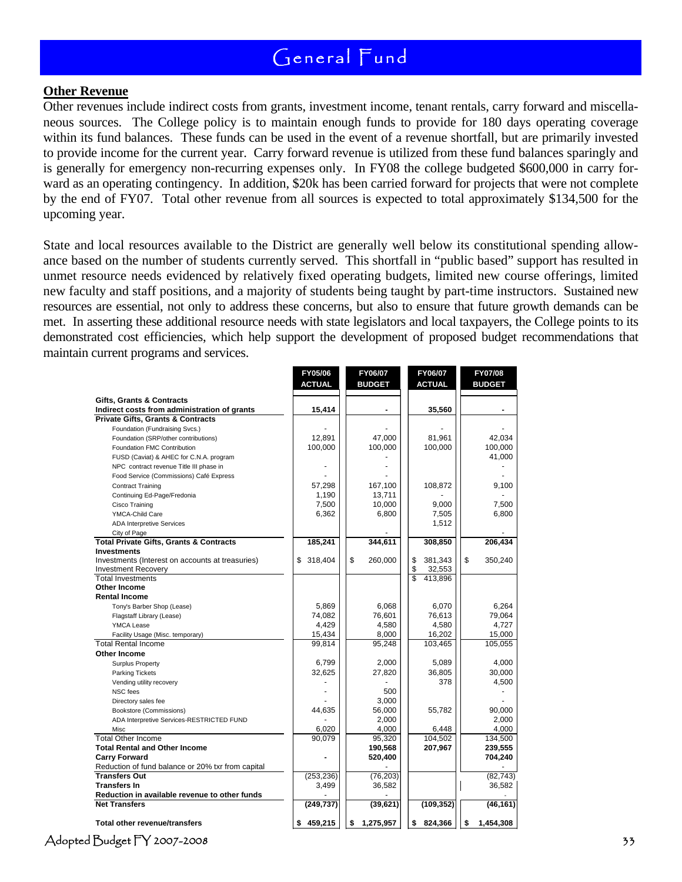# General Fund

**Other Revenue**

Other revenues include indirect costs from grants, investment income, tenant rentals, carry forward and miscellaneous sources. The College policy is to maintain enough funds to provide for 180 days operating coverage within its fund balances. These funds can be used in the event of a revenue shortfall, but are primarily invested to provide income for the current year. Carry forward revenue is utilized from these fund balances sparingly and is generally for emergency non-recurring expenses only. In FY08 the college budgeted $600,000 in carry forward as an operating contingency. In addition, $20k has been carried forward for projects that were not complete by the end of FY07. Total other revenue from all sources is expected to total approximately $134,500 for the upcoming year.

State and local resources available to the District are generally well below its constitutional spending allowance based on the number of students currently served. This shortfall in "public based" support has resulted in unmet resource needs evidenced by relatively fixed operating budgets, limited new course offerings, limited new faculty and staff positions, and a majority of students being taught by part-time instructors. Sustained new resources are essential, not only to address these concerns, but also to ensure that future growth demands can be met. In asserting these additional resource needs with state legislators and local taxpayers, the College points to its demonstrated cost efficiencies, which help support the development of proposed budget recommendations that maintain current programs and services.

| | FY05/06 ACTUAL | FY06/07 BUDGET | FY06/07 ACTUAL | FY07/08 BUDGET |
|---|---|---|---|---|
| **Gifts, Grants & Contracts** | | | | |
| **Indirect costs from administration of grants** | **15,414** | **-** | **35,560** | **-** |
| **Private Gifts, Grants & Contracts** | | | | |
| Foundation (Fundraising Svcs.) | - | - | - | - |
| Foundation (SRP/other contributions) | 12,891 | 47,000 | 81,961 | 42,034 |
| Foundation FMC Contribution | 100,000 | 100,000 | 100,000 | 100,000 |
| FUSD (Caviat) & AHEC for C.N.A. program | | - | | 41,000 |
| NPC contract revenue Title III phase in | - | - | | - |
| Food Service (Commissions) Café Express | - | - | | - |
| Contract Training | 57,298 | 167,100 | 108,872 | 9,100 |
| Continuing Ed-Page/Fredonia | 1,190 | 13,711 | - | - |
| Cisco Training | 7,500 | 10,000 | 9,000 | 7,500 |
| YMCA-Child Care | 6,362 | 6,800 | 7,505 | 6,800 |
| ADA Interpretive Services | | | 1,512 | |
| City of Page | | - | | - |
| **Total Private Gifts, Grants & Contracts** | **185,241** | **344,611** | **308,850** | **206,434** |
| **Investments** | | | | |
| Investments (Interest on accounts at treasuries) | $ 318,404 | $ 260,000 | $ 381,343 | $ 350,240 |
| Investment Recovery | | | $ 32,553 | |
| Total Investments | | | $ 413,896 | |
| **Other Income** | | | | |
| **Rental Income** | | | | |
| Tony's Barber Shop (Lease) | 5,869 | 6,068 | 6,070 | 6,264 |
| Flagstaff Library (Lease) | 74,082 | 76,601 | 76,613 | 79,064 |
| YMCA Lease | 4,429 | 4,580 | 4,580 | 4,727 |
| Facility Usage (Misc. temporary) | 15,434 | 8,000 | 16,202 | 15,000 |
| Total Rental Income | 99,814 | 95,248 | 103,465 | 105,055 |
| **Other Income** | | | | |
| Surplus Property | 6,799 | 2,000 | 5,089 | 4,000 |
| Parking Tickets | 32,625 | 27,820 | 36,805 | 30,000 |
| Vending utility recovery | - | - | 378 | 4,500 |
| NSC fees | - | 500 | | - |
| Directory sales fee | - | 3,000 | | - |
| Bookstore (Commissions) | 44,635 | 56,000 | 55,782 | 90,000 |
| ADA Interpretive Services-RESTRICTED FUND | - | 2,000 | | 2,000 |
| Misc | 6,020 | 4,000 | 6,448 | 4,000 |
| Total Other Income | 90,079 | 95,320 | 104,502 | 134,500 |
| **Total Rental and Other Income** | | **190,568** | **207,967** | **239,555** |
| **Carry Forward** | **-** | **520,400** | | **704,240** |
| Reduction of fund balance or 20% txr from capital | | - | | - |
| **Transfers Out** | (253,236) | (76,203) | | (82,743) |
| **Transfers In** | 3,499 | 36,582 | | 36,582 |
| **Reduction in available revenue to other funds** | - | - | | - |
| **Net Transfers** | **(249,737)** | **(39,621)** | **(109,352)** | **(46,161)** |
| **Total other revenue/transfers** | **$ 459,215** | **$ 1,275,957** | **$ 824,366** | **$ 1,454,308** |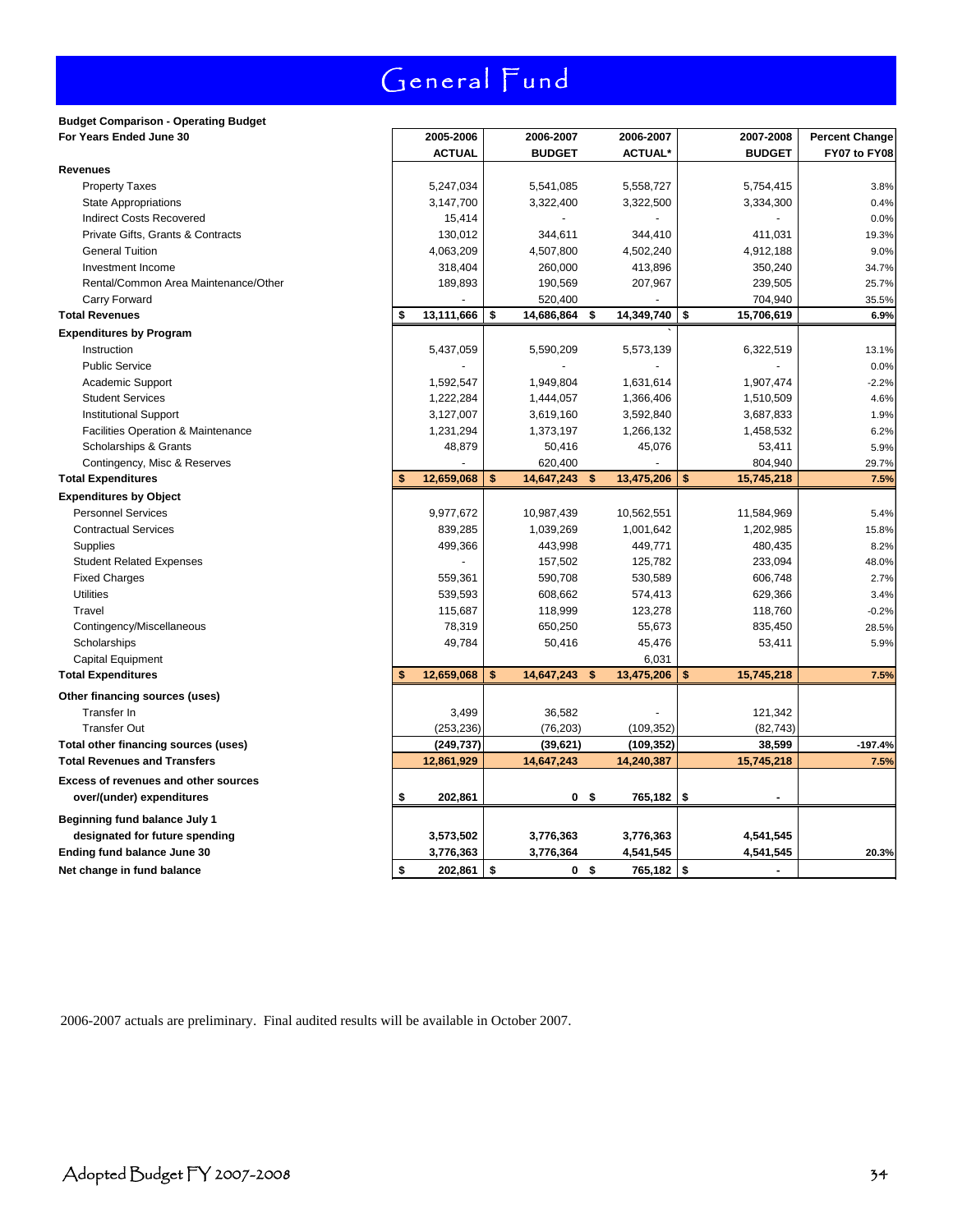# General Fund

**Budget Comparison - Operating Budget**
**For Years Ended June 30**

| | 2005-2006 ACTUAL | 2006-2007 BUDGET | 2006-2007 ACTUAL* | 2007-2008 BUDGET | Percent Change FY07 to FY08 |
|---|---|---|---|---|---|
| **Revenues** | | | | | |
| Property Taxes | 5,247,034 | 5,541,085 | 5,558,727 | 5,754,415 | 3.8% |
| State Appropriations | 3,147,700 | 3,322,400 | 3,322,500 | 3,334,300 | 0.4% |
| Indirect Costs Recovered | 15,414 | - | - | - | 0.0% |
| Private Gifts, Grants & Contracts | 130,012 | 344,611 | 344,410 | 411,031 | 19.3% |
| General Tuition | 4,063,209 | 4,507,800 | 4,502,240 | 4,912,188 | 9.0% |
| Investment Income | 318,404 | 260,000 | 413,896 | 350,240 | 34.7% |
| Rental/Common Area Maintenance/Other | 189,893 | 190,569 | 207,967 | 239,505 | 25.7% |
| Carry Forward | - | 520,400 | - | 704,940 | 35.5% |
| **Total Revenues** | **$ 13,111,666** | **$ 14,686,864** | **$ 14,349,740** | **$ 15,706,619** | **6.9%** |
| **Expenditures by Program** | | | | | |
| Instruction | 5,437,059 | 5,590,209 | 5,573,139 | 6,322,519 | 13.1% |
| Public Service | - | - | - | - | 0.0% |
| Academic Support | 1,592,547 | 1,949,804 | 1,631,614 | 1,907,474 | -2.2% |
| Student Services | 1,222,284 | 1,444,057 | 1,366,406 | 1,510,509 | 4.6% |
| Institutional Support | 3,127,007 | 3,619,160 | 3,592,840 | 3,687,833 | 1.9% |
| Facilities Operation & Maintenance | 1,231,294 | 1,373,197 | 1,266,132 | 1,458,532 | 6.2% |
| Scholarships & Grants | 48,879 | 50,416 | 45,076 | 53,411 | 5.9% |
| Contingency, Misc & Reserves | - | 620,400 | - | 804,940 | 29.7% |
| **Total Expenditures** | **$ 12,659,068** | **$ 14,647,243** | **$ 13,475,206** | **$ 15,745,218** | **7.5%** |
| **Expenditures by Object** | | | | | |
| Personnel Services | 9,977,672 | 10,987,439 | 10,562,551 | 11,584,969 | 5.4% |
| Contractual Services | 839,285 | 1,039,269 | 1,001,642 | 1,202,985 | 15.8% |
| Supplies | 499,366 | 443,998 | 449,771 | 480,435 | 8.2% |
| Student Related Expenses | - | 157,502 | 125,782 | 233,094 | 48.0% |
| Fixed Charges | 559,361 | 590,708 | 530,589 | 606,748 | 2.7% |
| Utilities | 539,593 | 608,662 | 574,413 | 629,366 | 3.4% |
| Travel | 115,687 | 118,999 | 123,278 | 118,760 | -0.2% |
| Contingency/Miscellaneous | 78,319 | 650,250 | 55,673 | 835,450 | 28.5% |
| Scholarships | 49,784 | 50,416 | 45,476 | 53,411 | 5.9% |
| Capital Equipment | | | 6,031 | | |
| **Total Expenditures** | **$ 12,659,068** | **$ 14,647,243** | **$ 13,475,206** | **$ 15,745,218** | **7.5%** |
| **Other financing sources (uses)** | | | | | |
| Transfer In | 3,499 | 36,582 | - | 121,342 | |
| Transfer Out | (253,236) | (76,203) | (109,352) | (82,743) | |
| **Total other financing sources (uses)** | **(249,737)** | **(39,621)** | **(109,352)** | **38,599** | **-197.4%** |
| **Total Revenues and Transfers** | **12,861,929** | **14,647,243** | **14,240,387** | **15,745,218** | **7.5%** |
| **Excess of revenues and other sources over/(under) expenditures** | **$ 202,861** | **0** | **$ 765,182** | **$ -** | |
| **Beginning fund balance July 1 designated for future spending** | **3,573,502** | **3,776,363** | **3,776,363** | **4,541,545** | |
| **Ending fund balance June 30** | **3,776,363** | **3,776,364** | **4,541,545** | **4,541,545** | **20.3%** |
| **Net change in fund balance** | **$ 202,861** | **$ 0** | **$ 765,182** | **$ -** | |

2006-2007 actuals are preliminary. Final audited results will be available in October 2007.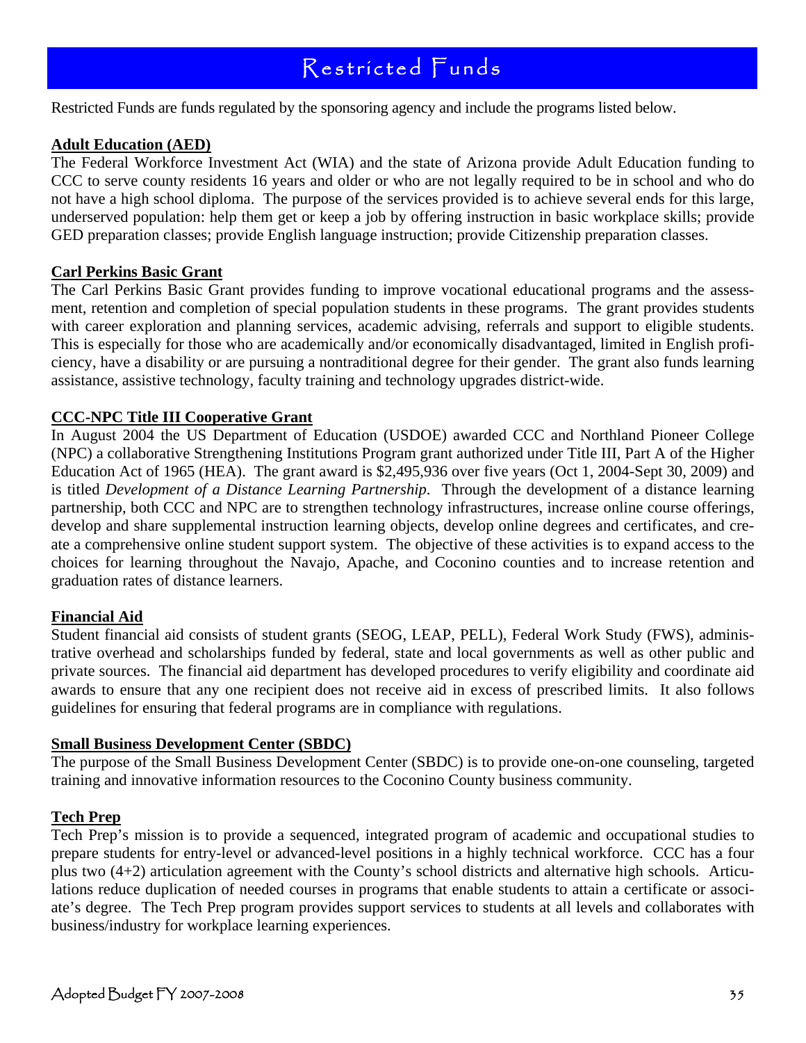# Restricted Funds

Restricted Funds are funds regulated by the sponsoring agency and include the programs listed below.

## Adult Education (AED)

The Federal Workforce Investment Act (WIA) and the state of Arizona provide Adult Education funding to CCC to serve county residents 16 years and older or who are not legally required to be in school and who do not have a high school diploma. The purpose of the services provided is to achieve several ends for this large, underserved population: help them get or keep a job by offering instruction in basic workplace skills; provide GED preparation classes; provide English language instruction; provide Citizenship preparation classes.

## Carl Perkins Basic Grant

The Carl Perkins Basic Grant provides funding to improve vocational educational programs and the assessment, retention and completion of special population students in these programs. The grant provides students with career exploration and planning services, academic advising, referrals and support to eligible students. This is especially for those who are academically and/or economically disadvantaged, limited in English proficiency, have a disability or are pursuing a nontraditional degree for their gender. The grant also funds learning assistance, assistive technology, faculty training and technology upgrades district-wide.

## CCC-NPC Title III Cooperative Grant

In August 2004 the US Department of Education (USDOE) awarded CCC and Northland Pioneer College (NPC) a collaborative Strengthening Institutions Program grant authorized under Title III, Part A of the Higher Education Act of 1965 (HEA). The grant award is $2,495,936 over five years (Oct 1, 2004-Sept 30, 2009) and is titled *Development of a Distance Learning Partnership.* Through the development of a distance learning partnership, both CCC and NPC are to strengthen technology infrastructures, increase online course offerings, develop and share supplemental instruction learning objects, develop online degrees and certificates, and create a comprehensive online student support system. The objective of these activities is to expand access to the choices for learning throughout the Navajo, Apache, and Coconino counties and to increase retention and graduation rates of distance learners.

## Financial Aid

Student financial aid consists of student grants (SEOG, LEAP, PELL), Federal Work Study (FWS), administrative overhead and scholarships funded by federal, state and local governments as well as other public and private sources. The financial aid department has developed procedures to verify eligibility and coordinate aid awards to ensure that any one recipient does not receive aid in excess of prescribed limits. It also follows guidelines for ensuring that federal programs are in compliance with regulations.

## Small Business Development Center (SBDC)

The purpose of the Small Business Development Center (SBDC) is to provide one-on-one counseling, targeted training and innovative information resources to the Coconino County business community.

## Tech Prep

Tech Prep's mission is to provide a sequenced, integrated program of academic and occupational studies to prepare students for entry-level or advanced-level positions in a highly technical workforce. CCC has a four plus two (4+2) articulation agreement with the County's school districts and alternative high schools. Articulations reduce duplication of needed courses in programs that enable students to attain a certificate or associate's degree. The Tech Prep program provides support services to students at all levels and collaborates with business/industry for workplace learning experiences.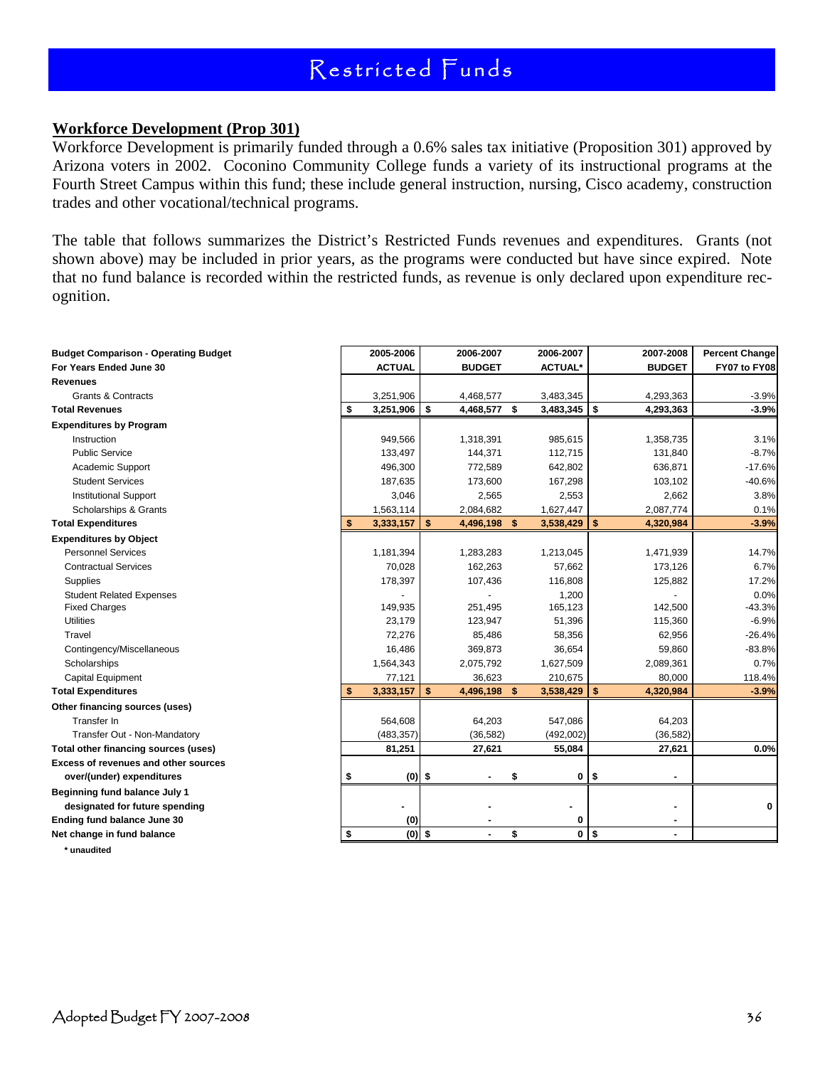# Restricted Funds

## Workforce Development (Prop 301)

Workforce Development is primarily funded through a 0.6% sales tax initiative (Proposition 301) approved by Arizona voters in 2002. Coconino Community College funds a variety of its instructional programs at the Fourth Street Campus within this fund; these include general instruction, nursing, Cisco academy, construction trades and other vocational/technical programs.

The table that follows summarizes the District's Restricted Funds revenues and expenditures. Grants (not shown above) may be included in prior years, as the programs were conducted but have since expired. Note that no fund balance is recorded within the restricted funds, as revenue is only declared upon expenditure recognition.

| Budget Comparison - Operating Budget For Years Ended June 30 | 2005-2006 ACTUAL | 2006-2007 BUDGET | 2006-2007 ACTUAL* | 2007-2008 BUDGET | Percent Change FY07 to FY08 |
|---|---|---|---|---|---|
| **Revenues** | | | | | |
| Grants & Contracts | 3,251,906 | 4,468,577 | 3,483,345 | 4,293,363 | -3.9% |
| **Total Revenues** | **$ 3,251,906** | **$ 4,468,577** | **$ 3,483,345** | **$ 4,293,363** | **-3.9%** |
| **Expenditures by Program** | | | | | |
| Instruction | 949,566 | 1,318,391 | 985,615 | 1,358,735 | 3.1% |
| Public Service | 133,497 | 144,371 | 112,715 | 131,840 | -8.7% |
| Academic Support | 496,300 | 772,589 | 642,802 | 636,871 | -17.6% |
| Student Services | 187,635 | 173,600 | 167,298 | 103,102 | -40.6% |
| Institutional Support | 3,046 | 2,565 | 2,553 | 2,662 | 3.8% |
| Scholarships & Grants | 1,563,114 | 2,084,682 | 1,627,447 | 2,087,774 | 0.1% |
| **Total Expenditures** | **$ 3,333,157** | **$ 4,496,198** | **$ 3,538,429** | **$ 4,320,984** | **-3.9%** |
| **Expenditures by Object** | | | | | |
| Personnel Services | 1,181,394 | 1,283,283 | 1,213,045 | 1,471,939 | 14.7% |
| Contractual Services | 70,028 | 162,263 | 57,662 | 173,126 | 6.7% |
| Supplies | 178,397 | 107,436 | 116,808 | 125,882 | 17.2% |
| Student Related Expenses | - | - | 1,200 | - | 0.0% |
| Fixed Charges | 149,935 | 251,495 | 165,123 | 142,500 | -43.3% |
| Utilities | 23,179 | 123,947 | 51,396 | 115,360 | -6.9% |
| Travel | 72,276 | 85,486 | 58,356 | 62,956 | -26.4% |
| Contingency/Miscellaneous | 16,486 | 369,873 | 36,654 | 59,860 | -83.8% |
| Scholarships | 1,564,343 | 2,075,792 | 1,627,509 | 2,089,361 | 0.7% |
| Capital Equipment | 77,121 | 36,623 | 210,675 | 80,000 | 118.4% |
| **Total Expenditures** | **$ 3,333,157** | **$ 4,496,198** | **$ 3,538,429** | **$ 4,320,984** | **-3.9%** |
| **Other financing sources (uses)** | | | | | |
| Transfer In | 564,608 | 64,203 | 547,086 | 64,203 | |
| Transfer Out - Non-Mandatory | (483,357) | (36,582) | (492,002) | (36,582) | |
| **Total other financing sources (uses)** | **81,251** | **27,621** | **55,084** | **27,621** | **0.0%** |
| **Excess of revenues and other sources over/(under) expenditures** | **$ (0)** | **$ -** | **$ 0** | **$ -** | |
| **Beginning fund balance July 1 designated for future spending** | **-** | **-** | **-** | **-** | **0** |
| **Ending fund balance June 30** | **(0)** | **-** | **0** | **-** | |
| **Net change in fund balance** | **$ (0)** | **$ -** | **$ 0** | **$ -** | |

**\* unaudited**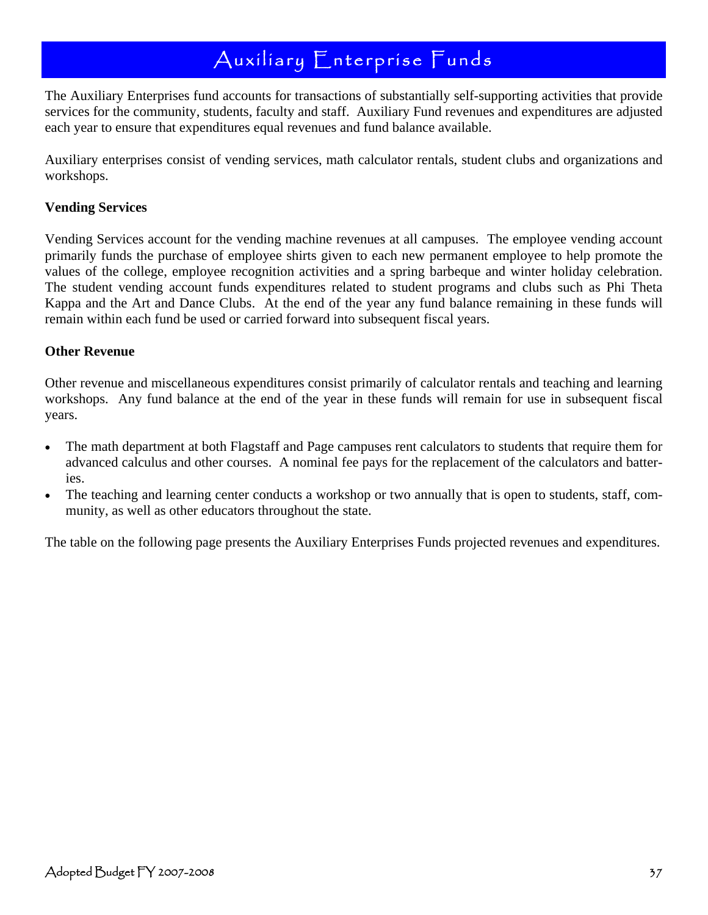# Auxiliary Enterprise Funds

The Auxiliary Enterprises fund accounts for transactions of substantially self-supporting activities that provide services for the community, students, faculty and staff. Auxiliary Fund revenues and expenditures are adjusted each year to ensure that expenditures equal revenues and fund balance available.

Auxiliary enterprises consist of vending services, math calculator rentals, student clubs and organizations and workshops.

**Vending Services**

Vending Services account for the vending machine revenues at all campuses. The employee vending account primarily funds the purchase of employee shirts given to each new permanent employee to help promote the values of the college, employee recognition activities and a spring barbeque and winter holiday celebration. The student vending account funds expenditures related to student programs and clubs such as Phi Theta Kappa and the Art and Dance Clubs. At the end of the year any fund balance remaining in these funds will remain within each fund be used or carried forward into subsequent fiscal years.

**Other Revenue**

Other revenue and miscellaneous expenditures consist primarily of calculator rentals and teaching and learning workshops. Any fund balance at the end of the year in these funds will remain for use in subsequent fiscal years.

- The math department at both Flagstaff and Page campuses rent calculators to students that require them for advanced calculus and other courses. A nominal fee pays for the replacement of the calculators and batteries.
- The teaching and learning center conducts a workshop or two annually that is open to students, staff, community, as well as other educators throughout the state.

The table on the following page presents the Auxiliary Enterprises Funds projected revenues and expenditures.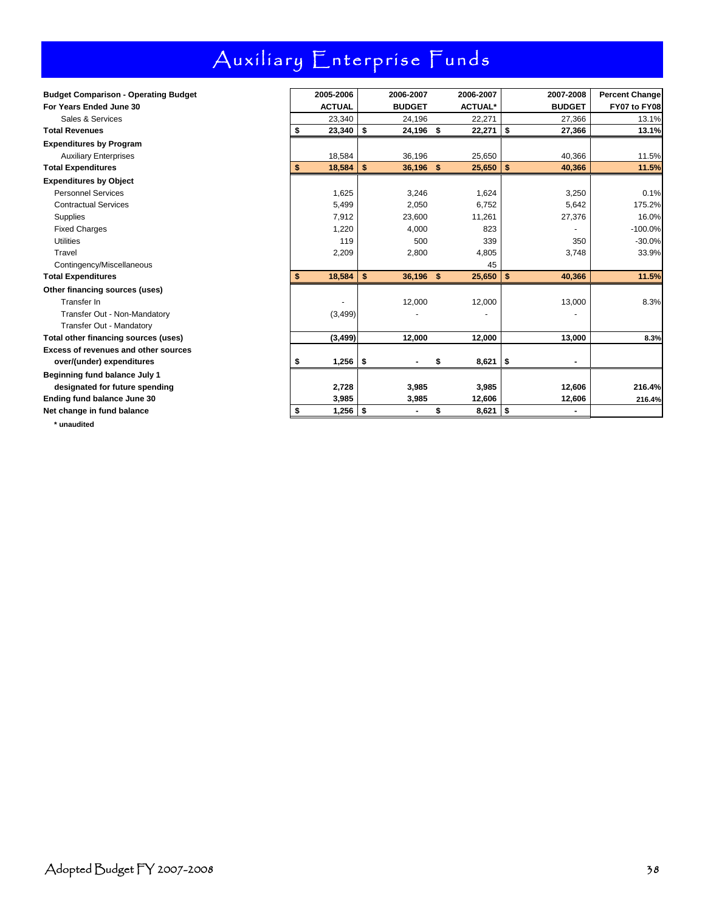# Auxiliary Enterprise Funds

| Budget Comparison - Operating Budget<br>For Years Ended June 30 | 2005-2006<br>ACTUAL | 2006-2007<br>BUDGET | 2006-2007<br>ACTUAL* | 2007-2008<br>BUDGET | Percent Change<br>FY07 to FY08 |
|---|---|---|---|---|---|
| Sales & Services | 23,340 | 24,196 | 22,271 | 27,366 | 13.1% |
| **Total Revenues** | **$ 23,340** | **$ 24,196** | **$ 22,271** | **$ 27,366** | **13.1%** |
| **Expenditures by Program** | | | | | |
| Auxiliary Enterprises | 18,584 | 36,196 | 25,650 | 40,366 | 11.5% |
| **Total Expenditures** | **$ 18,584** | **$ 36,196** | **$ 25,650** | **$ 40,366** | **11.5%** |
| **Expenditures by Object** | | | | | |
| Personnel Services | 1,625 | 3,246 | 1,624 | 3,250 | 0.1% |
| Contractual Services | 5,499 | 2,050 | 6,752 | 5,642 | 175.2% |
| Supplies | 7,912 | 23,600 | 11,261 | 27,376 | 16.0% |
| Fixed Charges | 1,220 | 4,000 | 823 | - | -100.0% |
| Utilities | 119 | 500 | 339 | 350 | -30.0% |
| Travel | 2,209 | 2,800 | 4,805 | 3,748 | 33.9% |
| Contingency/Miscellaneous | | | 45 | | |
| **Total Expenditures** | **$ 18,584** | **$ 36,196** | **$ 25,650** | **$ 40,366** | **11.5%** |
| **Other financing sources (uses)** | | | | | |
| Transfer In | - | 12,000 | 12,000 | 13,000 | 8.3% |
| Transfer Out - Non-Mandatory | (3,499) | - | - | - | |
| Transfer Out - Mandatory | | | | | |
| **Total other financing sources (uses)** | **(3,499)** | **12,000** | **12,000** | **13,000** | **8.3%** |
| **Excess of revenues and other sources over/(under) expenditures** | **$ 1,256** | **$ -** | **$ 8,621** | **$ -** | |
| **Beginning fund balance July 1 designated for future spending** | **2,728** | **3,985** | **3,985** | **12,606** | **216.4%** |
| **Ending fund balance June 30** | **3,985** | **3,985** | **12,606** | **12,606** | **216.4%** |
| **Net change in fund balance** | **$ 1,256** | **$ -** | **$ 8,621** | **$ -** | |

**\* unaudited**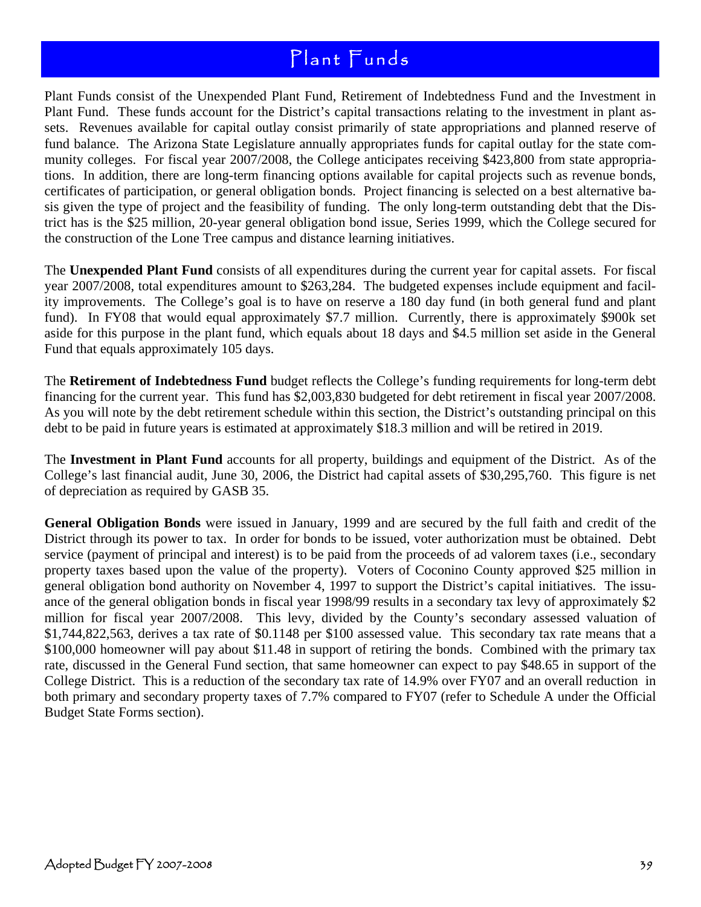# Plant Funds

Plant Funds consist of the Unexpended Plant Fund, Retirement of Indebtedness Fund and the Investment in Plant Fund. These funds account for the District's capital transactions relating to the investment in plant assets. Revenues available for capital outlay consist primarily of state appropriations and planned reserve of fund balance. The Arizona State Legislature annually appropriates funds for capital outlay for the state community colleges. For fiscal year 2007/2008, the College anticipates receiving $423,800 from state appropriations. In addition, there are long-term financing options available for capital projects such as revenue bonds, certificates of participation, or general obligation bonds. Project financing is selected on a best alternative basis given the type of project and the feasibility of funding. The only long-term outstanding debt that the District has is the $25 million, 20-year general obligation bond issue, Series 1999, which the College secured for the construction of the Lone Tree campus and distance learning initiatives.

The **Unexpended Plant Fund** consists of all expenditures during the current year for capital assets. For fiscal year 2007/2008, total expenditures amount to $263,284. The budgeted expenses include equipment and facility improvements. The College's goal is to have on reserve a 180 day fund (in both general fund and plant fund). In FY08 that would equal approximately $7.7 million. Currently, there is approximately $900k set aside for this purpose in the plant fund, which equals about 18 days and $4.5 million set aside in the General Fund that equals approximately 105 days.

The **Retirement of Indebtedness Fund** budget reflects the College's funding requirements for long-term debt financing for the current year. This fund has $2,003,830 budgeted for debt retirement in fiscal year 2007/2008. As you will note by the debt retirement schedule within this section, the District's outstanding principal on this debt to be paid in future years is estimated at approximately $18.3 million and will be retired in 2019.

The **Investment in Plant Fund** accounts for all property, buildings and equipment of the District. As of the College's last financial audit, June 30, 2006, the District had capital assets of $30,295,760. This figure is net of depreciation as required by GASB 35.

**General Obligation Bonds** were issued in January, 1999 and are secured by the full faith and credit of the District through its power to tax. In order for bonds to be issued, voter authorization must be obtained. Debt service (payment of principal and interest) is to be paid from the proceeds of ad valorem taxes (i.e., secondary property taxes based upon the value of the property). Voters of Coconino County approved $25 million in general obligation bond authority on November 4, 1997 to support the District's capital initiatives. The issuance of the general obligation bonds in fiscal year 1998/99 results in a secondary tax levy of approximately $2 million for fiscal year 2007/2008. This levy, divided by the County's secondary assessed valuation of $1,744,822,563, derives a tax rate of $0.1148 per $100 assessed value. This secondary tax rate means that a $100,000 homeowner will pay about $11.48 in support of retiring the bonds. Combined with the primary tax rate, discussed in the General Fund section, that same homeowner can expect to pay $48.65 in support of the College District. This is a reduction of the secondary tax rate of 14.9% over FY07 and an overall reduction in both primary and secondary property taxes of 7.7% compared to FY07 (refer to Schedule A under the Official Budget State Forms section).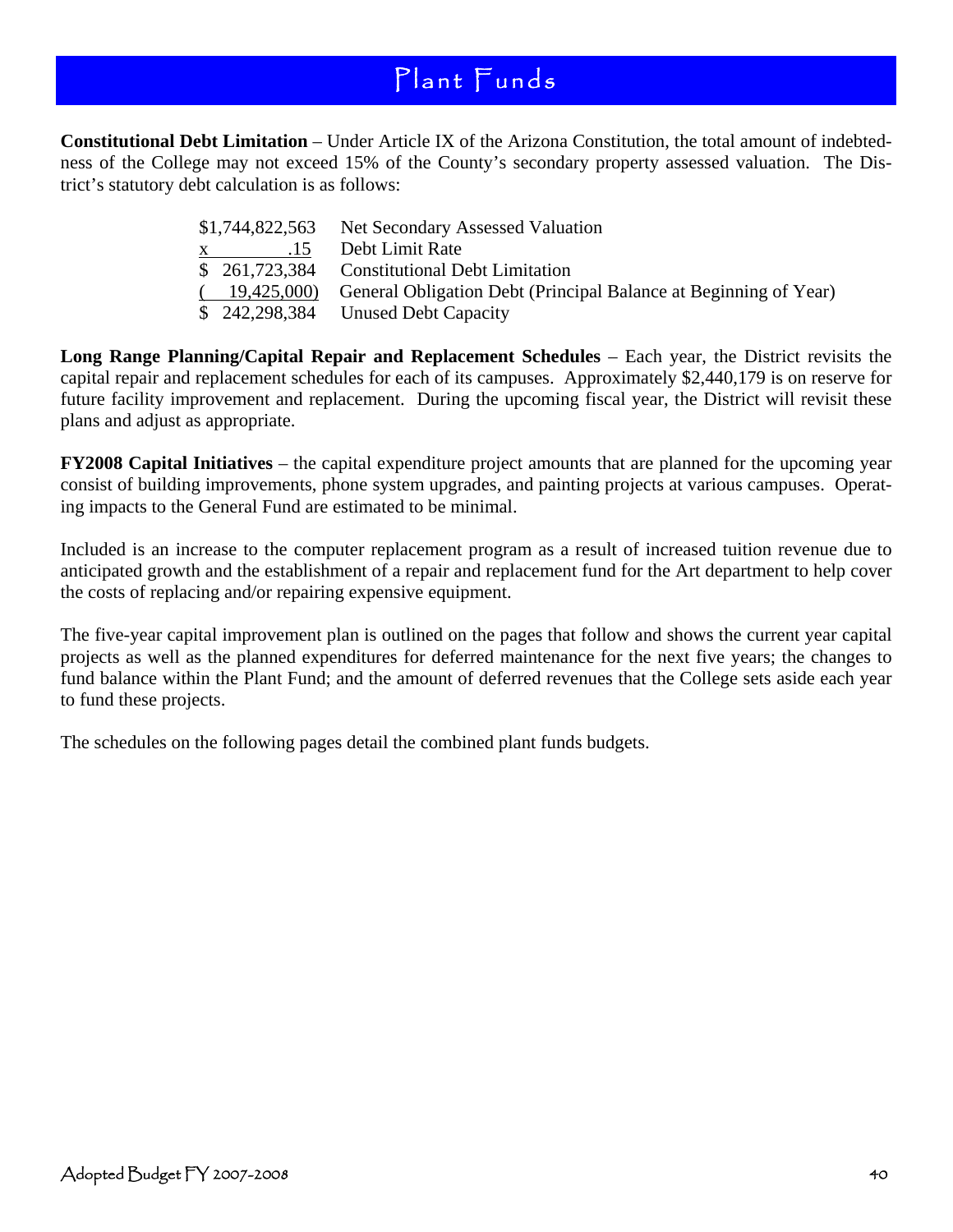# Plant Funds

**Constitutional Debt Limitation** – Under Article IX of the Arizona Constitution, the total amount of indebtedness of the College may not exceed 15% of the County's secondary property assessed valuation. The District's statutory debt calculation is as follows:

| Amount | Description |
|---|---|
| $1,744,822,563 | Net Secondary Assessed Valuation |
| x .15 | Debt Limit Rate |
| $ 261,723,384 | Constitutional Debt Limitation |
| ( 19,425,000) | General Obligation Debt (Principal Balance at Beginning of Year) |
| $ 242,298,384 | Unused Debt Capacity |

**Long Range Planning/Capital Repair and Replacement Schedules** – Each year, the District revisits the capital repair and replacement schedules for each of its campuses. Approximately $2,440,179 is on reserve for future facility improvement and replacement. During the upcoming fiscal year, the District will revisit these plans and adjust as appropriate.

**FY2008 Capital Initiatives** – the capital expenditure project amounts that are planned for the upcoming year consist of building improvements, phone system upgrades, and painting projects at various campuses. Operating impacts to the General Fund are estimated to be minimal.

Included is an increase to the computer replacement program as a result of increased tuition revenue due to anticipated growth and the establishment of a repair and replacement fund for the Art department to help cover the costs of replacing and/or repairing expensive equipment.

The five-year capital improvement plan is outlined on the pages that follow and shows the current year capital projects as well as the planned expenditures for deferred maintenance for the next five years; the changes to fund balance within the Plant Fund; and the amount of deferred revenues that the College sets aside each year to fund these projects.

The schedules on the following pages detail the combined plant funds budgets.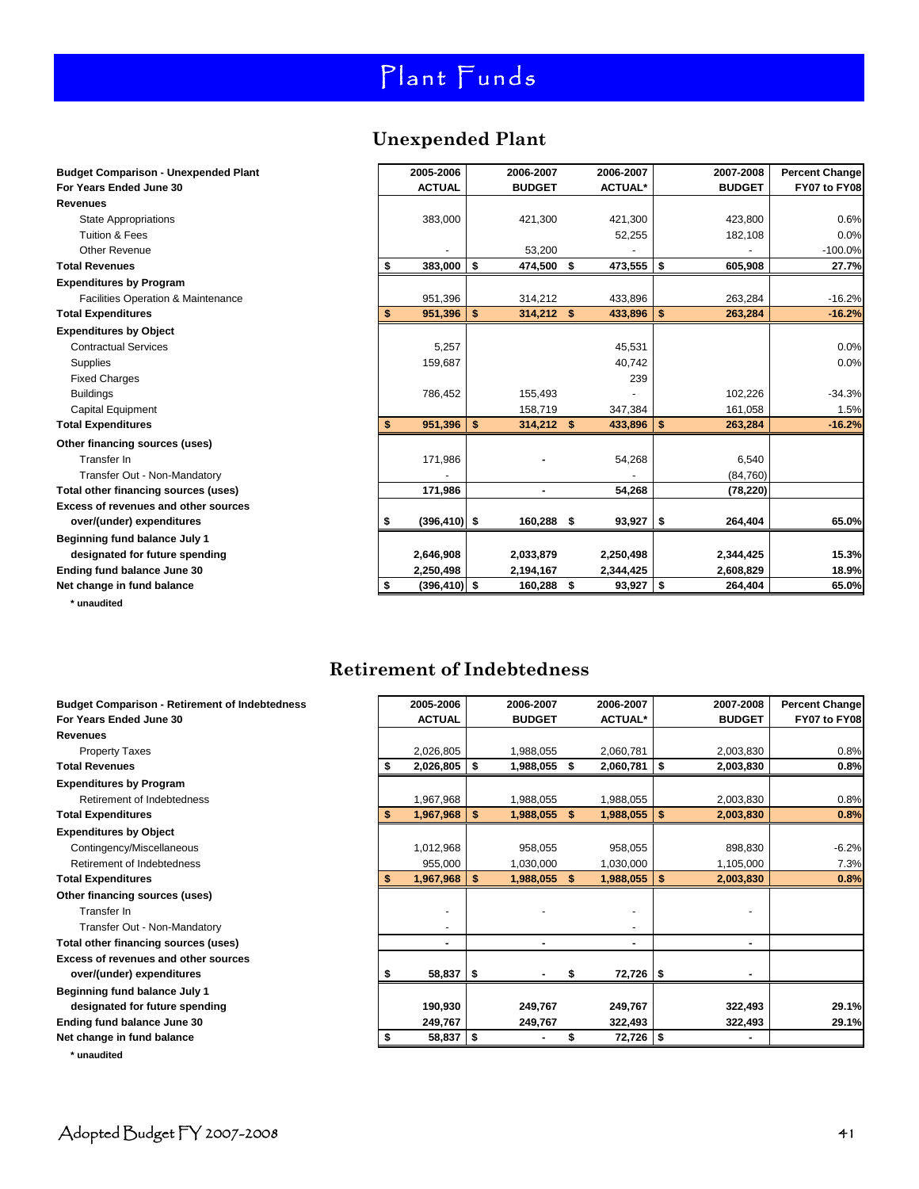# Plant Funds

## Unexpended Plant

| Budget Comparison - Unexpended Plant<br>For Years Ended June 30 | 2005-2006<br>ACTUAL | 2006-2007<br>BUDGET | 2006-2007<br>ACTUAL* | 2007-2008<br>BUDGET | Percent Change<br>FY07 to FY08 |
|---|---|---|---|---|---|
| **Revenues** | | | | | |
| State Appropriations | 383,000 | 421,300 | 421,300 | 423,800 | 0.6% |
| Tuition & Fees | | | 52,255 | 182,108 | 0.0% |
| Other Revenue | - | 53,200 | - | - | -100.0% |
| **Total Revenues** | **$ 383,000** | **$ 474,500** | **$ 473,555** | **$ 605,908** | **27.7%** |
| **Expenditures by Program** | | | | | |
| Facilities Operation & Maintenance | 951,396 | 314,212 | 433,896 | 263,284 | -16.2% |
| **Total Expenditures** | **$ 951,396** | **$ 314,212** | **$ 433,896** | **$ 263,284** | **-16.2%** |
| **Expenditures by Object** | | | | | |
| Contractual Services | 5,257 | | 45,531 | | 0.0% |
| Supplies | 159,687 | | 40,742 | | 0.0% |
| Fixed Charges | | | 239 | | |
| Buildings | 786,452 | 155,493 | - | 102,226 | -34.3% |
| Capital Equipment | | 158,719 | 347,384 | 161,058 | 1.5% |
| **Total Expenditures** | **$ 951,396** | **$ 314,212** | **$ 433,896** | **$ 263,284** | **-16.2%** |
| **Other financing sources (uses)** | | | | | |
| Transfer In | 171,986 | - | 54,268 | 6,540 | |
| Transfer Out - Non-Mandatory | - | | - | (84,760) | |
| **Total other financing sources (uses)** | **171,986** | **-** | **54,268** | **(78,220)** | |
| **Excess of revenues and other sources over/(under) expenditures** | **$ (396,410)** | **$ 160,288** | **$ 93,927** | **$ 264,404** | **65.0%** |
| **Beginning fund balance July 1 designated for future spending** | **2,646,908** | **2,033,879** | **2,250,498** | **2,344,425** | **15.3%** |
| **Ending fund balance June 30** | **2,250,498** | **2,194,167** | **2,344,425** | **2,608,829** | **18.9%** |
| **Net change in fund balance** | **$ (396,410)** | **$ 160,288** | **$ 93,927** | **$ 264,404** | **65.0%** |

**\* unaudited**

## Retirement of Indebtedness

| Budget Comparison - Retirement of Indebtedness<br>For Years Ended June 30 | 2005-2006<br>ACTUAL | 2006-2007<br>BUDGET | 2006-2007<br>ACTUAL* | 2007-2008<br>BUDGET | Percent Change<br>FY07 to FY08 |
|---|---|---|---|---|---|
| **Revenues** | | | | | |
| Property Taxes | 2,026,805 | 1,988,055 | 2,060,781 | 2,003,830 | 0.8% |
| **Total Revenues** | **$ 2,026,805** | **$ 1,988,055** | **$ 2,060,781** | **$ 2,003,830** | **0.8%** |
| **Expenditures by Program** | | | | | |
| Retirement of Indebtedness | 1,967,968 | 1,988,055 | 1,988,055 | 2,003,830 | 0.8% |
| **Total Expenditures** | **$ 1,967,968** | **$ 1,988,055** | **$ 1,988,055** | **$ 2,003,830** | **0.8%** |
| **Expenditures by Object** | | | | | |
| Contingency/Miscellaneous | 1,012,968 | 958,055 | 958,055 | 898,830 | -6.2% |
| Retirement of Indebtedness | 955,000 | 1,030,000 | 1,030,000 | 1,105,000 | 7.3% |
| **Total Expenditures** | **$ 1,967,968** | **$ 1,988,055** | **$ 1,988,055** | **$ 2,003,830** | **0.8%** |
| **Other financing sources (uses)** | | | | | |
| Transfer In | - | - | - | - | |
| Transfer Out - Non-Mandatory | - | | - | | |
| **Total other financing sources (uses)** | **-** | **-** | **-** | **-** | |
| **Excess of revenues and other sources over/(under) expenditures** | **$ 58,837** | **$ -** | **$ 72,726** | **$ -** | |
| **Beginning fund balance July 1 designated for future spending** | **190,930** | **249,767** | **249,767** | **322,493** | **29.1%** |
| **Ending fund balance June 30** | **249,767** | **249,767** | **322,493** | **322,493** | **29.1%** |
| **Net change in fund balance** | **$ 58,837** | **$ -** | **$ 72,726** | **$ -** | |

**\* unaudited**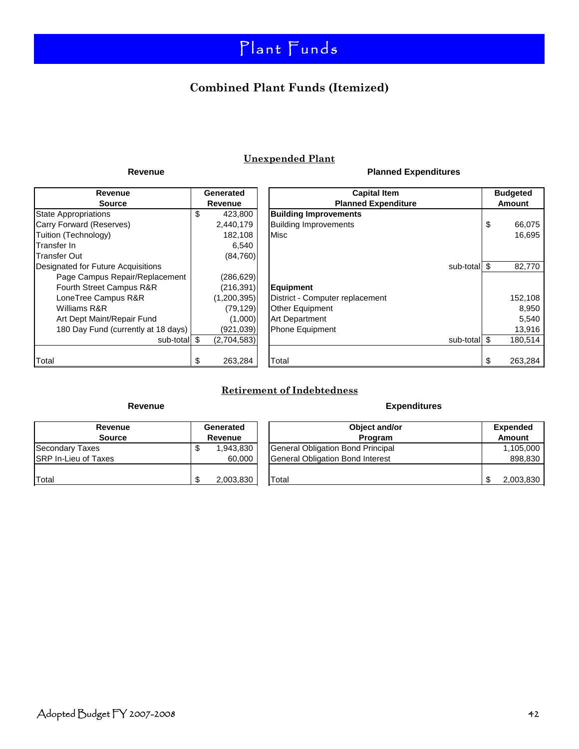# Plant Funds

## Combined Plant Funds (Itemized)

### Unexpended Plant

**Revenue**

| Revenue Source | Generated Revenue |
|---|---|
| State Appropriations | $ 423,800 |
| Carry Forward (Reserves) | 2,440,179 |
| Tuition (Technology) | 182,108 |
| Transfer In | 6,540 |
| Transfer Out | (84,760) |
| Designated for Future Acquisitions | |
| Page Campus Repair/Replacement | (286,629) |
| Fourth Street Campus R&R | (216,391) |
| LoneTree Campus R&R | (1,200,395) |
| Williams R&R | (79,129) |
| Art Dept Maint/Repair Fund | (1,000) |
| 180 Day Fund (currently at 18 days) | (921,039) |
| sub-total | $ (2,704,583) |
| Total | $ 263,284 |

**Planned Expenditures**

| Capital Item Planned Expenditure | Budgeted Amount |
|---|---|
| **Building Improvements** | |
| Building Improvements | $ 66,075 |
| Misc | 16,695 |
| sub-total | $ 82,770 |
| **Equipment** | |
| District - Computer replacement | 152,108 |
| Other Equipment | 8,950 |
| Art Department | 5,540 |
| Phone Equipment | 13,916 |
| sub-total | $ 180,514 |
| Total | $ 263,284 |

### Retirement of Indebtedness

**Revenue**

| Revenue Source | Generated Revenue |
|---|---|
| Secondary Taxes | $ 1,943,830 |
| SRP In-Lieu of Taxes | 60,000 |
| Total | $ 2,003,830 |

**Expenditures**

| Object and/or Program | Expended Amount |
|---|---|
| General Obligation Bond Principal | 1,105,000 |
| General Obligation Bond Interest | 898,830 |
| Total | $ 2,003,830 |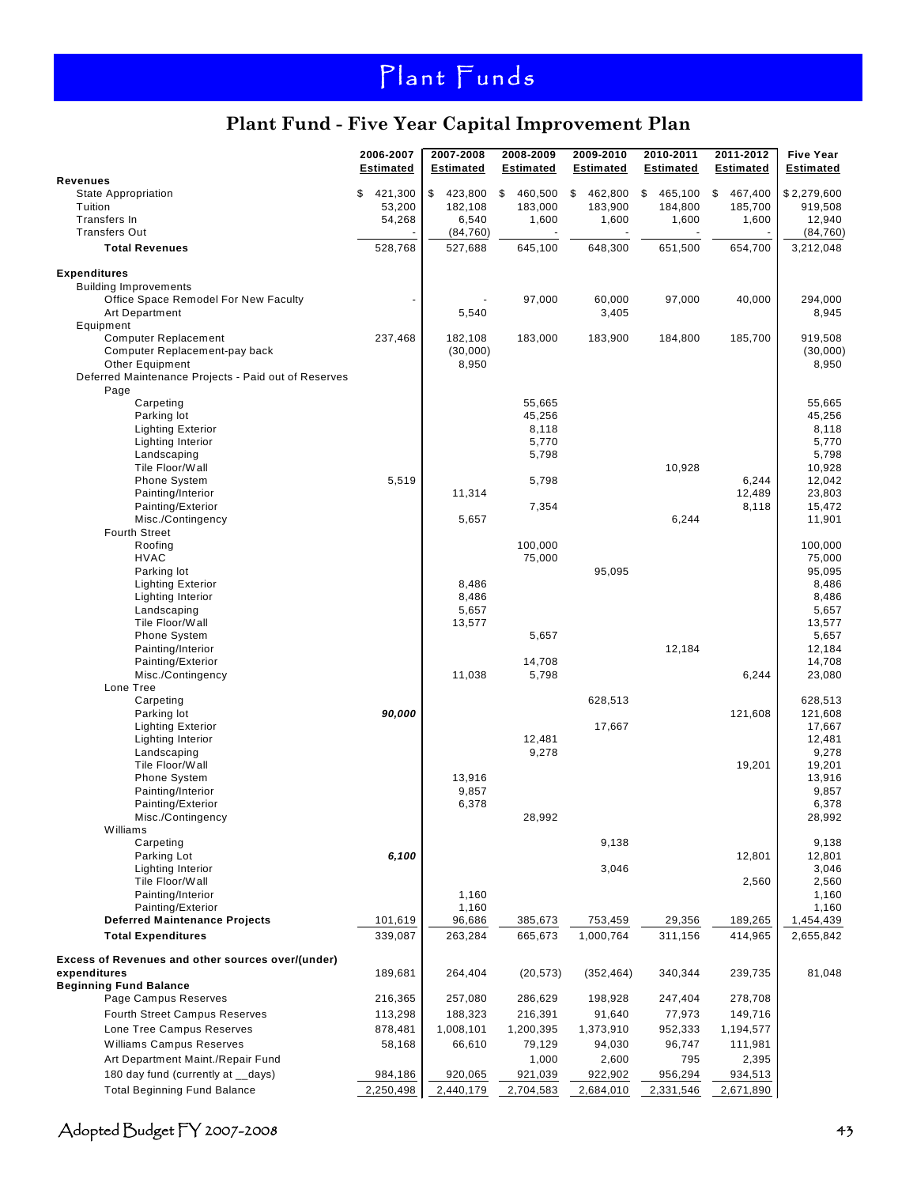# Plant Funds

## Plant Fund - Five Year Capital Improvement Plan

| | 2006-2007 Estimated | 2007-2008 Estimated | 2008-2009 Estimated | 2009-2010 Estimated | 2010-2011 Estimated | 2011-2012 Estimated | Five Year Estimated |
|---|---|---|---|---|---|---|---|
| **Revenues** | | | | | | | |
| State Appropriation | $ 421,300 | $ 423,800 | $ 460,500 | $ 462,800 | $ 465,100 | $ 467,400 | $2,279,600 |
| Tuition | 53,200 | 182,108 | 183,000 | 183,900 | 184,800 | 185,700 | 919,508 |
| Transfers In | 54,268 | 6,540 | 1,600 | 1,600 | 1,600 | 1,600 | 12,940 |
| Transfers Out | - | (84,760) | - | - | - | - | (84,760) |
| **Total Revenues** | 528,768 | 527,688 | 645,100 | 648,300 | 651,500 | 654,700 | 3,212,048 |
| **Expenditures** | | | | | | | |
| Building Improvements | | | | | | | |
| Office Space Remodel For New Faculty | - | - | 97,000 | 60,000 | 97,000 | 40,000 | 294,000 |
| Art Department | | 5,540 | | 3,405 | | | 8,945 |
| Equipment | | | | | | | |
| Computer Replacement | 237,468 | 182,108 | 183,000 | 183,900 | 184,800 | 185,700 | 919,508 |
| Computer Replacement-pay back | | (30,000) | | | | | (30,000) |
| Other Equipment | | 8,950 | | | | | 8,950 |
| Deferred Maintenance Projects - Paid out of Reserves | | | | | | | |
| Page | | | | | | | |
| Carpeting | | | 55,665 | | | | 55,665 |
| Parking lot | | | 45,256 | | | | 45,256 |
| Lighting Exterior | | | 8,118 | | | | 8,118 |
| Lighting Interior | | | 5,770 | | | | 5,770 |
| Landscaping | | | 5,798 | | | | 5,798 |
| Tile Floor/Wall | | | | | 10,928 | | 10,928 |
| Phone System | 5,519 | | 5,798 | | | 6,244 | 12,042 |
| Painting/Interior | | 11,314 | | | | 12,489 | 23,803 |
| Painting/Exterior | | | 7,354 | | | 8,118 | 15,472 |
| Misc./Contingency | | 5,657 | | | 6,244 | | 11,901 |
| Fourth Street | | | | | | | |
| Roofing | | | 100,000 | | | | 100,000 |
| HVAC | | | 75,000 | | | | 75,000 |
| Parking lot | | | | 95,095 | | | 95,095 |
| Lighting Exterior | | 8,486 | | | | | 8,486 |
| Lighting Interior | | 8,486 | | | | | 8,486 |
| Landscaping | | 5,657 | | | | | 5,657 |
| Tile Floor/Wall | | 13,577 | | | | | 13,577 |
| Phone System | | | 5,657 | | | | 5,657 |
| Painting/Interior | | | | | 12,184 | | 12,184 |
| Painting/Exterior | | | 14,708 | | | | 14,708 |
| Misc./Contingency | | 11,038 | 5,798 | | | 6,244 | 23,080 |
| Lone Tree | | | | | | | |
| Carpeting | | | | 628,513 | | | 628,513 |
| Parking lot | ***90,000*** | | | | | 121,608 | 121,608 |
| Lighting Exterior | | | | 17,667 | | | 17,667 |
| Lighting Interior | | | 12,481 | | | | 12,481 |
| Landscaping | | | 9,278 | | | | 9,278 |
| Tile Floor/Wall | | | | | | 19,201 | 19,201 |
| Phone System | | 13,916 | | | | | 13,916 |
| Painting/Interior | | 9,857 | | | | | 9,857 |
| Painting/Exterior | | 6,378 | | | | | 6,378 |
| Misc./Contingency | | | 28,992 | | | | 28,992 |
| Williams | | | | | | | |
| Carpeting | | | | 9,138 | | | 9,138 |
| Parking Lot | ***6,100*** | | | | | 12,801 | 12,801 |
| Lighting Interior | | | | 3,046 | | | 3,046 |
| Tile Floor/Wall | | | | | | 2,560 | 2,560 |
| Painting/Interior | | 1,160 | | | | | 1,160 |
| Painting/Exterior | | 1,160 | | | | | 1,160 |
| **Deferred Maintenance Projects** | 101,619 | 96,686 | 385,673 | 753,459 | 29,356 | 189,265 | 1,454,439 |
| **Total Expenditures** | 339,087 | 263,284 | 665,673 | 1,000,764 | 311,156 | 414,965 | 2,655,842 |
| **Excess of Revenues and other sources over/(under) expenditures** | 189,681 | 264,404 | (20,573) | (352,464) | 340,344 | 239,735 | 81,048 |
| **Beginning Fund Balance** | | | | | | | |
| Page Campus Reserves | 216,365 | 257,080 | 286,629 | 198,928 | 247,404 | 278,708 | |
| Fourth Street Campus Reserves | 113,298 | 188,323 | 216,391 | 91,640 | 77,973 | 149,716 | |
| Lone Tree Campus Reserves | 878,481 | 1,008,101 | 1,200,395 | 1,373,910 | 952,333 | 1,194,577 | |
| Williams Campus Reserves | 58,168 | 66,610 | 79,129 | 94,030 | 96,747 | 111,981 | |
| Art Department Maint./Repair Fund | | | 1,000 | 2,600 | 795 | 2,395 | |
| 180 day fund (currently at __days) | 984,186 | 920,065 | 921,039 | 922,902 | 956,294 | 934,513 | |
| Total Beginning Fund Balance | 2,250,498 | 2,440,179 | 2,704,583 | 2,684,010 | 2,331,546 | 2,671,890 | |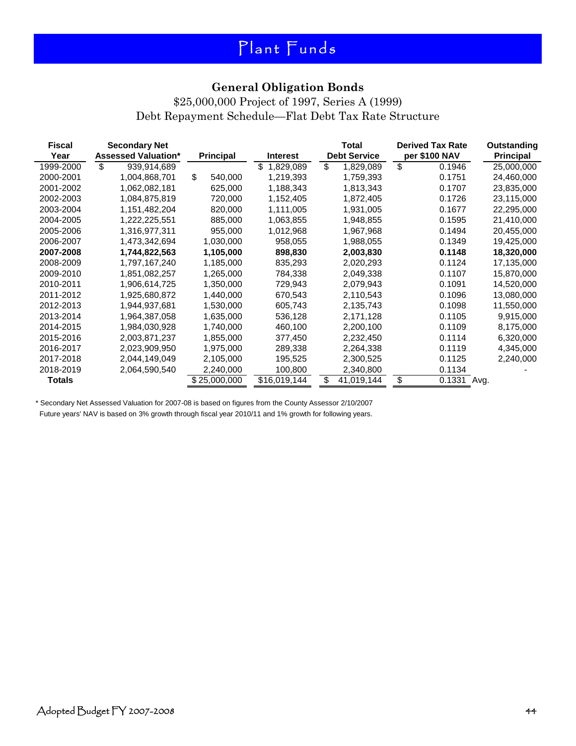# Plant Funds

## General Obligation Bonds

$25,000,000 Project of 1997, Series A (1999)

Debt Repayment Schedule—Flat Debt Tax Rate Structure

| Fiscal Year | Secondary Net Assessed Valuation* | Principal | Interest | Total Debt Service | Derived Tax Rate per $100 NAV | Outstanding Principal |
|---|---|---|---|---|---|---|
| 1999-2000 | $ 939,914,689 | | $ 1,829,089 | $ 1,829,089 | $ 0.1946 | 25,000,000 |
| 2000-2001 | 1,004,868,701 | $ 540,000 | 1,219,393 | 1,759,393 | 0.1751 | 24,460,000 |
| 2001-2002 | 1,062,082,181 | 625,000 | 1,188,343 | 1,813,343 | 0.1707 | 23,835,000 |
| 2002-2003 | 1,084,875,819 | 720,000 | 1,152,405 | 1,872,405 | 0.1726 | 23,115,000 |
| 2003-2004 | 1,151,482,204 | 820,000 | 1,111,005 | 1,931,005 | 0.1677 | 22,295,000 |
| 2004-2005 | 1,222,225,551 | 885,000 | 1,063,855 | 1,948,855 | 0.1595 | 21,410,000 |
| 2005-2006 | 1,316,977,311 | 955,000 | 1,012,968 | 1,967,968 | 0.1494 | 20,455,000 |
| 2006-2007 | 1,473,342,694 | 1,030,000 | 958,055 | 1,988,055 | 0.1349 | 19,425,000 |
| **2007-2008** | **1,744,822,563** | **1,105,000** | **898,830** | **2,003,830** | **0.1148** | **18,320,000** |
| 2008-2009 | 1,797,167,240 | 1,185,000 | 835,293 | 2,020,293 | 0.1124 | 17,135,000 |
| 2009-2010 | 1,851,082,257 | 1,265,000 | 784,338 | 2,049,338 | 0.1107 | 15,870,000 |
| 2010-2011 | 1,906,614,725 | 1,350,000 | 729,943 | 2,079,943 | 0.1091 | 14,520,000 |
| 2011-2012 | 1,925,680,872 | 1,440,000 | 670,543 | 2,110,543 | 0.1096 | 13,080,000 |
| 2012-2013 | 1,944,937,681 | 1,530,000 | 605,743 | 2,135,743 | 0.1098 | 11,550,000 |
| 2013-2014 | 1,964,387,058 | 1,635,000 | 536,128 | 2,171,128 | 0.1105 | 9,915,000 |
| 2014-2015 | 1,984,030,928 | 1,740,000 | 460,100 | 2,200,100 | 0.1109 | 8,175,000 |
| 2015-2016 | 2,003,871,237 | 1,855,000 | 377,450 | 2,232,450 | 0.1114 | 6,320,000 |
| 2016-2017 | 2,023,909,950 | 1,975,000 | 289,338 | 2,264,338 | 0.1119 | 4,345,000 |
| 2017-2018 | 2,044,149,049 | 2,105,000 | 195,525 | 2,300,525 | 0.1125 | 2,240,000 |
| 2018-2019 | 2,064,590,540 | 2,240,000 | 100,800 | 2,340,800 | 0.1134 | - |
| **Totals** | | $ 25,000,000 | $16,019,144 | $ 41,019,144 | $ 0.1331 Avg. | |

\* Secondary Net Assessed Valuation for 2007-08 is based on figures from the County Assessor 2/10/2007

Future years' NAV is based on 3% growth through fiscal year 2010/11 and 1% growth for following years.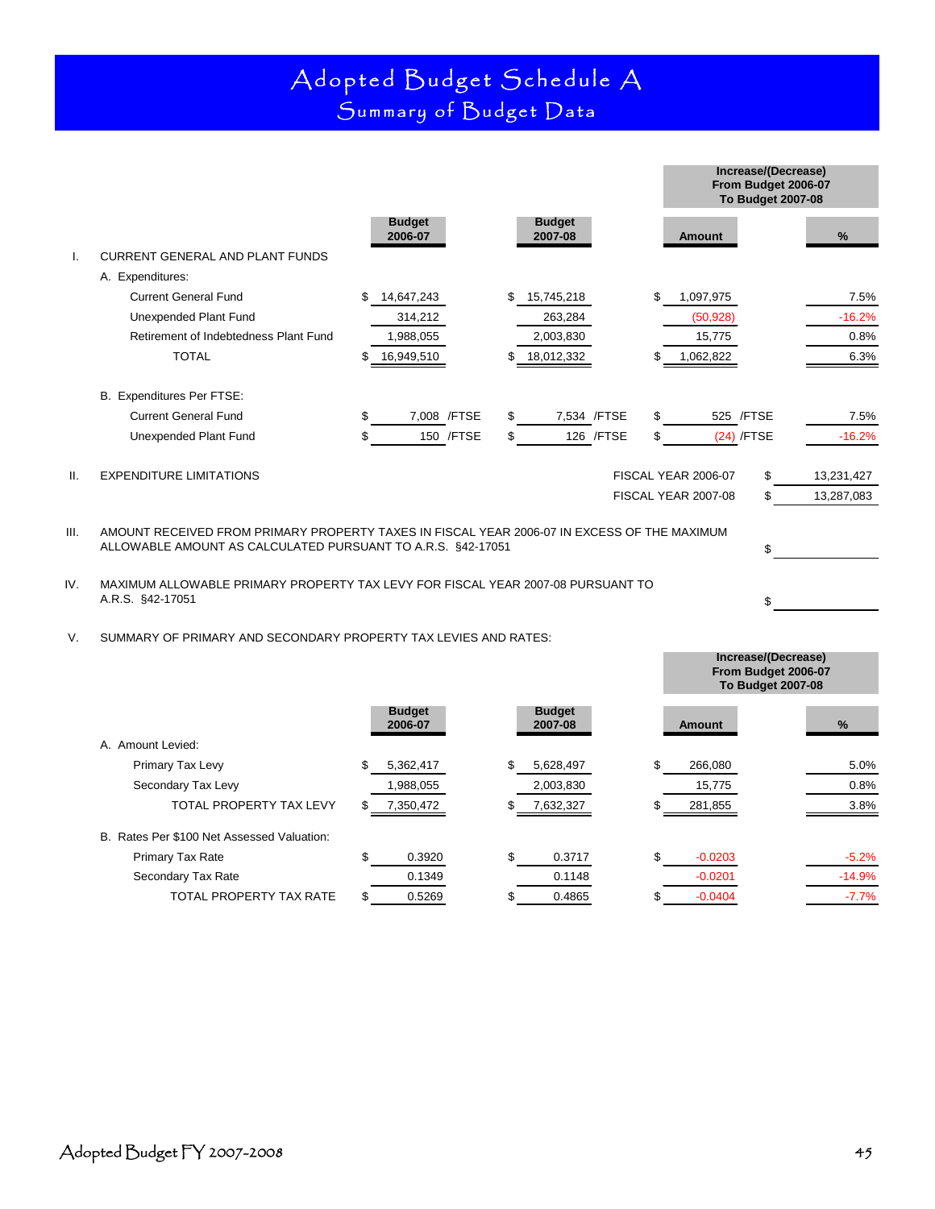# Adopted Budget Schedule A

## Summary of Budget Data

| | | Budget 2006-07 | Budget 2007-08 | Increase/(Decrease) From Budget 2006-07 To Budget 2007-08 Amount | % |
|---|---|---|---|---|---|
| I. | CURRENT GENERAL AND PLANT FUNDS | | | | |
| | A. Expenditures: | | | | |
| | Current General Fund | $ 14,647,243 | $ 15,745,218 | $ 1,097,975 | 7.5% |
| | Unexpended Plant Fund | 314,212 | 263,284 | (50,928) | -16.2% |
| | Retirement of Indebtedness Plant Fund | 1,988,055 | 2,003,830 | 15,775 | 0.8% |
| | TOTAL | $ 16,949,510 | $ 18,012,332 | $ 1,062,822 | 6.3% |
| | B. Expenditures Per FTSE: | | | | |
| | Current General Fund | $ 7,008 /FTSE | $ 7,534 /FTSE | $ 525 /FTSE | 7.5% |
| | Unexpended Plant Fund | $ 150 /FTSE | $ 126 /FTSE | $ (24) /FTSE | -16.2% |

II. EXPENDITURE LIMITATIONS

| | |
|---|---|
| FISCAL YEAR 2006-07 | $ 13,231,427 |
| FISCAL YEAR 2007-08 | $ 13,287,083 |

III. AMOUNT RECEIVED FROM PRIMARY PROPERTY TAXES IN FISCAL YEAR 2006-07 IN EXCESS OF THE MAXIMUM ALLOWABLE AMOUNT AS CALCULATED PURSUANT TO A.R.S. §42-17051 $

IV. MAXIMUM ALLOWABLE PRIMARY PROPERTY TAX LEVY FOR FISCAL YEAR 2007-08 PURSUANT TO A.R.S. §42-17051 $

V. SUMMARY OF PRIMARY AND SECONDARY PROPERTY TAX LEVIES AND RATES:

| | Budget 2006-07 | Budget 2007-08 | Increase/(Decrease) From Budget 2006-07 To Budget 2007-08 Amount | % |
|---|---|---|---|---|
| A. Amount Levied: | | | | |
| Primary Tax Levy | $ 5,362,417 | $ 5,628,497 | $ 266,080 | 5.0% |
| Secondary Tax Levy | 1,988,055 | 2,003,830 | 15,775 | 0.8% |
| TOTAL PROPERTY TAX LEVY | $ 7,350,472 | $ 7,632,327 | $ 281,855 | 3.8% |
| B. Rates Per $100 Net Assessed Valuation: | | | | |
| Primary Tax Rate | $ 0.3920 | $ 0.3717 | $ -0.0203 | -5.2% |
| Secondary Tax Rate | 0.1349 | 0.1148 | -0.0201 | -14.9% |
| TOTAL PROPERTY TAX RATE | $ 0.5269 | $ 0.4865 | $ -0.0404 | -7.7% |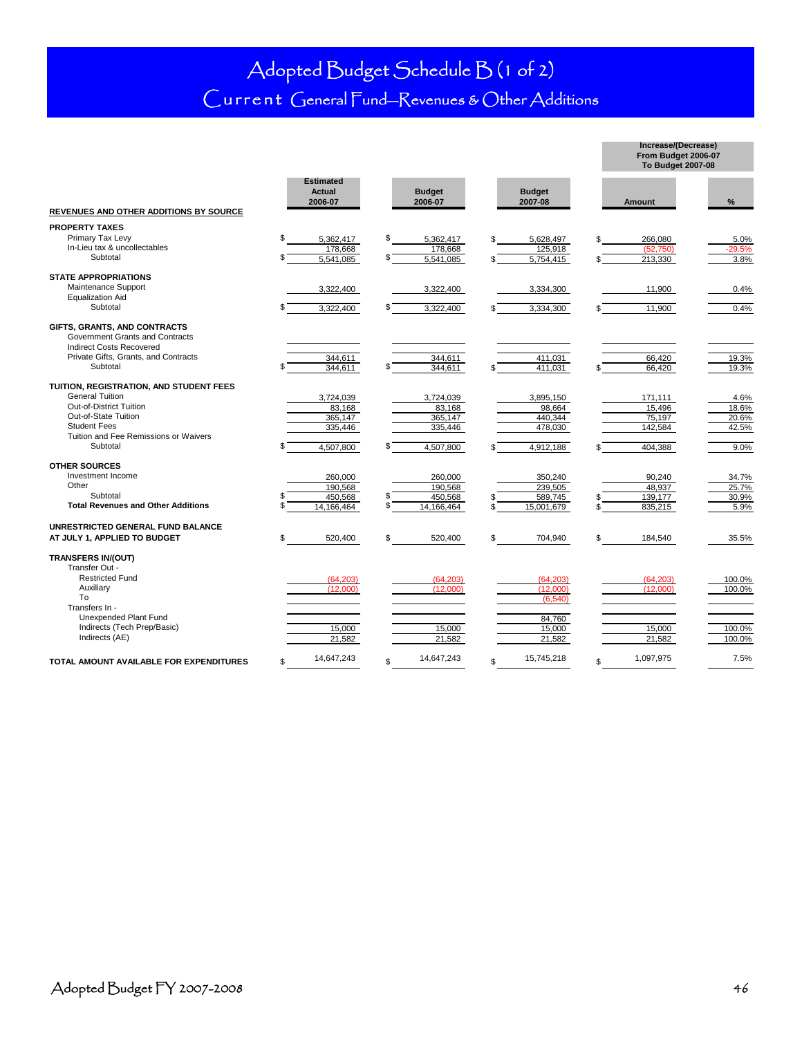# Adopted Budget Schedule B (1 of 2)

## Current General Fund—Revenues & Other Additions

| REVENUES AND OTHER ADDITIONS BY SOURCE | Estimated Actual 2006-07 | Budget 2006-07 | Budget 2007-08 | Increase/(Decrease) From Budget 2006-07 To Budget 2007-08 Amount | % |
|---|---|---|---|---|---|
| **PROPERTY TAXES** | | | | | |
| Primary Tax Levy | $ 5,362,417 | $ 5,362,417 | $ 5,628,497 | $ 266,080 | 5.0% |
| In-Lieu tax & uncollectables | 178,668 | 178,668 | 125,918 | (52,750) | -29.5% |
| Subtotal | $ 5,541,085 | $ 5,541,085 | $ 5,754,415 | $ 213,330 | 3.8% |
| **STATE APPROPRIATIONS** | | | | | |
| Maintenance Support | 3,322,400 | 3,322,400 | 3,334,300 | 11,900 | 0.4% |
| Equalization Aid | | | | | |
| Subtotal | $ 3,322,400 | $ 3,322,400 | $ 3,334,300 | $ 11,900 | 0.4% |
| **GIFTS, GRANTS, AND CONTRACTS** | | | | | |
| Government Grants and Contracts | | | | | |
| Indirect Costs Recovered | | | | | |
| Private Gifts, Grants, and Contracts | 344,611 | 344,611 | 411,031 | 66,420 | 19.3% |
| Subtotal | $ 344,611 | $ 344,611 | $ 411,031 | $ 66,420 | 19.3% |
| **TUITION, REGISTRATION, AND STUDENT FEES** | | | | | |
| General Tuition | 3,724,039 | 3,724,039 | 3,895,150 | 171,111 | 4.6% |
| Out-of-District Tuition | 83,168 | 83,168 | 98,664 | 15,496 | 18.6% |
| Out-of-State Tuition | 365,147 | 365,147 | 440,344 | 75,197 | 20.6% |
| Student Fees | 335,446 | 335,446 | 478,030 | 142,584 | 42.5% |
| Tuition and Fee Remissions or Waivers | | | | | |
| Subtotal | $ 4,507,800 | $ 4,507,800 | $ 4,912,188 | $ 404,388 | 9.0% |
| **OTHER SOURCES** | | | | | |
| Investment Income | 260,000 | 260,000 | 350,240 | 90,240 | 34.7% |
| Other | 190,568 | 190,568 | 239,505 | 48,937 | 25.7% |
| Subtotal | $ 450,568 | $ 450,568 | $ 589,745 | $ 139,177 | 30.9% |
| **Total Revenues and Other Additions** | $ 14,166,464 | $ 14,166,464 | $ 15,001,679 | $ 835,215 | 5.9% |
| **UNRESTRICTED GENERAL FUND BALANCE AT JULY 1, APPLIED TO BUDGET** | $ 520,400 | $ 520,400 | $ 704,940 | $ 184,540 | 35.5% |
| **TRANSFERS IN/(OUT)** | | | | | |
| Transfer Out - | | | | | |
| Restricted Fund | (64,203) | (64,203) | (64,203) | (64,203) | 100.0% |
| Auxiliary | (12,000) | (12,000) | (12,000) | (12,000) | 100.0% |
| To | | | (6,540) | | |
| Transfers In - | | | | | |
| Unexpended Plant Fund | | | 84,760 | | |
| Indirects (Tech Prep/Basic) | 15,000 | 15,000 | 15,000 | 15,000 | 100.0% |
| Indirects (AE) | 21,582 | 21,582 | 21,582 | 21,582 | 100.0% |
| **TOTAL AMOUNT AVAILABLE FOR EXPENDITURES** | $ 14,647,243 | $ 14,647,243 | $ 15,745,218 | $ 1,097,975 | 7.5% |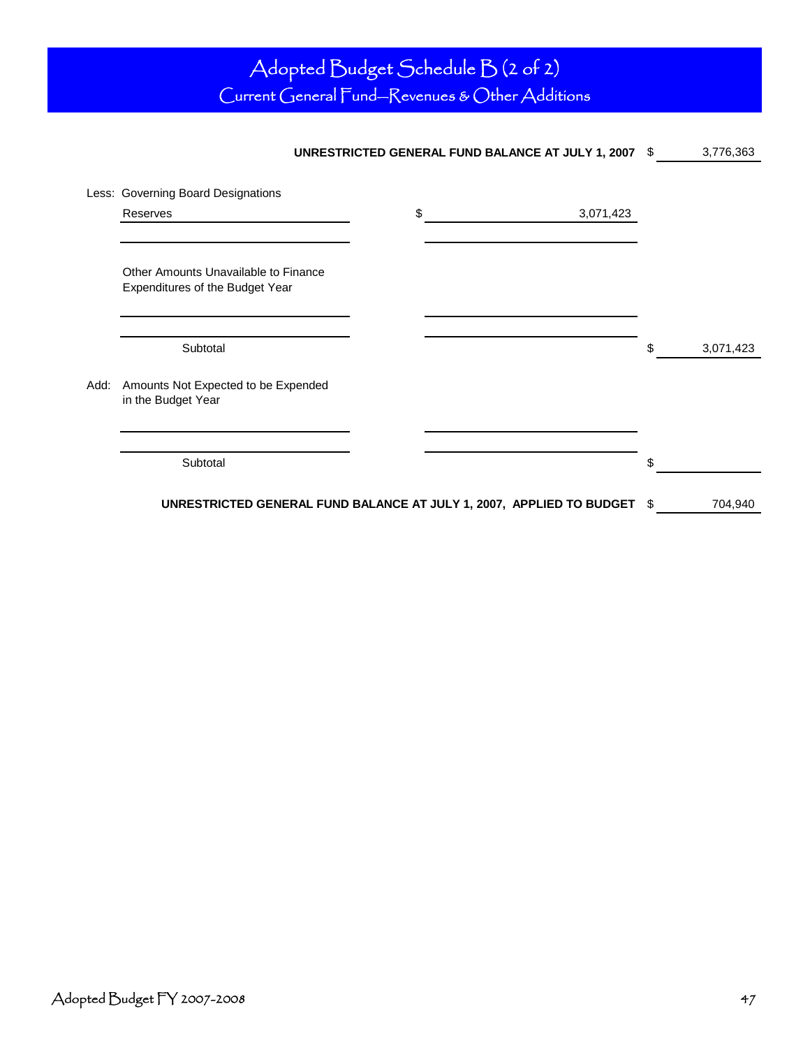# Adopted Budget Schedule B (2 of 2)
## Current General Fund—Revenues & Other Additions

| | | | |
|---|---|---|---|
| **UNRESTRICTED GENERAL FUND BALANCE AT JULY 1, 2007** | | | $ 3,776,363 |
| Less: Governing Board Designations | | | |
| Reserves | | $ 3,071,423 | |
| | | | |
| Other Amounts Unavailable to Finance Expenditures of the Budget Year | | | |
| | | | |
| | | | |
| Subtotal | | | $ 3,071,423 |
| Add: Amounts Not Expected to be Expended in the Budget Year | | | |
| | | | |
| | | | |
| Subtotal | | | $ |
| **UNRESTRICTED GENERAL FUND BALANCE AT JULY 1, 2007, APPLIED TO BUDGET** | | | $ 704,940 |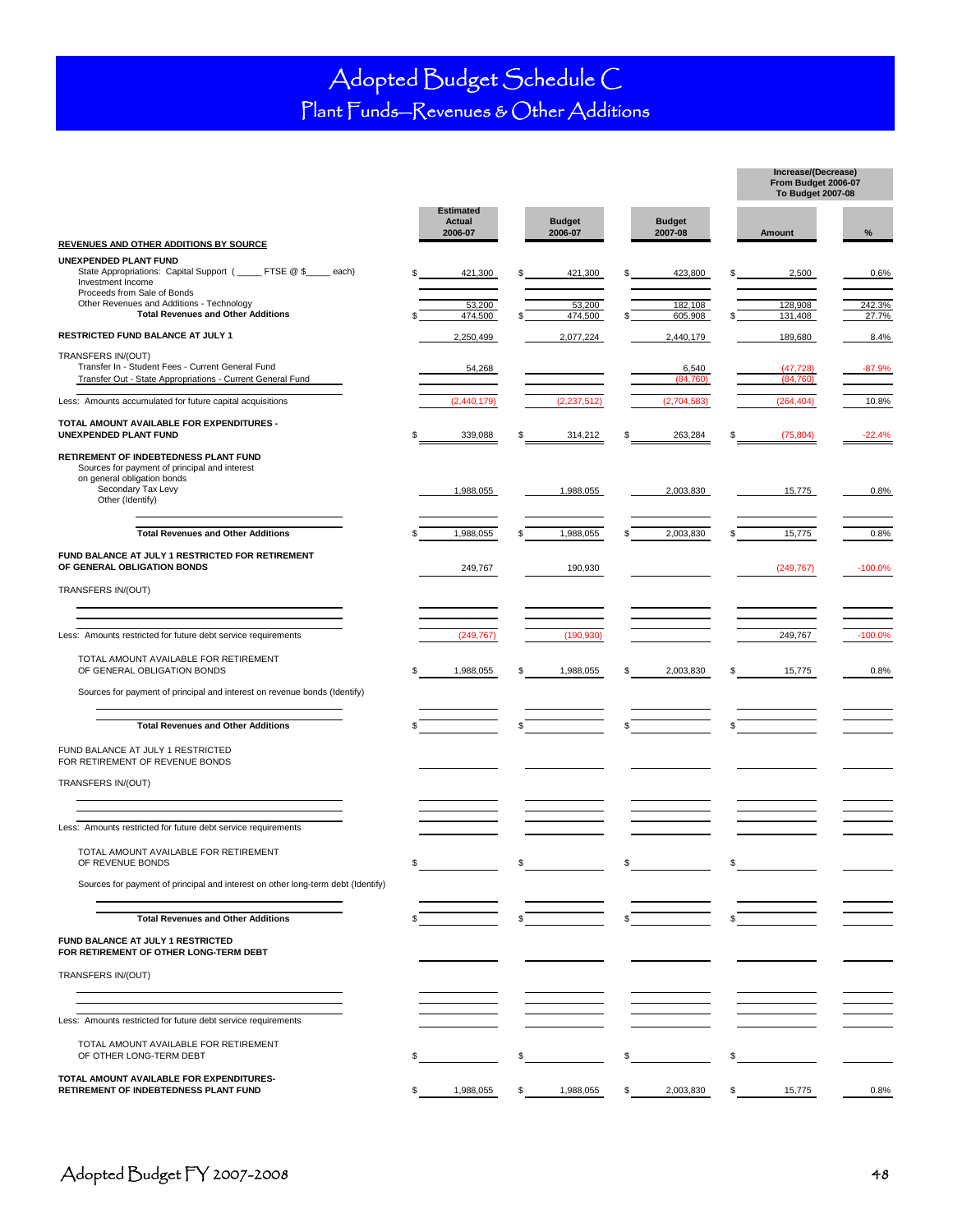# Adopted Budget Schedule C
## Plant Funds—Revenues & Other Additions

| REVENUES AND OTHER ADDITIONS BY SOURCE | Estimated Actual 2006-07 | Budget 2006-07 | Budget 2007-08 | Increase/(Decrease) From Budget 2006-07 To Budget 2007-08 Amount | % |
|---|---|---|---|---|---|
| **UNEXPENDED PLANT FUND** | | | | | |
| State Appropriations: Capital Support ( _____ FTSE @ $_____ each) | $ 421,300 | $ 421,300 | $ 423,800 | $ 2,500 | 0.6% |
| Investment Income | | | | | |
| Proceeds from Sale of Bonds | | | | | |
| Other Revenues and Additions - Technology | 53,200 | 53,200 | 182,108 | 128,908 | 242.3% |
| **Total Revenues and Other Additions** | $ 474,500 | $ 474,500 | $ 605,908 | $ 131,408 | 27.7% |
| **RESTRICTED FUND BALANCE AT JULY 1** | 2,250,499 | 2,077,224 | 2,440,179 | 189,680 | 8.4% |
| TRANSFERS IN/(OUT) | | | | | |
| Transfer In - Student Fees - Current General Fund | 54,268 | | 6,540 | (47,728) | -87.9% |
| Transfer Out - State Appropriations - Current General Fund | | | (84,760) | (84,760) | |
| Less: Amounts accumulated for future capital acquisitions | (2,440,179) | (2,237,512) | (2,704,583) | (264,404) | 10.8% |
| **TOTAL AMOUNT AVAILABLE FOR EXPENDITURES - UNEXPENDED PLANT FUND** | $ 339,088 | $ 314,212 | $ 263,284 | $ (75,804) | -22.4% |
| **RETIREMENT OF INDEBTEDNESS PLANT FUND** | | | | | |
| Sources for payment of principal and interest on general obligation bonds | | | | | |
| Secondary Tax Levy | 1,988,055 | 1,988,055 | 2,003,830 | 15,775 | 0.8% |
| Other (Identify) | | | | | |
| **Total Revenues and Other Additions** | $ 1,988,055 | $ 1,988,055 | $ 2,003,830 | $ 15,775 | 0.8% |
| **FUND BALANCE AT JULY 1 RESTRICTED FOR RETIREMENT OF GENERAL OBLIGATION BONDS** | 249,767 | 190,930 | | (249,767) | -100.0% |
| TRANSFERS IN/(OUT) | | | | | |
| Less: Amounts restricted for future debt service requirements | (249,767) | (190,930) | | 249,767 | -100.0% |
| TOTAL AMOUNT AVAILABLE FOR RETIREMENT OF GENERAL OBLIGATION BONDS | $ 1,988,055 | $ 1,988,055 | $ 2,003,830 | $ 15,775 | 0.8% |
| Sources for payment of principal and interest on revenue bonds (Identify) | | | | | |
| **Total Revenues and Other Additions** | $ | $ | $ | $ | |
| FUND BALANCE AT JULY 1 RESTRICTED FOR RETIREMENT OF REVENUE BONDS | | | | | |
| TRANSFERS IN/(OUT) | | | | | |
| Less: Amounts restricted for future debt service requirements | | | | | |
| TOTAL AMOUNT AVAILABLE FOR RETIREMENT OF REVENUE BONDS | $ | $ | $ | $ | |
| Sources for payment of principal and interest on other long-term debt (Identify) | | | | | |
| **Total Revenues and Other Additions** | $ | $ | $ | $ | |
| **FUND BALANCE AT JULY 1 RESTRICTED FOR RETIREMENT OF OTHER LONG-TERM DEBT** | | | | | |
| TRANSFERS IN/(OUT) | | | | | |
| Less: Amounts restricted for future debt service requirements | | | | | |
| TOTAL AMOUNT AVAILABLE FOR RETIREMENT OF OTHER LONG-TERM DEBT | $ | $ | $ | $ | |
| **TOTAL AMOUNT AVAILABLE FOR EXPENDITURES- RETIREMENT OF INDEBTEDNESS PLANT FUND** | $ 1,988,055 | $ 1,988,055 | $ 2,003,830 | $ 15,775 | 0.8% |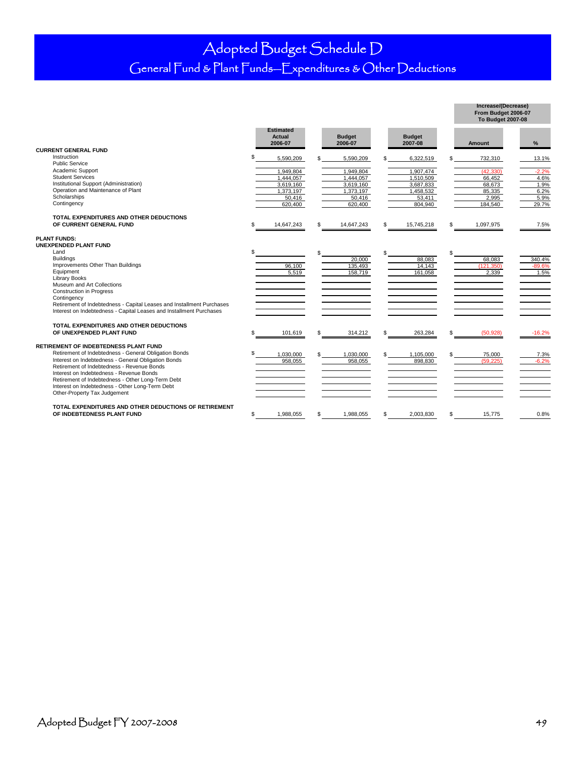# Adopted Budget Schedule D

## General Fund & Plant Funds—Expenditures & Other Deductions

| | Estimated Actual 2006-07 | Budget 2006-07 | Budget 2007-08 | Increase/(Decrease) From Budget 2006-07 To Budget 2007-08 Amount | % |
|---|---|---|---|---|---|
| **CURRENT GENERAL FUND** | | | | | |
| Instruction | $ 5,590,209 | $ 5,590,209 | $ 6,322,519 | $ 732,310 | 13.1% |
| Public Service | | | | | |
| Academic Support | 1,949,804 | 1,949,804 | 1,907,474 | (42,330) | -2.2% |
| Student Services | 1,444,057 | 1,444,057 | 1,510,509 | 66,452 | 4.6% |
| Institutional Support (Administration) | 3,619,160 | 3,619,160 | 3,687,833 | 68,673 | 1.9% |
| Operation and Maintenance of Plant | 1,373,197 | 1,373,197 | 1,458,532 | 85,335 | 6.2% |
| Scholarships | 50,416 | 50,416 | 53,411 | 2,995 | 5.9% |
| Contingency | 620,400 | 620,400 | 804,940 | 184,540 | 29.7% |
| **TOTAL EXPENDITURES AND OTHER DEDUCTIONS OF CURRENT GENERAL FUND** | $ 14,647,243 | $ 14,647,243 | $ 15,745,218 | $ 1,097,975 | 7.5% |
| **PLANT FUNDS:** | | | | | |
| **UNEXPENDED PLANT FUND** | | | | | |
| Land | $ | $ | $ | $ | |
| Buildings | | 20,000 | 88,083 | 68,083 | 340.4% |
| Improvements Other Than Buildings | 96,100 | 135,493 | 14,143 | (121,350) | -89.6% |
| Equipment | 5,519 | 158,719 | 161,058 | 2,339 | 1.5% |
| Library Books | | | | | |
| Museum and Art Collections | | | | | |
| Construction in Progress | | | | | |
| Contingency | | | | | |
| Retirement of Indebtedness - Capital Leases and Installment Purchases | | | | | |
| Interest on Indebtedness - Capital Leases and Installment Purchases | | | | | |
| **TOTAL EXPENDITURES AND OTHER DEDUCTIONS OF UNEXPENDED PLANT FUND** | $ 101,619 | $ 314,212 | $ 263,284 | $ (50,928) | -16.2% |
| **RETIREMENT OF INDEBTEDNESS PLANT FUND** | | | | | |
| Retirement of Indebtedness - General Obligation Bonds | $ 1,030,000 | $ 1,030,000 | $ 1,105,000 | $ 75,000 | 7.3% |
| Interest on Indebtedness - General Obligation Bonds | 958,055 | 958,055 | 898,830 | (59,225) | -6.2% |
| Retirement of Indebtedness - Revenue Bonds | | | | | |
| Interest on Indebtedness - Revenue Bonds | | | | | |
| Retirement of Indebtedness - Other Long-Term Debt | | | | | |
| Interest on Indebtedness - Other Long-Term Debt | | | | | |
| Other-Property Tax Judgement | | | | | |
| **TOTAL EXPENDITURES AND OTHER DEDUCTIONS OF RETIREMENT OF INDEBTEDNESS PLANT FUND** | $ 1,988,055 | $ 1,988,055 | $ 2,003,830 | $ 15,775 | 0.8% |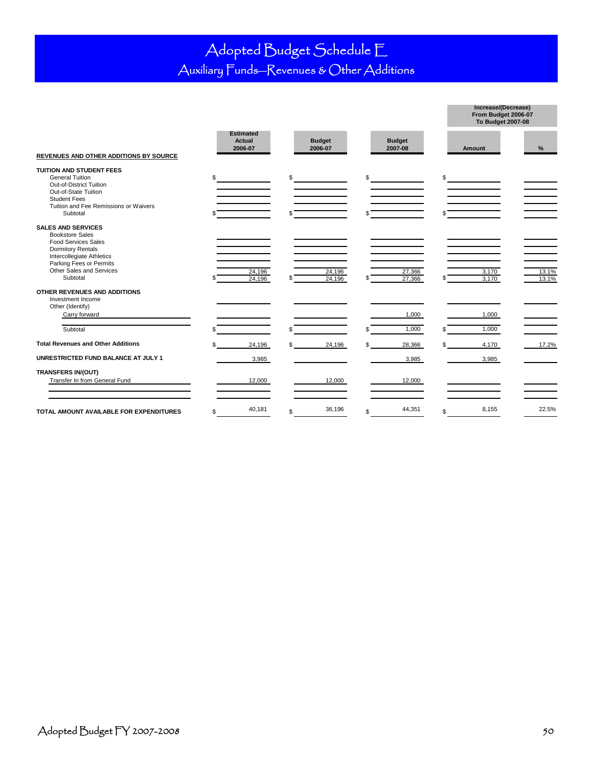# Adopted Budget Schedule E
## Auxiliary Funds—Revenues & Other Additions

| REVENUES AND OTHER ADDITIONS BY SOURCE | Estimated Actual 2006-07 | Budget 2006-07 | Budget 2007-08 | Increase/(Decrease) From Budget 2006-07 To Budget 2007-08 Amount | % |
|---|---|---|---|---|---|
| **TUITION AND STUDENT FEES** | | | | | |
| General Tuition | $ | $ | $ | $ | |
| Out-of-District Tuition | | | | | |
| Out-of-State Tuition | | | | | |
| Student Fees | | | | | |
| Tuition and Fee Remissions or Waivers | | | | | |
| Subtotal | $ | $ | $ | $ | |
| **SALES AND SERVICES** | | | | | |
| Bookstore Sales | | | | | |
| Food Services Sales | | | | | |
| Dormitory Rentals | | | | | |
| Intercollegiate Athletics | | | | | |
| Parking Fees or Permits | | | | | |
| Other Sales and Services | 24,196 | 24,196 | 27,366 | 3,170 | 13.1% |
| Subtotal | $ 24,196 | $ 24,196 | $ 27,366 | $ 3,170 | 13.1% |
| **OTHER REVENUES AND ADDITIONS** | | | | | |
| Investment Income | | | | | |
| Other (Identify) | | | | | |
| Carry forward | | | 1,000 | 1,000 | |
| Subtotal | $ | $ | $ 1,000 | $ 1,000 | |
| **Total Revenues and Other Additions** | $ 24,196 | $ 24,196 | $ 28,366 | $ 4,170 | 17.2% |
| **UNRESTRICTED FUND BALANCE AT JULY 1** | 3,985 | | 3,985 | 3,985 | |
| **TRANSFERS IN/(OUT)** | | | | | |
| Transfer In from General Fund | 12,000 | 12,000 | 12,000 | | |
| **TOTAL AMOUNT AVAILABLE FOR EXPENDITURES** | $ 40,181 | $ 36,196 | $ 44,351 | $ 8,155 | 22.5% |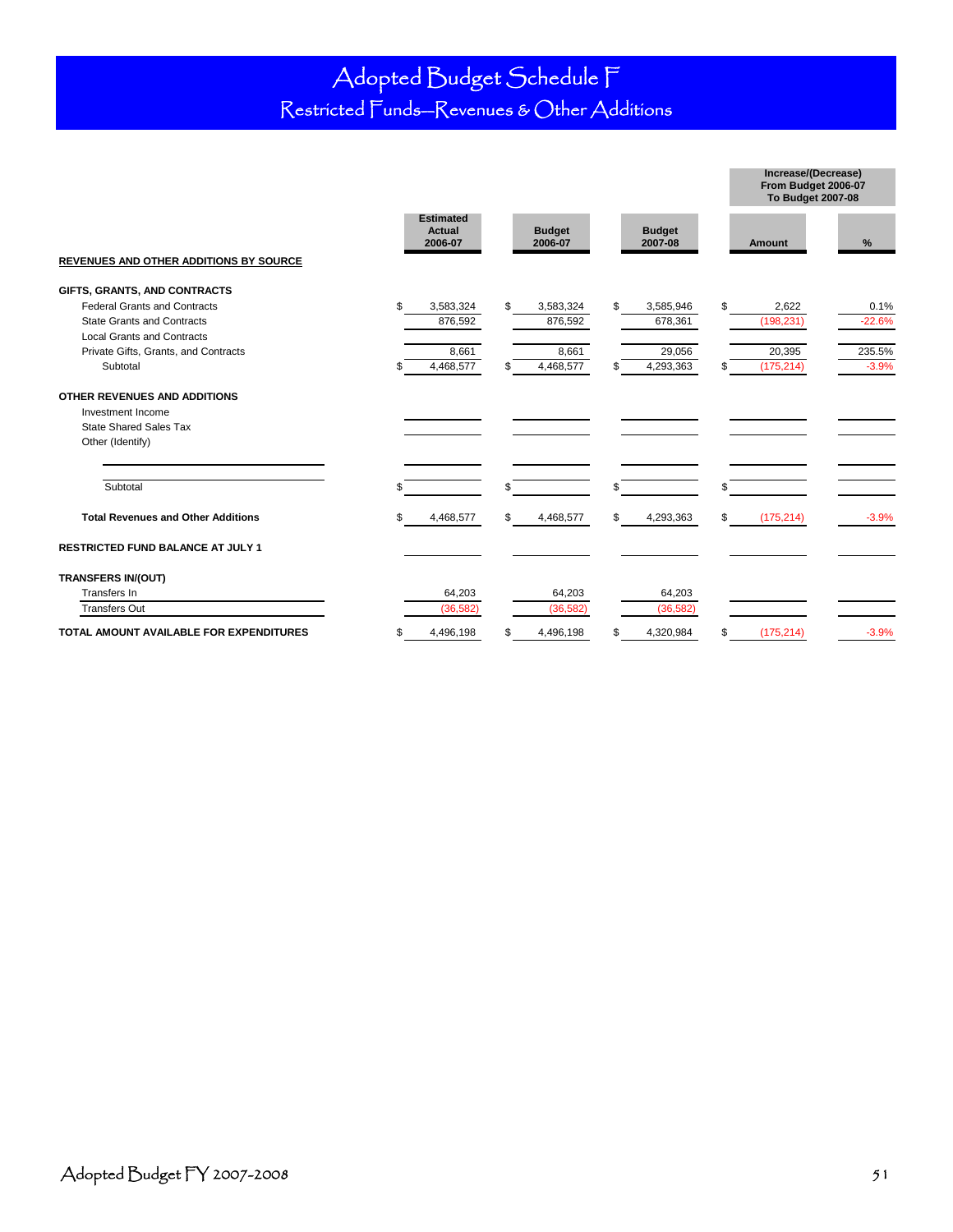# Adopted Budget Schedule F

## Restricted Funds—Revenues & Other Additions

| | Estimated Actual 2006-07 | Budget 2006-07 | Budget 2007-08 | Increase/(Decrease) From Budget 2006-07 To Budget 2007-08 Amount | % |
|---|---|---|---|---|---|
| **REVENUES AND OTHER ADDITIONS BY SOURCE** | | | | | |
| **GIFTS, GRANTS, AND CONTRACTS** | | | | | |
| Federal Grants and Contracts | $ 3,583,324 | $ 3,583,324 | $ 3,585,946 | $ 2,622 | 0.1% |
| State Grants and Contracts | 876,592 | 876,592 | 678,361 | (198,231) | -22.6% |
| Local Grants and Contracts | | | | | |
| Private Gifts, Grants, and Contracts | 8,661 | 8,661 | 29,056 | 20,395 | 235.5% |
| Subtotal | $ 4,468,577 | $ 4,468,577 | $ 4,293,363 | $ (175,214) | -3.9% |
| **OTHER REVENUES AND ADDITIONS** | | | | | |
| Investment Income | | | | | |
| State Shared Sales Tax | | | | | |
| Other (Identify) | | | | | |
| Subtotal | $ | $ | $ | $ | |
| **Total Revenues and Other Additions** | $ 4,468,577 | $ 4,468,577 | $ 4,293,363 | $ (175,214) | -3.9% |
| **RESTRICTED FUND BALANCE AT JULY 1** | | | | | |
| **TRANSFERS IN/(OUT)** | | | | | |
| Transfers In | 64,203 | 64,203 | 64,203 | | |
| Transfers Out | (36,582) | (36,582) | (36,582) | | |
| **TOTAL AMOUNT AVAILABLE FOR EXPENDITURES** | $ 4,496,198 | $ 4,496,198 | $ 4,320,984 | $ (175,214) | -3.9% |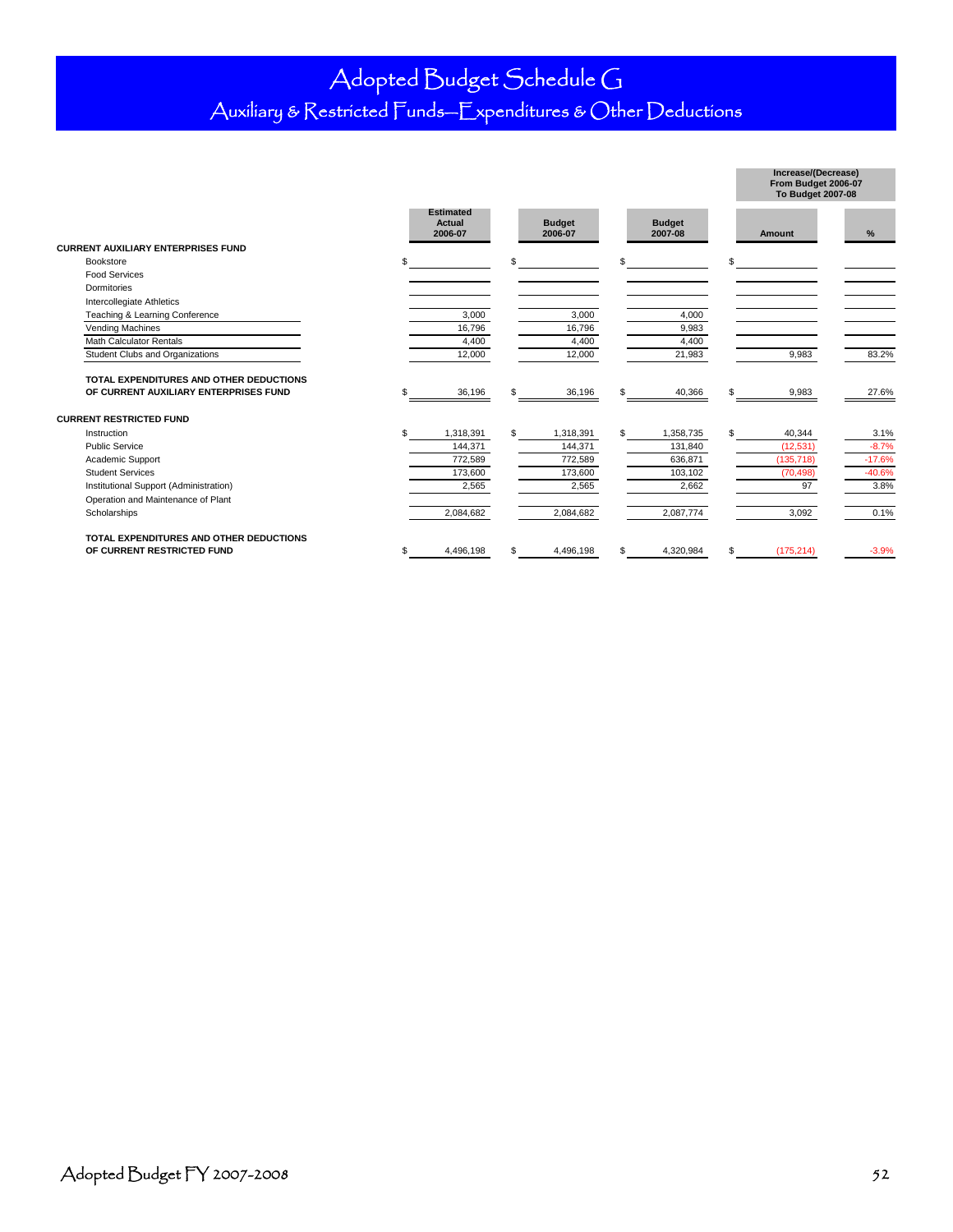# Adopted Budget Schedule G

## Auxiliary & Restricted Funds—Expenditures & Other Deductions

| | Estimated Actual 2006-07 | Budget 2006-07 | Budget 2007-08 | Increase/(Decrease) From Budget 2006-07 To Budget 2007-08 Amount | % |
|---|---|---|---|---|---|
| **CURRENT AUXILIARY ENTERPRISES FUND** | | | | | |
| Bookstore | $ | $ | $ | $ | |
| Food Services | | | | | |
| Dormitories | | | | | |
| Intercollegiate Athletics | | | | | |
| Teaching & Learning Conference | 3,000 | 3,000 | 4,000 | | |
| Vending Machines | 16,796 | 16,796 | 9,983 | | |
| Math Calculator Rentals | 4,400 | 4,400 | 4,400 | | |
| Student Clubs and Organizations | 12,000 | 12,000 | 21,983 | 9,983 | 83.2% |
| **TOTAL EXPENDITURES AND OTHER DEDUCTIONS OF CURRENT AUXILIARY ENTERPRISES FUND** | $ 36,196 | $ 36,196 | $ 40,366 | $ 9,983 | 27.6% |
| **CURRENT RESTRICTED FUND** | | | | | |
| Instruction | $ 1,318,391 | $ 1,318,391 | $ 1,358,735 | $ 40,344 | 3.1% |
| Public Service | 144,371 | 144,371 | 131,840 | (12,531) | -8.7% |
| Academic Support | 772,589 | 772,589 | 636,871 | (135,718) | -17.6% |
| Student Services | 173,600 | 173,600 | 103,102 | (70,498) | -40.6% |
| Institutional Support (Administration) | 2,565 | 2,565 | 2,662 | 97 | 3.8% |
| Operation and Maintenance of Plant | | | | | |
| Scholarships | 2,084,682 | 2,084,682 | 2,087,774 | 3,092 | 0.1% |
| **TOTAL EXPENDITURES AND OTHER DEDUCTIONS OF CURRENT RESTRICTED FUND** | $ 4,496,198 | $ 4,496,198 | $ 4,320,984 | $ (175,214) | -3.9% |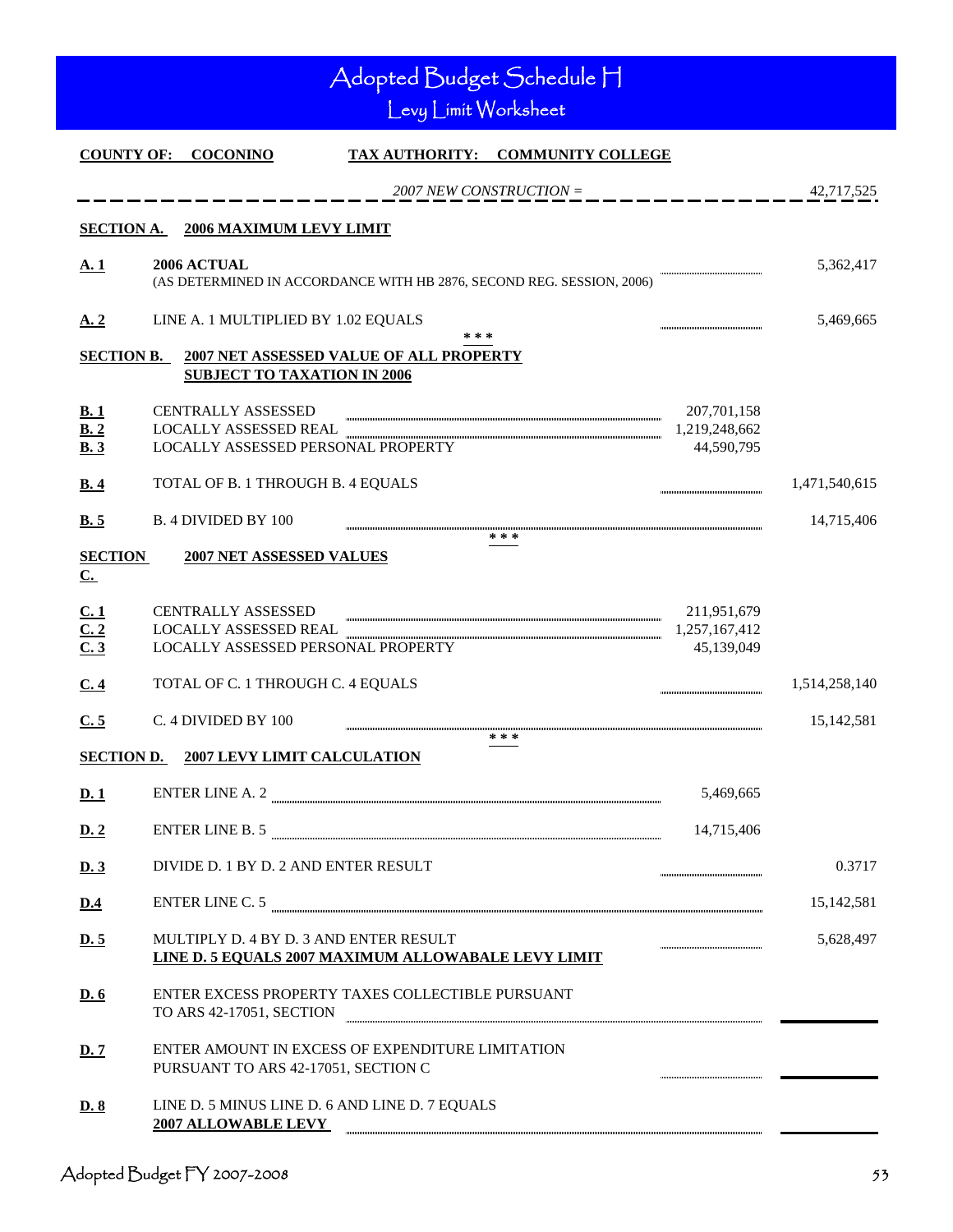# Adopted Budget Schedule H

## Levy Limit Worksheet

**COUNTY OF: COCONINO** &nbsp;&nbsp;&nbsp; **TAX AUTHORITY: COMMUNITY COLLEGE**

*2007 NEW CONSTRUCTION =* 42,717,525

### SECTION A. 2006 MAXIMUM LEVY LIMIT

| Line | Description | | Amount |
|---|---|---|---|
| **A. 1** | **2006 ACTUAL** (AS DETERMINED IN ACCORDANCE WITH HB 2876, SECOND REG. SESSION, 2006) | | 5,362,417 |
| **A. 2** | LINE A. 1 MULTIPLIED BY 1.02 EQUALS | | 5,469,665 |

\* \* \*

### SECTION B. 2007 NET ASSESSED VALUE OF ALL PROPERTY SUBJECT TO TAXATION IN 2006

| Line | Description | | Amount |
|---|---|---|---|
| **B. 1** | CENTRALLY ASSESSED | 207,701,158 | |
| **B. 2** | LOCALLY ASSESSED REAL | 1,219,248,662 | |
| **B. 3** | LOCALLY ASSESSED PERSONAL PROPERTY | 44,590,795 | |
| **B. 4** | TOTAL OF B. 1 THROUGH B. 4 EQUALS | | 1,471,540,615 |
| **B. 5** | B. 4 DIVIDED BY 100 | | 14,715,406 |

\* \* \*

### SECTION C. 2007 NET ASSESSED VALUES

| Line | Description | | Amount |
|---|---|---|---|
| **C. 1** | CENTRALLY ASSESSED | 211,951,679 | |
| **C. 2** | LOCALLY ASSESSED REAL | 1,257,167,412 | |
| **C. 3** | LOCALLY ASSESSED PERSONAL PROPERTY | 45,139,049 | |
| **C. 4** | TOTAL OF C. 1 THROUGH C. 4 EQUALS | | 1,514,258,140 |
| **C. 5** | C. 4 DIVIDED BY 100 | | 15,142,581 |

\* \* \*

### SECTION D. 2007 LEVY LIMIT CALCULATION

| Line | Description | | Amount |
|---|---|---|---|
| **D. 1** | ENTER LINE A. 2 | 5,469,665 | |
| **D. 2** | ENTER LINE B. 5 | 14,715,406 | |
| **D. 3** | DIVIDE D. 1 BY D. 2 AND ENTER RESULT | | 0.3717 |
| **D.4** | ENTER LINE C. 5 | | 15,142,581 |
| **D. 5** | MULTIPLY D. 4 BY D. 3 AND ENTER RESULT **LINE D. 5 EQUALS 2007 MAXIMUM ALLOWABALE LEVY LIMIT** | | 5,628,497 |
| **D. 6** | ENTER EXCESS PROPERTY TAXES COLLECTIBLE PURSUANT TO ARS 42-17051, SECTION | | |
| **D. 7** | ENTER AMOUNT IN EXCESS OF EXPENDITURE LIMITATION PURSUANT TO ARS 42-17051, SECTION C | | |
| **D. 8** | LINE D. 5 MINUS LINE D. 6 AND LINE D. 7 EQUALS **2007 ALLOWABLE LEVY** | | |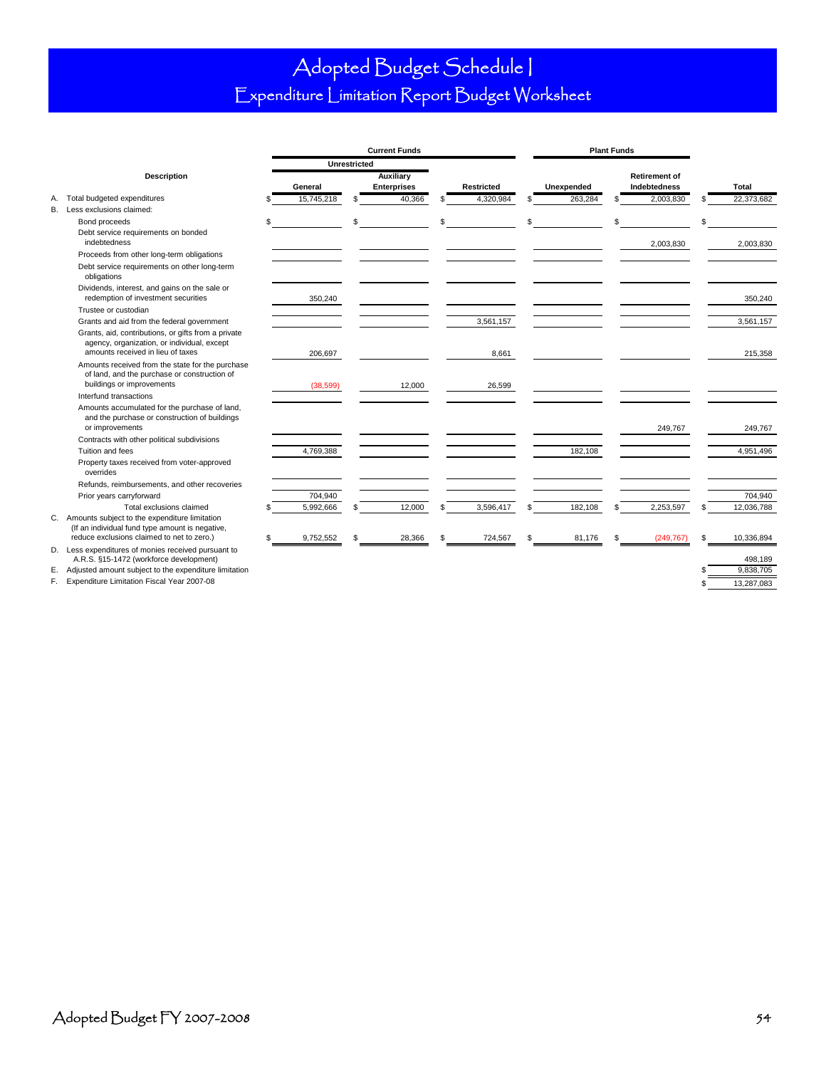# Adopted Budget Schedule I

## Expenditure Limitation Report Budget Worksheet

| | Description | Current Funds | | | Plant Funds | | |
|---|---|---|---|---|---|---|---|
| | | Unrestricted | | | | | |
| | | General | Auxiliary Enterprises | Restricted | Unexpended | Retirement of Indebtedness | Total |
| A. | Total budgeted expenditures | $ 15,745,218 | $ 40,366 | $ 4,320,984 | $ 263,284 | $ 2,003,830 | $ 22,373,682 |
| B. | Less exclusions claimed: | | | | | | |
| | Bond proceeds | $ | $ | $ | $ | $ | $ |
| | Debt service requirements on bonded indebtedness | | | | | 2,003,830 | 2,003,830 |
| | Proceeds from other long-term obligations | | | | | | |
| | Debt service requirements on other long-term obligations | | | | | | |
| | Dividends, interest, and gains on the sale or redemption of investment securities | 350,240 | | | | | 350,240 |
| | Trustee or custodian | | | | | | |
| | Grants and aid from the federal government | | | 3,561,157 | | | 3,561,157 |
| | Grants, aid, contributions, or gifts from a private agency, organization, or individual, except amounts received in lieu of taxes | 206,697 | | 8,661 | | | 215,358 |
| | Amounts received from the state for the purchase of land, and the purchase or construction of buildings or improvements | (38,599) | 12,000 | 26,599 | | | |
| | Interfund transactions | | | | | | |
| | Amounts accumulated for the purchase of land, and the purchase or construction of buildings or improvements | | | | | 249,767 | 249,767 |
| | Contracts with other political subdivisions | | | | | | |
| | Tuition and fees | 4,769,388 | | | 182,108 | | 4,951,496 |
| | Property taxes received from voter-approved overrides | | | | | | |
| | Refunds, reimbursements, and other recoveries | | | | | | |
| | Prior years carryforward | 704,940 | | | | | 704,940 |
| | Total exclusions claimed | $ 5,992,666 | $ 12,000 | $ 3,596,417 | $ 182,108 | $ 2,253,597 | $ 12,036,788 |
| C. | Amounts subject to the expenditure limitation (If an individual fund type amount is negative, reduce exclusions claimed to net to zero.) | $ 9,752,552 | $ 28,366 | $ 724,567 | $ 81,176 | $ (249,767) | $ 10,336,894 |
| D. | Less expenditures of monies received pursuant to A.R.S. §15-1472 (workforce development) | | | | | | 498,189 |
| E. | Adjusted amount subject to the expenditure limitation | | | | | | $ 9,838,705 |
| F. | Expenditure Limitation Fiscal Year 2007-08 | | | | | | $ 13,287,083 |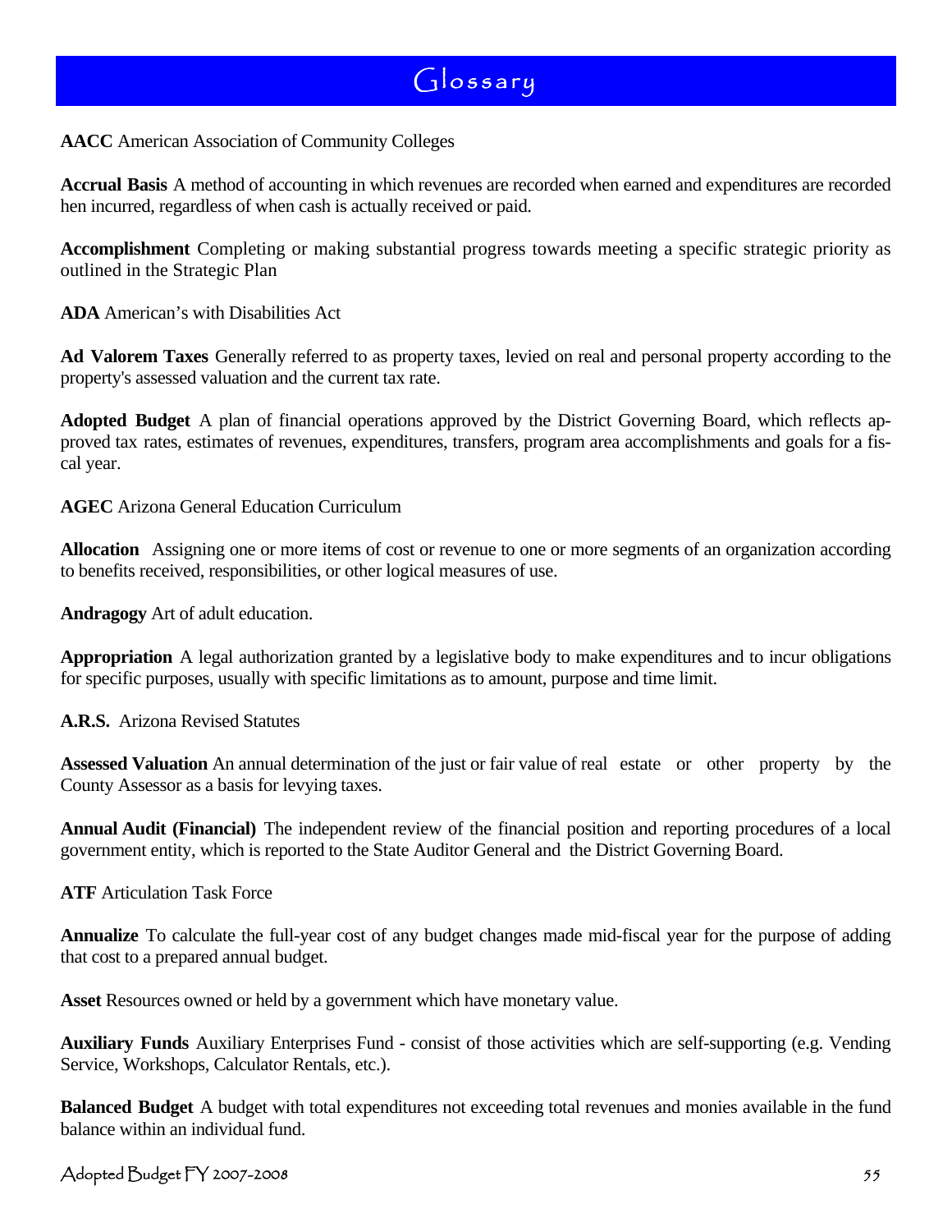# Glossary

**AACC** American Association of Community Colleges

**Accrual Basis** A method of accounting in which revenues are recorded when earned and expenditures are recorded hen incurred, regardless of when cash is actually received or paid.

**Accomplishment** Completing or making substantial progress towards meeting a specific strategic priority as outlined in the Strategic Plan

**ADA** American's with Disabilities Act

**Ad Valorem Taxes** Generally referred to as property taxes, levied on real and personal property according to the property's assessed valuation and the current tax rate.

**Adopted Budget** A plan of financial operations approved by the District Governing Board, which reflects approved tax rates, estimates of revenues, expenditures, transfers, program area accomplishments and goals for a fiscal year.

**AGEC** Arizona General Education Curriculum

**Allocation** Assigning one or more items of cost or revenue to one or more segments of an organization according to benefits received, responsibilities, or other logical measures of use.

**Andragogy** Art of adult education.

**Appropriation** A legal authorization granted by a legislative body to make expenditures and to incur obligations for specific purposes, usually with specific limitations as to amount, purpose and time limit.

**A.R.S.** Arizona Revised Statutes

**Assessed Valuation** An annual determination of the just or fair value of real estate or other property by the County Assessor as a basis for levying taxes.

**Annual Audit (Financial)** The independent review of the financial position and reporting procedures of a local government entity, which is reported to the State Auditor General and the District Governing Board.

**ATF** Articulation Task Force

**Annualize** To calculate the full-year cost of any budget changes made mid-fiscal year for the purpose of adding that cost to a prepared annual budget.

**Asset** Resources owned or held by a government which have monetary value.

**Auxiliary Funds** Auxiliary Enterprises Fund - consist of those activities which are self-supporting (e.g. Vending Service, Workshops, Calculator Rentals, etc.).

**Balanced Budget** A budget with total expenditures not exceeding total revenues and monies available in the fund balance within an individual fund.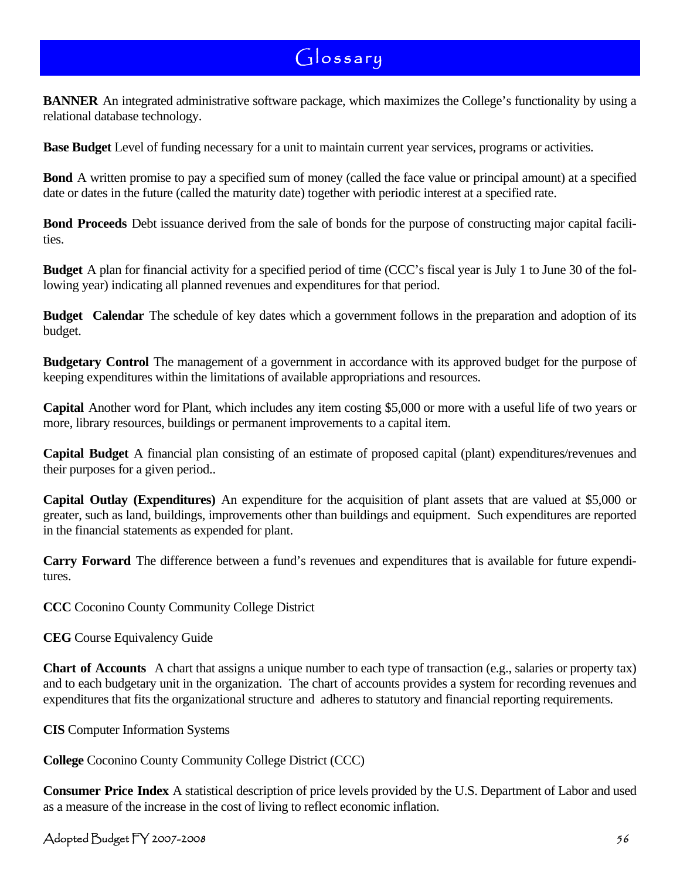# Glossary

**BANNER** An integrated administrative software package, which maximizes the College's functionality by using a relational database technology.

**Base Budget** Level of funding necessary for a unit to maintain current year services, programs or activities.

**Bond** A written promise to pay a specified sum of money (called the face value or principal amount) at a specified date or dates in the future (called the maturity date) together with periodic interest at a specified rate.

**Bond Proceeds** Debt issuance derived from the sale of bonds for the purpose of constructing major capital facilities.

**Budget** A plan for financial activity for a specified period of time (CCC's fiscal year is July 1 to June 30 of the following year) indicating all planned revenues and expenditures for that period.

**Budget Calendar** The schedule of key dates which a government follows in the preparation and adoption of its budget.

**Budgetary Control** The management of a government in accordance with its approved budget for the purpose of keeping expenditures within the limitations of available appropriations and resources.

**Capital** Another word for Plant, which includes any item costing $5,000 or more with a useful life of two years or more, library resources, buildings or permanent improvements to a capital item.

**Capital Budget** A financial plan consisting of an estimate of proposed capital (plant) expenditures/revenues and their purposes for a given period..

**Capital Outlay (Expenditures)** An expenditure for the acquisition of plant assets that are valued at $5,000 or greater, such as land, buildings, improvements other than buildings and equipment. Such expenditures are reported in the financial statements as expended for plant.

**Carry Forward** The difference between a fund's revenues and expenditures that is available for future expenditures.

**CCC** Coconino County Community College District

**CEG** Course Equivalency Guide

**Chart of Accounts** A chart that assigns a unique number to each type of transaction (e.g., salaries or property tax) and to each budgetary unit in the organization. The chart of accounts provides a system for recording revenues and expenditures that fits the organizational structure and adheres to statutory and financial reporting requirements.

**CIS** Computer Information Systems

**College** Coconino County Community College District (CCC)

**Consumer Price Index** A statistical description of price levels provided by the U.S. Department of Labor and used as a measure of the increase in the cost of living to reflect economic inflation.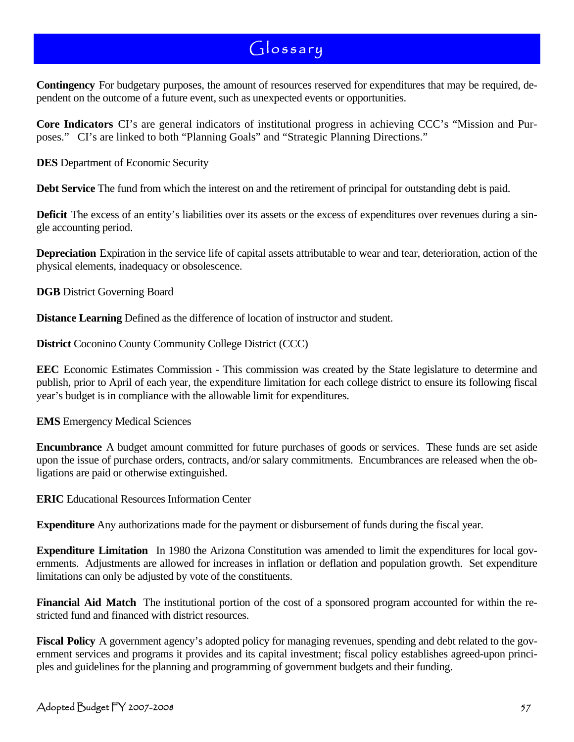# Glossary

**Contingency** For budgetary purposes, the amount of resources reserved for expenditures that may be required, dependent on the outcome of a future event, such as unexpected events or opportunities.

**Core Indicators** CI's are general indicators of institutional progress in achieving CCC's "Mission and Purposes." CI's are linked to both "Planning Goals" and "Strategic Planning Directions."

**DES** Department of Economic Security

**Debt Service** The fund from which the interest on and the retirement of principal for outstanding debt is paid.

**Deficit** The excess of an entity's liabilities over its assets or the excess of expenditures over revenues during a single accounting period.

**Depreciation** Expiration in the service life of capital assets attributable to wear and tear, deterioration, action of the physical elements, inadequacy or obsolescence.

**DGB** District Governing Board

**Distance Learning** Defined as the difference of location of instructor and student.

**District** Coconino County Community College District (CCC)

**EEC** Economic Estimates Commission - This commission was created by the State legislature to determine and publish, prior to April of each year, the expenditure limitation for each college district to ensure its following fiscal year's budget is in compliance with the allowable limit for expenditures.

**EMS** Emergency Medical Sciences

**Encumbrance** A budget amount committed for future purchases of goods or services. These funds are set aside upon the issue of purchase orders, contracts, and/or salary commitments. Encumbrances are released when the obligations are paid or otherwise extinguished.

**ERIC** Educational Resources Information Center

**Expenditure** Any authorizations made for the payment or disbursement of funds during the fiscal year.

**Expenditure Limitation** In 1980 the Arizona Constitution was amended to limit the expenditures for local governments. Adjustments are allowed for increases in inflation or deflation and population growth. Set expenditure limitations can only be adjusted by vote of the constituents.

**Financial Aid Match** The institutional portion of the cost of a sponsored program accounted for within the restricted fund and financed with district resources.

**Fiscal Policy** A government agency's adopted policy for managing revenues, spending and debt related to the government services and programs it provides and its capital investment; fiscal policy establishes agreed-upon principles and guidelines for the planning and programming of government budgets and their funding.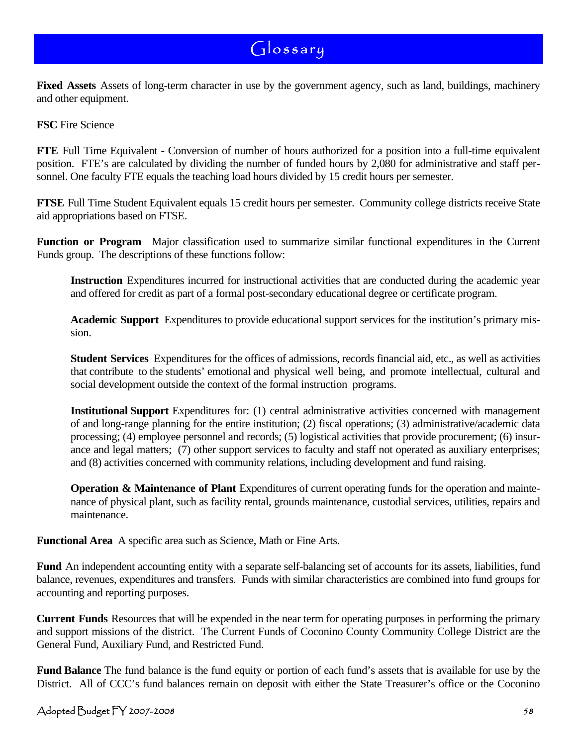# Glossary

**Fixed Assets** Assets of long-term character in use by the government agency, such as land, buildings, machinery and other equipment.

**FSC** Fire Science

**FTE** Full Time Equivalent - Conversion of number of hours authorized for a position into a full-time equivalent position. FTE's are calculated by dividing the number of funded hours by 2,080 for administrative and staff personnel. One faculty FTE equals the teaching load hours divided by 15 credit hours per semester.

**FTSE** Full Time Student Equivalent equals 15 credit hours per semester. Community college districts receive State aid appropriations based on FTSE.

**Function or Program** Major classification used to summarize similar functional expenditures in the Current Funds group. The descriptions of these functions follow:

> **Instruction** Expenditures incurred for instructional activities that are conducted during the academic year and offered for credit as part of a formal post-secondary educational degree or certificate program.
>
> **Academic Support** Expenditures to provide educational support services for the institution's primary mission.
>
> **Student Services** Expenditures for the offices of admissions, records financial aid, etc., as well as activities that contribute to the students' emotional and physical well being, and promote intellectual, cultural and social development outside the context of the formal instruction programs.
>
> **Institutional Support** Expenditures for: (1) central administrative activities concerned with management of and long-range planning for the entire institution; (2) fiscal operations; (3) administrative/academic data processing; (4) employee personnel and records; (5) logistical activities that provide procurement; (6) insurance and legal matters; (7) other support services to faculty and staff not operated as auxiliary enterprises; and (8) activities concerned with community relations, including development and fund raising.
>
> **Operation & Maintenance of Plant** Expenditures of current operating funds for the operation and maintenance of physical plant, such as facility rental, grounds maintenance, custodial services, utilities, repairs and maintenance.

**Functional Area** A specific area such as Science, Math or Fine Arts.

**Fund** An independent accounting entity with a separate self-balancing set of accounts for its assets, liabilities, fund balance, revenues, expenditures and transfers. Funds with similar characteristics are combined into fund groups for accounting and reporting purposes.

**Current Funds** Resources that will be expended in the near term for operating purposes in performing the primary and support missions of the district. The Current Funds of Coconino County Community College District are the General Fund, Auxiliary Fund, and Restricted Fund.

**Fund Balance** The fund balance is the fund equity or portion of each fund's assets that is available for use by the District. All of CCC's fund balances remain on deposit with either the State Treasurer's office or the Coconino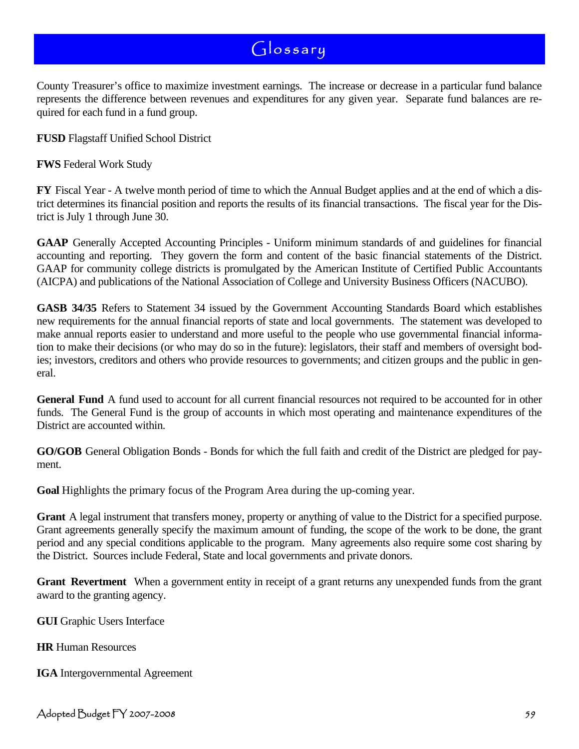# Glossary

County Treasurer's office to maximize investment earnings. The increase or decrease in a particular fund balance represents the difference between revenues and expenditures for any given year. Separate fund balances are required for each fund in a fund group.

**FUSD** Flagstaff Unified School District

**FWS** Federal Work Study

**FY** Fiscal Year - A twelve month period of time to which the Annual Budget applies and at the end of which a district determines its financial position and reports the results of its financial transactions. The fiscal year for the District is July 1 through June 30.

**GAAP** Generally Accepted Accounting Principles - Uniform minimum standards of and guidelines for financial accounting and reporting. They govern the form and content of the basic financial statements of the District. GAAP for community college districts is promulgated by the American Institute of Certified Public Accountants (AICPA) and publications of the National Association of College and University Business Officers (NACUBO).

**GASB 34/35** Refers to Statement 34 issued by the Government Accounting Standards Board which establishes new requirements for the annual financial reports of state and local governments. The statement was developed to make annual reports easier to understand and more useful to the people who use governmental financial information to make their decisions (or who may do so in the future): legislators, their staff and members of oversight bodies; investors, creditors and others who provide resources to governments; and citizen groups and the public in general.

**General Fund** A fund used to account for all current financial resources not required to be accounted for in other funds. The General Fund is the group of accounts in which most operating and maintenance expenditures of the District are accounted within.

**GO/GOB** General Obligation Bonds - Bonds for which the full faith and credit of the District are pledged for payment.

**Goal** Highlights the primary focus of the Program Area during the up-coming year.

**Grant** A legal instrument that transfers money, property or anything of value to the District for a specified purpose. Grant agreements generally specify the maximum amount of funding, the scope of the work to be done, the grant period and any special conditions applicable to the program. Many agreements also require some cost sharing by the District. Sources include Federal, State and local governments and private donors.

**Grant Revertment** When a government entity in receipt of a grant returns any unexpended funds from the grant award to the granting agency.

**GUI** Graphic Users Interface

**HR** Human Resources

**IGA** Intergovernmental Agreement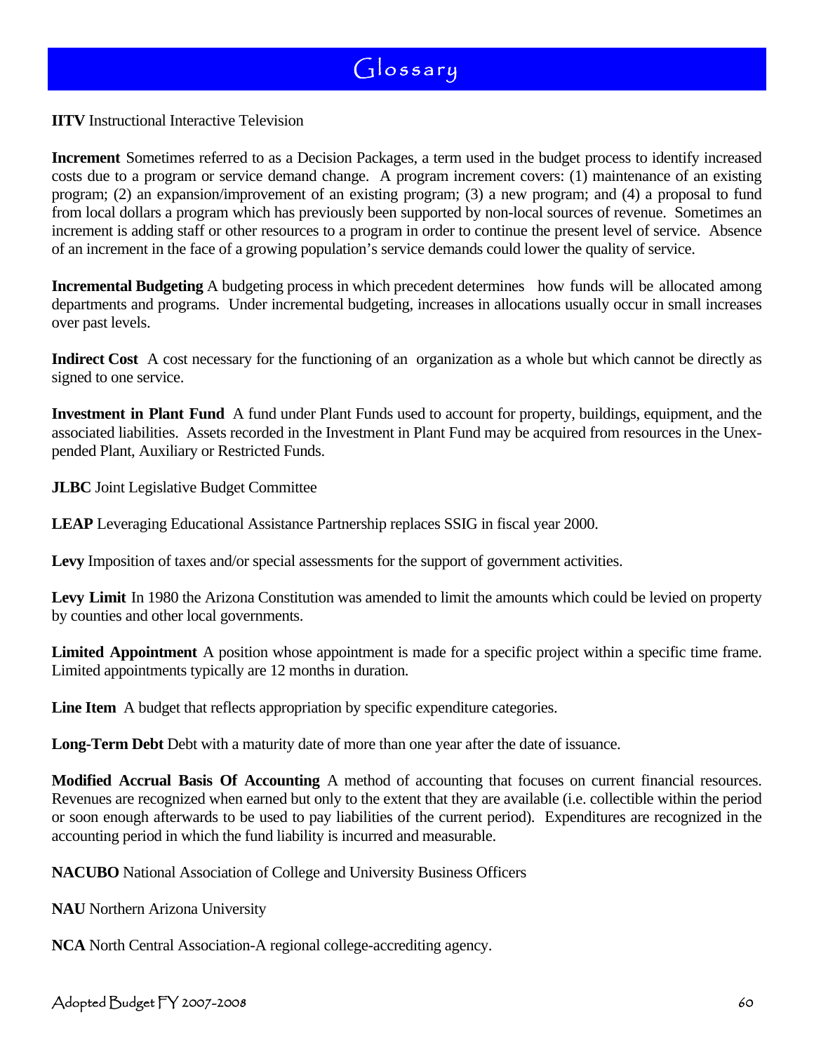# Glossary

**IITV** Instructional Interactive Television

**Increment** Sometimes referred to as a Decision Packages, a term used in the budget process to identify increased costs due to a program or service demand change. A program increment covers: (1) maintenance of an existing program; (2) an expansion/improvement of an existing program; (3) a new program; and (4) a proposal to fund from local dollars a program which has previously been supported by non-local sources of revenue. Sometimes an increment is adding staff or other resources to a program in order to continue the present level of service. Absence of an increment in the face of a growing population's service demands could lower the quality of service.

**Incremental Budgeting** A budgeting process in which precedent determines how funds will be allocated among departments and programs. Under incremental budgeting, increases in allocations usually occur in small increases over past levels.

**Indirect Cost** A cost necessary for the functioning of an organization as a whole but which cannot be directly assigned to one service.

**Investment in Plant Fund** A fund under Plant Funds used to account for property, buildings, equipment, and the associated liabilities. Assets recorded in the Investment in Plant Fund may be acquired from resources in the Unexpended Plant, Auxiliary or Restricted Funds.

**JLBC** Joint Legislative Budget Committee

**LEAP** Leveraging Educational Assistance Partnership replaces SSIG in fiscal year 2000.

**Levy** Imposition of taxes and/or special assessments for the support of government activities.

**Levy Limit** In 1980 the Arizona Constitution was amended to limit the amounts which could be levied on property by counties and other local governments.

**Limited Appointment** A position whose appointment is made for a specific project within a specific time frame. Limited appointments typically are 12 months in duration.

**Line Item** A budget that reflects appropriation by specific expenditure categories.

**Long-Term Debt** Debt with a maturity date of more than one year after the date of issuance.

**Modified Accrual Basis Of Accounting** A method of accounting that focuses on current financial resources. Revenues are recognized when earned but only to the extent that they are available (i.e. collectible within the period or soon enough afterwards to be used to pay liabilities of the current period). Expenditures are recognized in the accounting period in which the fund liability is incurred and measurable.

**NACUBO** National Association of College and University Business Officers

**NAU** Northern Arizona University

**NCA** North Central Association-A regional college-accrediting agency.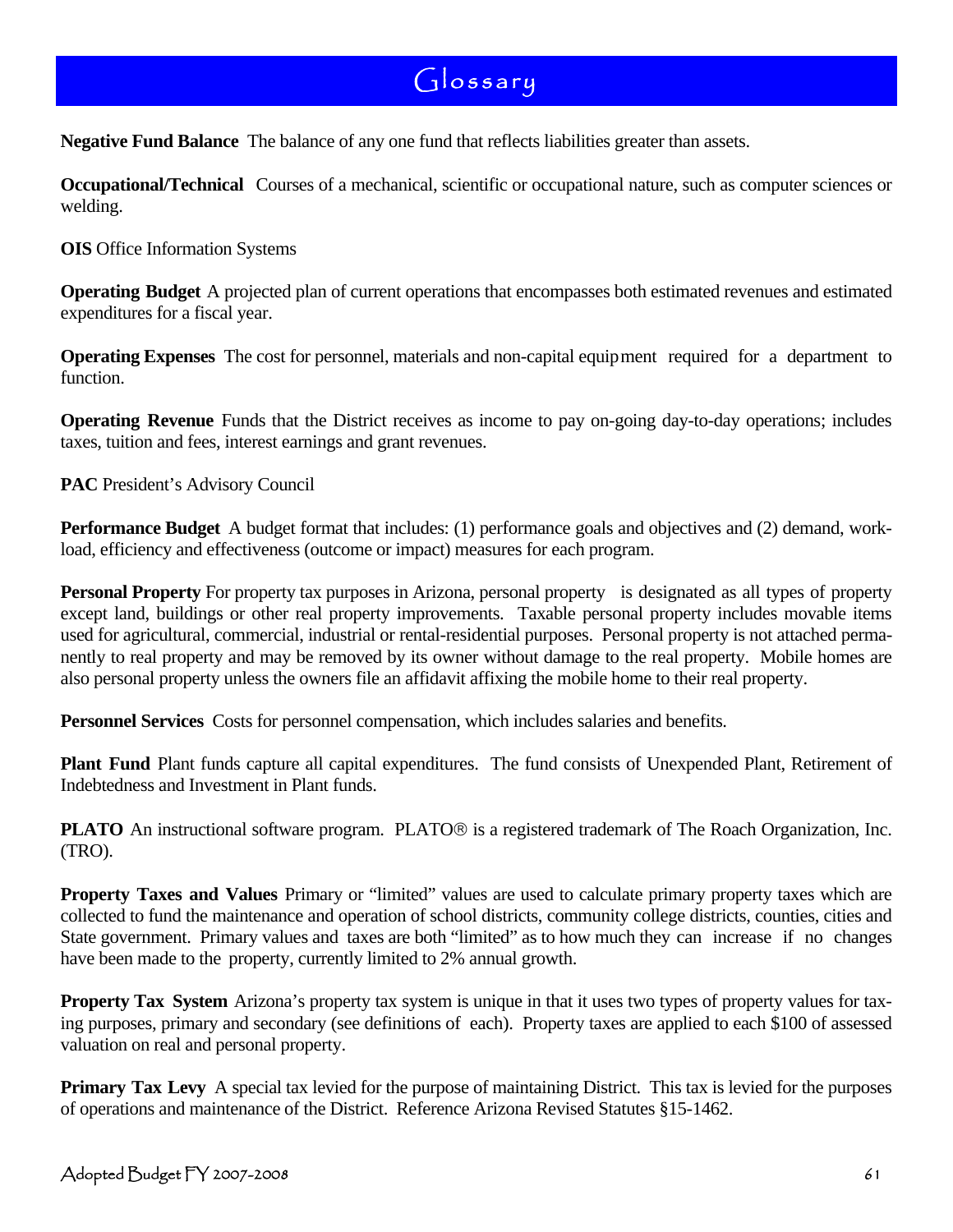# Glossary

**Negative Fund Balance** The balance of any one fund that reflects liabilities greater than assets.

**Occupational/Technical** Courses of a mechanical, scientific or occupational nature, such as computer sciences or welding.

**OIS** Office Information Systems

**Operating Budget** A projected plan of current operations that encompasses both estimated revenues and estimated expenditures for a fiscal year.

**Operating Expenses** The cost for personnel, materials and non-capital equipment required for a department to function.

**Operating Revenue** Funds that the District receives as income to pay on-going day-to-day operations; includes taxes, tuition and fees, interest earnings and grant revenues.

**PAC** President's Advisory Council

**Performance Budget** A budget format that includes: (1) performance goals and objectives and (2) demand, workload, efficiency and effectiveness (outcome or impact) measures for each program.

**Personal Property** For property tax purposes in Arizona, personal property is designated as all types of property except land, buildings or other real property improvements. Taxable personal property includes movable items used for agricultural, commercial, industrial or rental-residential purposes. Personal property is not attached permanently to real property and may be removed by its owner without damage to the real property. Mobile homes are also personal property unless the owners file an affidavit affixing the mobile home to their real property.

**Personnel Services** Costs for personnel compensation, which includes salaries and benefits.

**Plant Fund** Plant funds capture all capital expenditures. The fund consists of Unexpended Plant, Retirement of Indebtedness and Investment in Plant funds.

**PLATO** An instructional software program. PLATO® is a registered trademark of The Roach Organization, Inc. (TRO).

**Property Taxes and Values** Primary or "limited" values are used to calculate primary property taxes which are collected to fund the maintenance and operation of school districts, community college districts, counties, cities and State government. Primary values and taxes are both "limited" as to how much they can increase if no changes have been made to the property, currently limited to 2% annual growth.

**Property Tax System** Arizona's property tax system is unique in that it uses two types of property values for taxing purposes, primary and secondary (see definitions of each). Property taxes are applied to each $100 of assessed valuation on real and personal property.

**Primary Tax Levy** A special tax levied for the purpose of maintaining District. This tax is levied for the purposes of operations and maintenance of the District. Reference Arizona Revised Statutes §15-1462.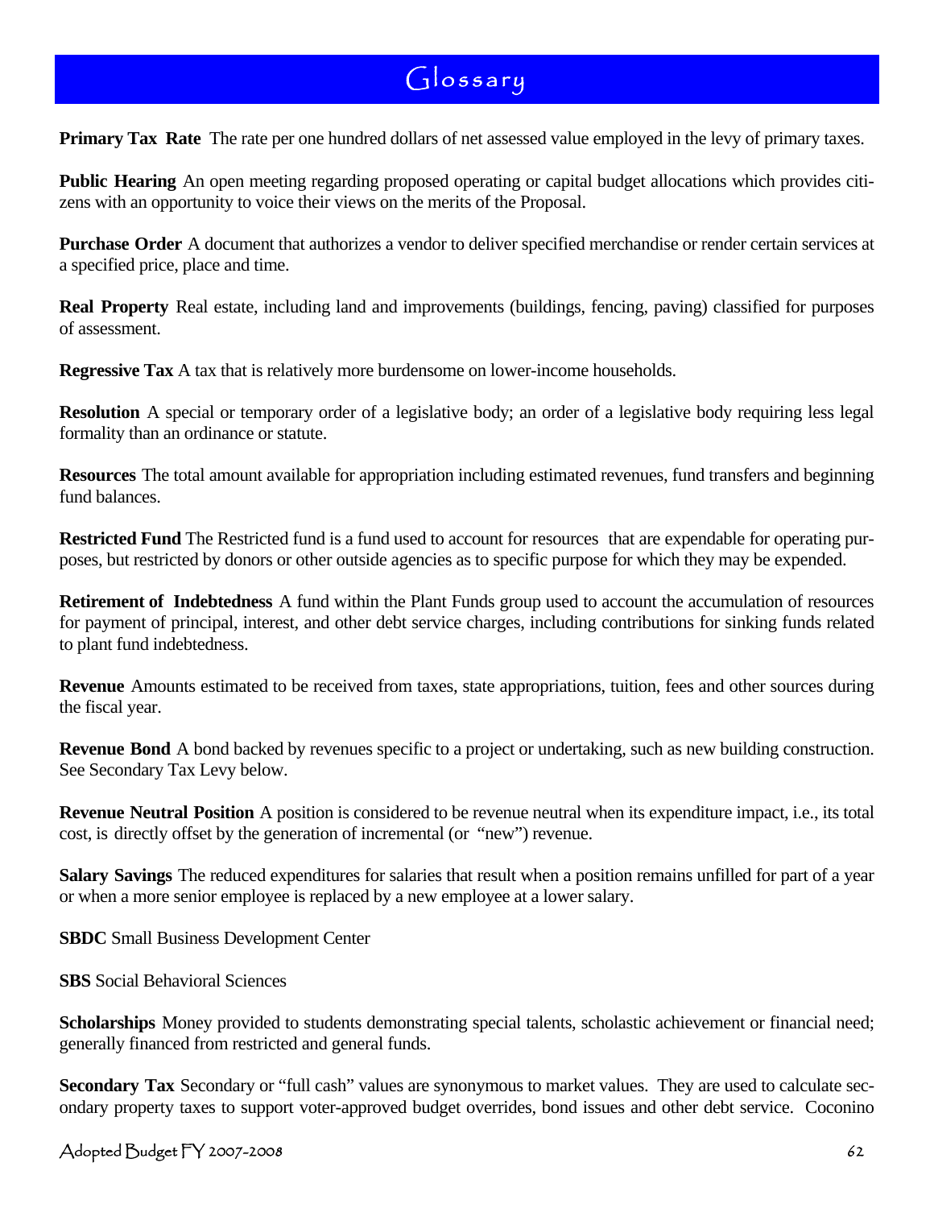# Glossary

**Primary Tax Rate** The rate per one hundred dollars of net assessed value employed in the levy of primary taxes.

**Public Hearing** An open meeting regarding proposed operating or capital budget allocations which provides citizens with an opportunity to voice their views on the merits of the Proposal.

**Purchase Order** A document that authorizes a vendor to deliver specified merchandise or render certain services at a specified price, place and time.

**Real Property** Real estate, including land and improvements (buildings, fencing, paving) classified for purposes of assessment.

**Regressive Tax** A tax that is relatively more burdensome on lower-income households.

**Resolution** A special or temporary order of a legislative body; an order of a legislative body requiring less legal formality than an ordinance or statute.

**Resources** The total amount available for appropriation including estimated revenues, fund transfers and beginning fund balances.

**Restricted Fund** The Restricted fund is a fund used to account for resources that are expendable for operating purposes, but restricted by donors or other outside agencies as to specific purpose for which they may be expended.

**Retirement of Indebtedness** A fund within the Plant Funds group used to account the accumulation of resources for payment of principal, interest, and other debt service charges, including contributions for sinking funds related to plant fund indebtedness.

**Revenue** Amounts estimated to be received from taxes, state appropriations, tuition, fees and other sources during the fiscal year.

**Revenue Bond** A bond backed by revenues specific to a project or undertaking, such as new building construction. See Secondary Tax Levy below.

**Revenue Neutral Position** A position is considered to be revenue neutral when its expenditure impact, i.e., its total cost, is directly offset by the generation of incremental (or "new") revenue.

**Salary Savings** The reduced expenditures for salaries that result when a position remains unfilled for part of a year or when a more senior employee is replaced by a new employee at a lower salary.

**SBDC** Small Business Development Center

**SBS** Social Behavioral Sciences

**Scholarships** Money provided to students demonstrating special talents, scholastic achievement or financial need; generally financed from restricted and general funds.

**Secondary Tax** Secondary or "full cash" values are synonymous to market values. They are used to calculate secondary property taxes to support voter-approved budget overrides, bond issues and other debt service. Coconino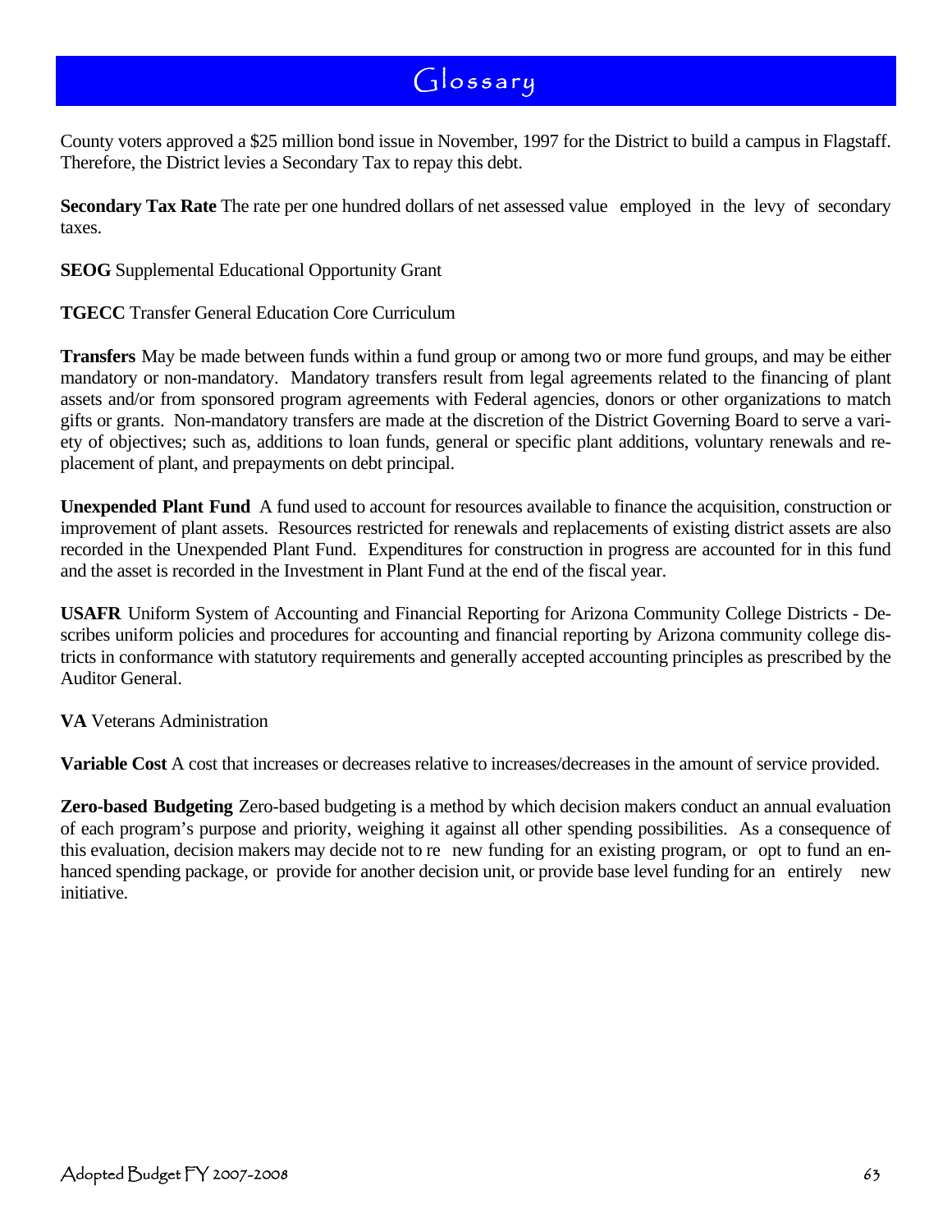# Glossary

County voters approved a $25 million bond issue in November, 1997 for the District to build a campus in Flagstaff. Therefore, the District levies a Secondary Tax to repay this debt.

**Secondary Tax Rate** The rate per one hundred dollars of net assessed value employed in the levy of secondary taxes.

**SEOG** Supplemental Educational Opportunity Grant

**TGECC** Transfer General Education Core Curriculum

**Transfers** May be made between funds within a fund group or among two or more fund groups, and may be either mandatory or non-mandatory. Mandatory transfers result from legal agreements related to the financing of plant assets and/or from sponsored program agreements with Federal agencies, donors or other organizations to match gifts or grants. Non-mandatory transfers are made at the discretion of the District Governing Board to serve a variety of objectives; such as, additions to loan funds, general or specific plant additions, voluntary renewals and replacement of plant, and prepayments on debt principal.

**Unexpended Plant Fund** A fund used to account for resources available to finance the acquisition, construction or improvement of plant assets. Resources restricted for renewals and replacements of existing district assets are also recorded in the Unexpended Plant Fund. Expenditures for construction in progress are accounted for in this fund and the asset is recorded in the Investment in Plant Fund at the end of the fiscal year.

**USAFR** Uniform System of Accounting and Financial Reporting for Arizona Community College Districts - Describes uniform policies and procedures for accounting and financial reporting by Arizona community college districts in conformance with statutory requirements and generally accepted accounting principles as prescribed by the Auditor General.

**VA** Veterans Administration

**Variable Cost** A cost that increases or decreases relative to increases/decreases in the amount of service provided.

**Zero-based Budgeting** Zero-based budgeting is a method by which decision makers conduct an annual evaluation of each program's purpose and priority, weighing it against all other spending possibilities. As a consequence of this evaluation, decision makers may decide not to re new funding for an existing program, or opt to fund an enhanced spending package, or provide for another decision unit, or provide base level funding for an entirely new initiative.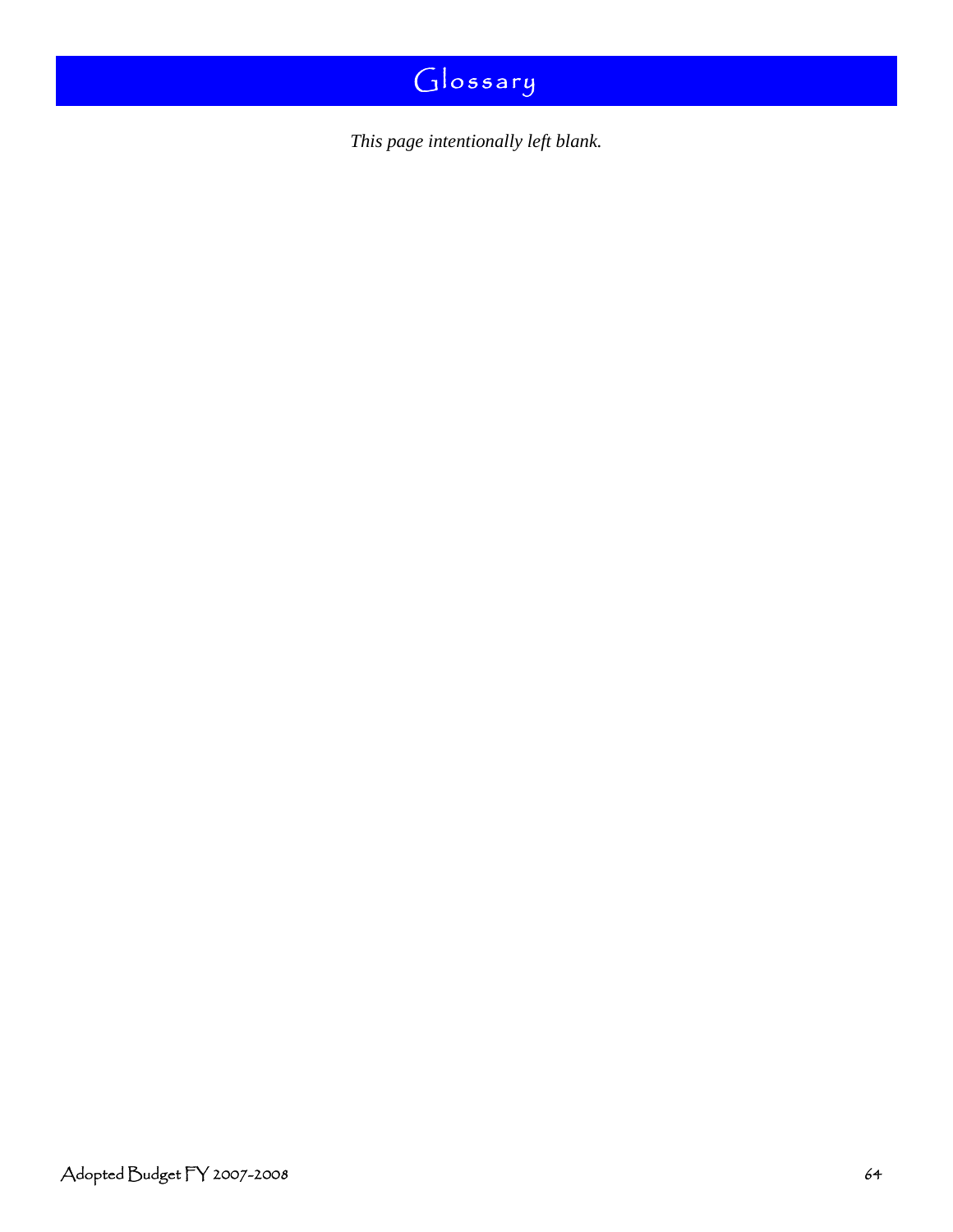# Glossary

*This page intentionally left blank.*